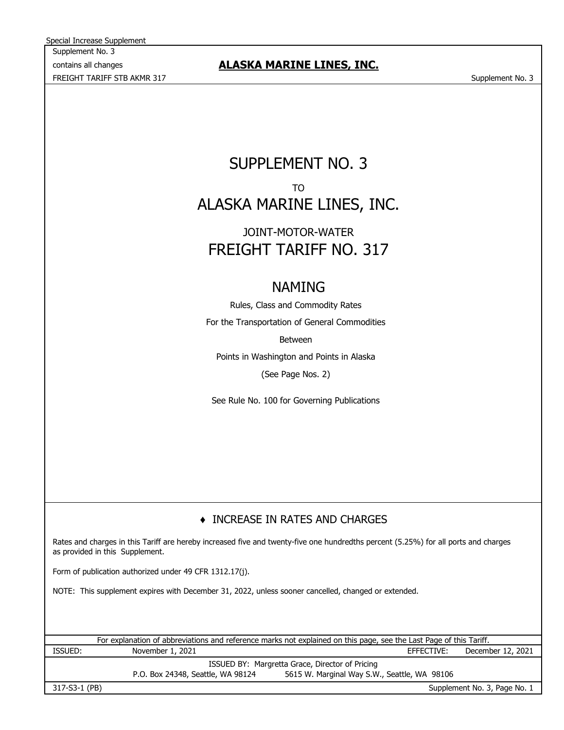Special Increase Supplement

Supplement No. 3

contains all changes

FREIGHT TARIFF STB AKMR 317

**ALASKA MARINE LINES, INC.**

# SUPPLEMENT NO. 3

TO

# ALASKA MARINE LINES, INC.

JOINT-MOTOR-WATER

# FREIGHT TARIFF NO. 317

## NAMING

Rules, Class and Commodity Rates

For the Transportation of General Commodities

Between

Points in Washington and Points in Alaska

(See Page Nos. 2)

See Rule No. 100 for Governing Publications

## ♦ INCREASE IN RATES AND CHARGES

Rates and charges in this Tariff are hereby increased five and twenty-five one hundredths percent (5.25%) for all ports and charges as provided in this Supplement.

Form of publication authorized under 49 CFR 1312.17(j).

NOTE: This supplement expires with December 31, 2022, unless sooner cancelled, changed or extended.

For explanation of abbreviations and reference marks not explained on this page, see the Last Page of this Tariff.

ISSUED: November 1, 2021 EFFECTIVE: December 12, 2021

ISSUED BY: Margretta Grace, Director of Pricing

P.O. Box 24348, Seattle, WA 98124 5615 W. Marginal Way S.W., Seattle, WA 98106

317-S3-1 (PB)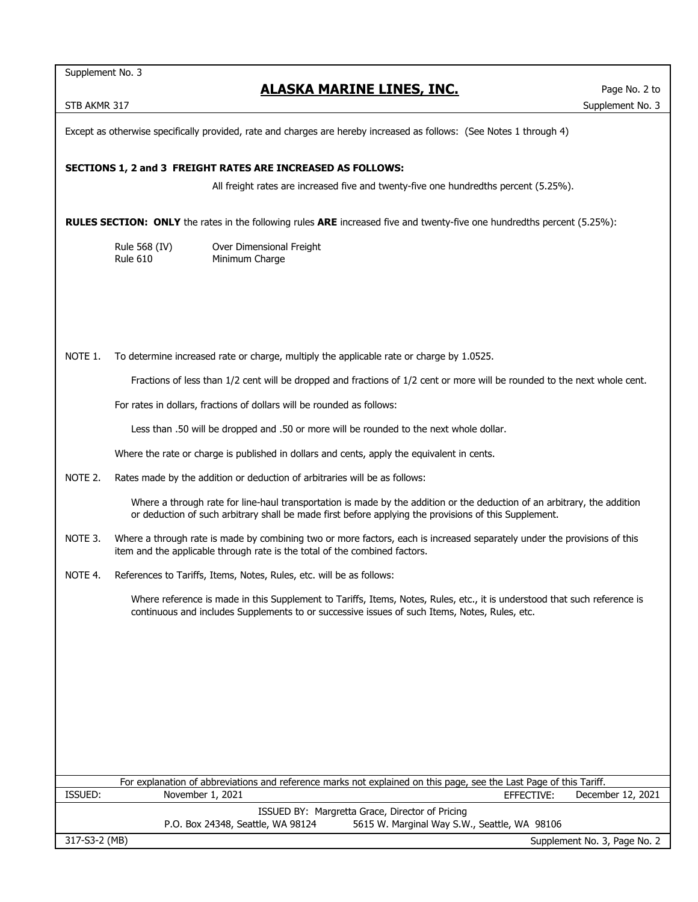Except as otherwise specifically provided, rate and charges are hereby increased as follows: (See Notes 1 through 4)

**SECTIONS 1, 2 and 3 FREIGHT RATES ARE INCREASED AS FOLLOWS:**

All freight rates are increased five and twenty-five one hundredths percent (5.25%).

**RULES SECTION: ONLY** the rates in the following rules **ARE** increased five and twenty-five one hundredths percent (5.25%):

| | |
|---|---|
| Rule 568 (IV) | Over Dimensional Freight |
| Rule 610 | Minimum Charge |

NOTE 1. To determine increased rate or charge, multiply the applicable rate or charge by 1.0525.

Fractions of less than 1/2 cent will be dropped and fractions of 1/2 cent or more will be rounded to the next whole cent.

For rates in dollars, fractions of dollars will be rounded as follows:

Less than .50 will be dropped and .50 or more will be rounded to the next whole dollar.

Where the rate or charge is published in dollars and cents, apply the equivalent in cents.

NOTE 2. Rates made by the addition or deduction of arbitraries will be as follows:

Where a through rate for line-haul transportation is made by the addition or the deduction of an arbitrary, the addition or deduction of such arbitrary shall be made first before applying the provisions of this Supplement.

NOTE 3. Where a through rate is made by combining two or more factors, each is increased separately under the provisions of this item and the applicable through rate is the total of the combined factors.

NOTE 4. References to Tariffs, Items, Notes, Rules, etc. will be as follows:

Where reference is made in this Supplement to Tariffs, Items, Notes, Rules, etc., it is understood that such reference is continuous and includes Supplements to or successive issues of such Items, Notes, Rules, etc.

For explanation of abbreviations and reference marks not explained on this page, see the Last Page of this Tariff.

ISSUED: November 1, 2021 EFFECTIVE: December 12, 2021

ISSUED BY: Margretta Grace, Director of Pricing
P.O. Box 24348, Seattle, WA 98124 5615 W. Marginal Way S.W., Seattle, WA 98106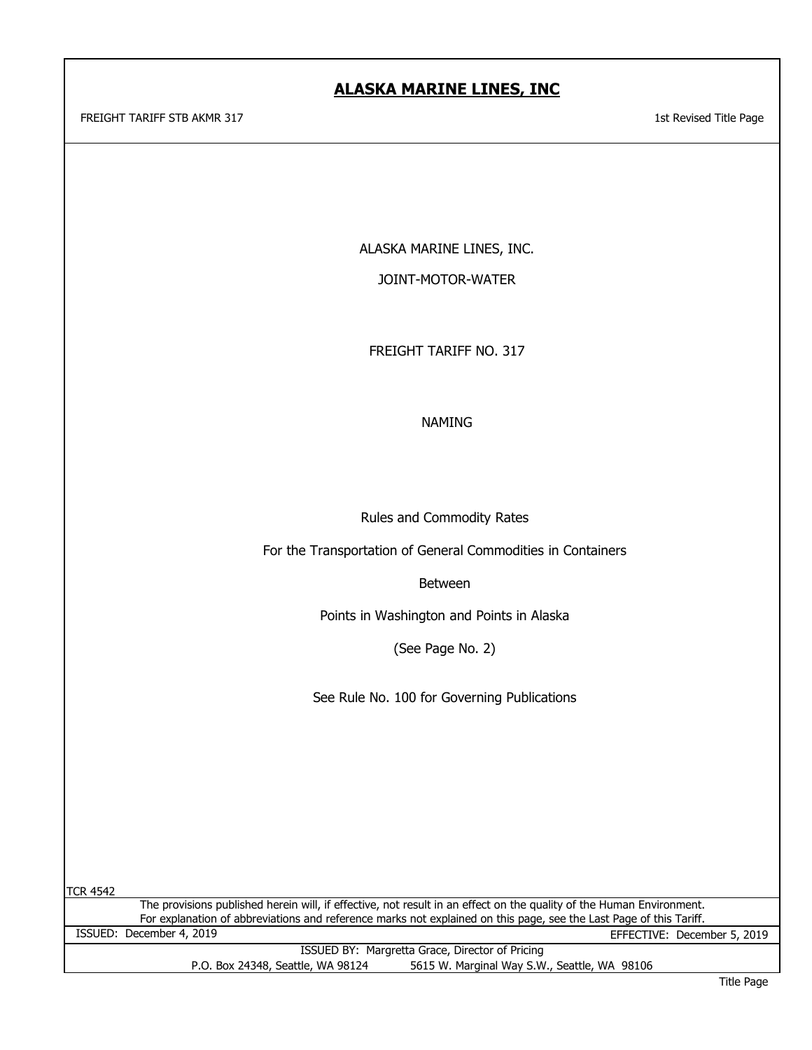# ALASKA MARINE LINES, INC

FREIGHT TARIFF STB AKMR 317

1st Revised Title Page

ALASKA MARINE LINES, INC.

JOINT-MOTOR-WATER

FREIGHT TARIFF NO. 317

NAMING

Rules and Commodity Rates

For the Transportation of General Commodities in Containers

Between

Points in Washington and Points in Alaska

(See Page No. 2)

See Rule No. 100 for Governing Publications

TCR 4542

The provisions published herein will, if effective, not result in an effect on the quality of the Human Environment.
For explanation of abbreviations and reference marks not explained on this page, see the Last Page of this Tariff.

ISSUED: December 4, 2019

EFFECTIVE: December 5, 2019

ISSUED BY: Margretta Grace, Director of Pricing
P.O. Box 24348, Seattle, WA 98124 5615 W. Marginal Way S.W., Seattle, WA 98106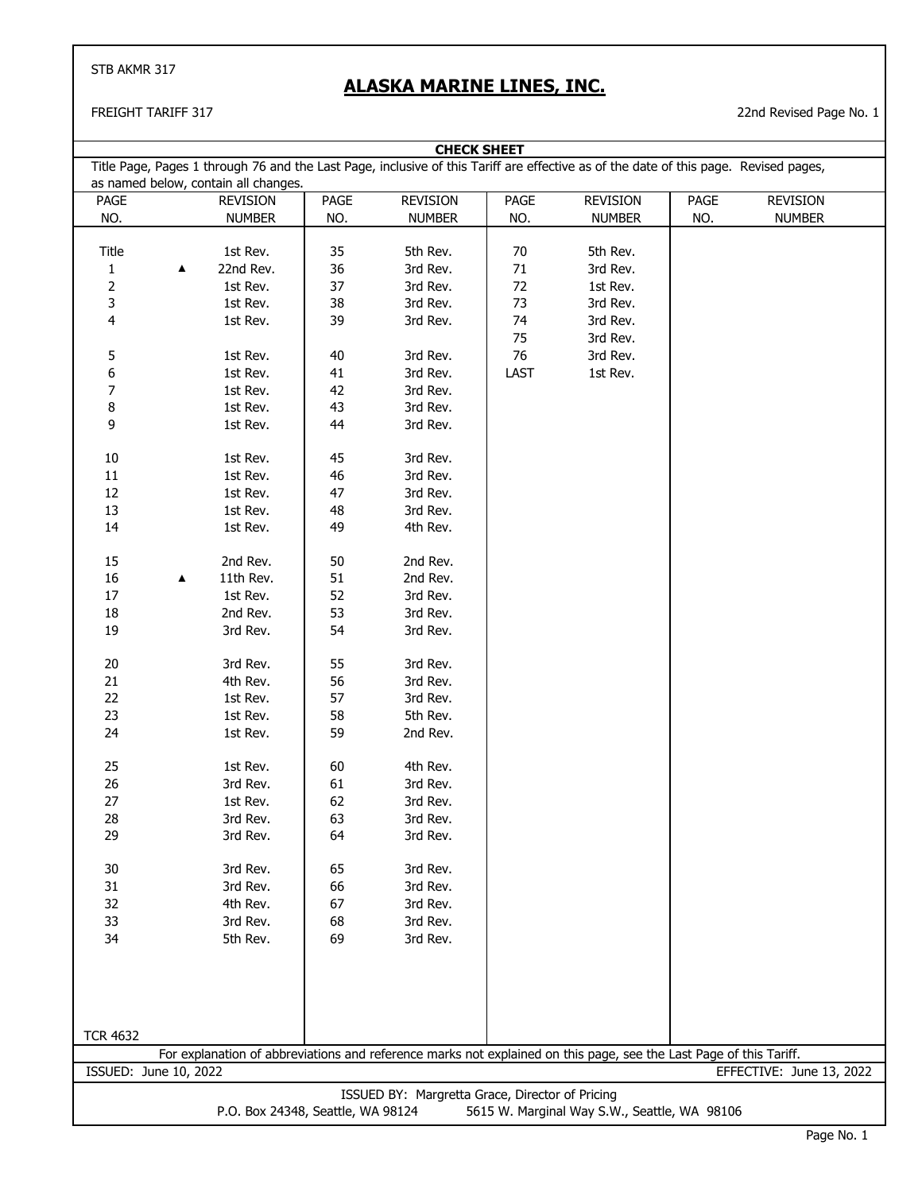STB AKMR 317

# ALASKA MARINE LINES, INC.

FREIGHT TARIFF 317

22nd Revised Page No. 1

## CHECK SHEET

Title Page, Pages 1 through 76 and the Last Page, inclusive of this Tariff are effective as of the date of this page. Revised pages, as named below, contain all changes.

| PAGE NO. | REVISION NUMBER | PAGE NO. | REVISION NUMBER | PAGE NO. | REVISION NUMBER | PAGE NO. | REVISION NUMBER |
|---|---|---|---|---|---|---|---|
| Title | 1st Rev. | 35 | 5th Rev. | 70 | 5th Rev. | | |
| 1 | ▲ 22nd Rev. | 36 | 3rd Rev. | 71 | 3rd Rev. | | |
| 2 | 1st Rev. | 37 | 3rd Rev. | 72 | 1st Rev. | | |
| 3 | 1st Rev. | 38 | 3rd Rev. | 73 | 3rd Rev. | | |
| 4 | 1st Rev. | 39 | 3rd Rev. | 74 | 3rd Rev. | | |
| | | | | 75 | 3rd Rev. | | |
| 5 | 1st Rev. | 40 | 3rd Rev. | 76 | 3rd Rev. | | |
| 6 | 1st Rev. | 41 | 3rd Rev. | LAST | 1st Rev. | | |
| 7 | 1st Rev. | 42 | 3rd Rev. | | | | |
| 8 | 1st Rev. | 43 | 3rd Rev. | | | | |
| 9 | 1st Rev. | 44 | 3rd Rev. | | | | |
| 10 | 1st Rev. | 45 | 3rd Rev. | | | | |
| 11 | 1st Rev. | 46 | 3rd Rev. | | | | |
| 12 | 1st Rev. | 47 | 3rd Rev. | | | | |
| 13 | 1st Rev. | 48 | 3rd Rev. | | | | |
| 14 | 1st Rev. | 49 | 4th Rev. | | | | |
| 15 | 2nd Rev. | 50 | 2nd Rev. | | | | |
| 16 | ▲ 11th Rev. | 51 | 2nd Rev. | | | | |
| 17 | 1st Rev. | 52 | 3rd Rev. | | | | |
| 18 | 2nd Rev. | 53 | 3rd Rev. | | | | |
| 19 | 3rd Rev. | 54 | 3rd Rev. | | | | |
| 20 | 3rd Rev. | 55 | 3rd Rev. | | | | |
| 21 | 4th Rev. | 56 | 3rd Rev. | | | | |
| 22 | 1st Rev. | 57 | 3rd Rev. | | | | |
| 23 | 1st Rev. | 58 | 5th Rev. | | | | |
| 24 | 1st Rev. | 59 | 2nd Rev. | | | | |
| 25 | 1st Rev. | 60 | 4th Rev. | | | | |
| 26 | 3rd Rev. | 61 | 3rd Rev. | | | | |
| 27 | 1st Rev. | 62 | 3rd Rev. | | | | |
| 28 | 3rd Rev. | 63 | 3rd Rev. | | | | |
| 29 | 3rd Rev. | 64 | 3rd Rev. | | | | |
| 30 | 3rd Rev. | 65 | 3rd Rev. | | | | |
| 31 | 3rd Rev. | 66 | 3rd Rev. | | | | |
| 32 | 4th Rev. | 67 | 3rd Rev. | | | | |
| 33 | 3rd Rev. | 68 | 3rd Rev. | | | | |
| 34 | 5th Rev. | 69 | 3rd Rev. | | | | |

TCR 4632

For explanation of abbreviations and reference marks not explained on this page, see the Last Page of this Tariff.

ISSUED: June 10, 2022

EFFECTIVE: June 13, 2022

ISSUED BY: Margretta Grace, Director of Pricing

P.O. Box 24348, Seattle, WA 98124    5615 W. Marginal Way S.W., Seattle, WA 98106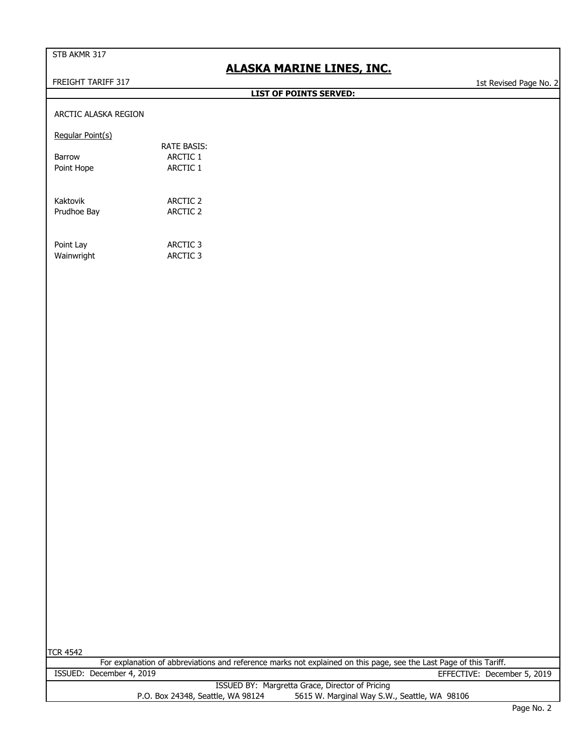STB AKMR 317

# ALASKA MARINE LINES, INC.

FREIGHT TARIFF 317

1st Revised Page No. 2

## LIST OF POINTS SERVED:

ARCTIC ALASKA REGION

Regular Point(s)

| Point | RATE BASIS: |
|---|---|
| Barrow | ARCTIC 1 |
| Point Hope | ARCTIC 1 |
| | |
| Kaktovik | ARCTIC 2 |
| Prudhoe Bay | ARCTIC 2 |
| | |
| Point Lay | ARCTIC 3 |
| Wainwright | ARCTIC 3 |

TCR 4542

For explanation of abbreviations and reference marks not explained on this page, see the Last Page of this Tariff.

ISSUED: December 4, 2019

EFFECTIVE: December 5, 2019

ISSUED BY: Margretta Grace, Director of Pricing

P.O. Box 24348, Seattle, WA 98124 5615 W. Marginal Way S.W., Seattle, WA 98106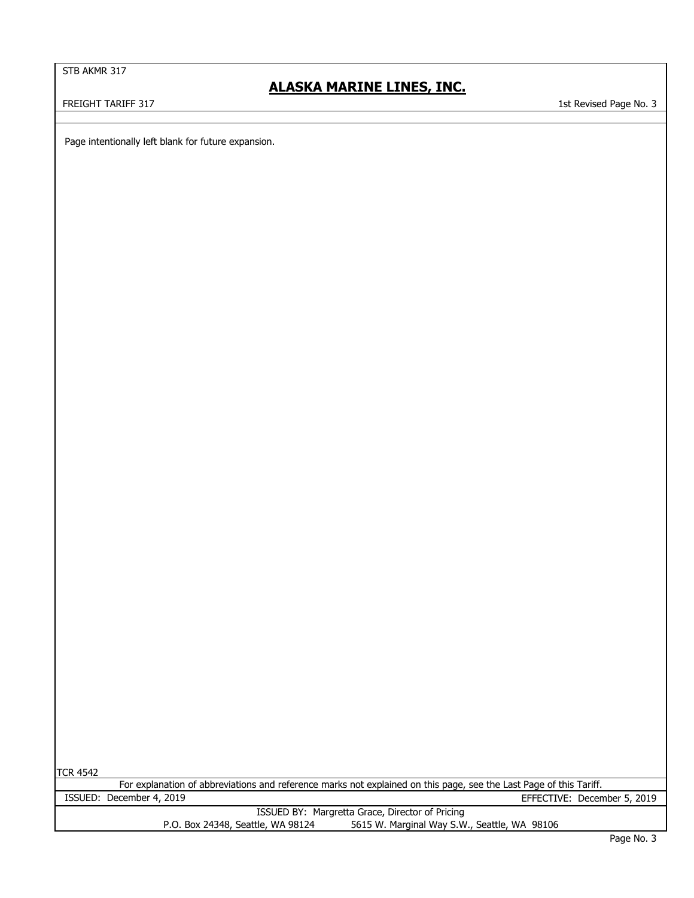Page intentionally left blank for future expansion.

TCR 4542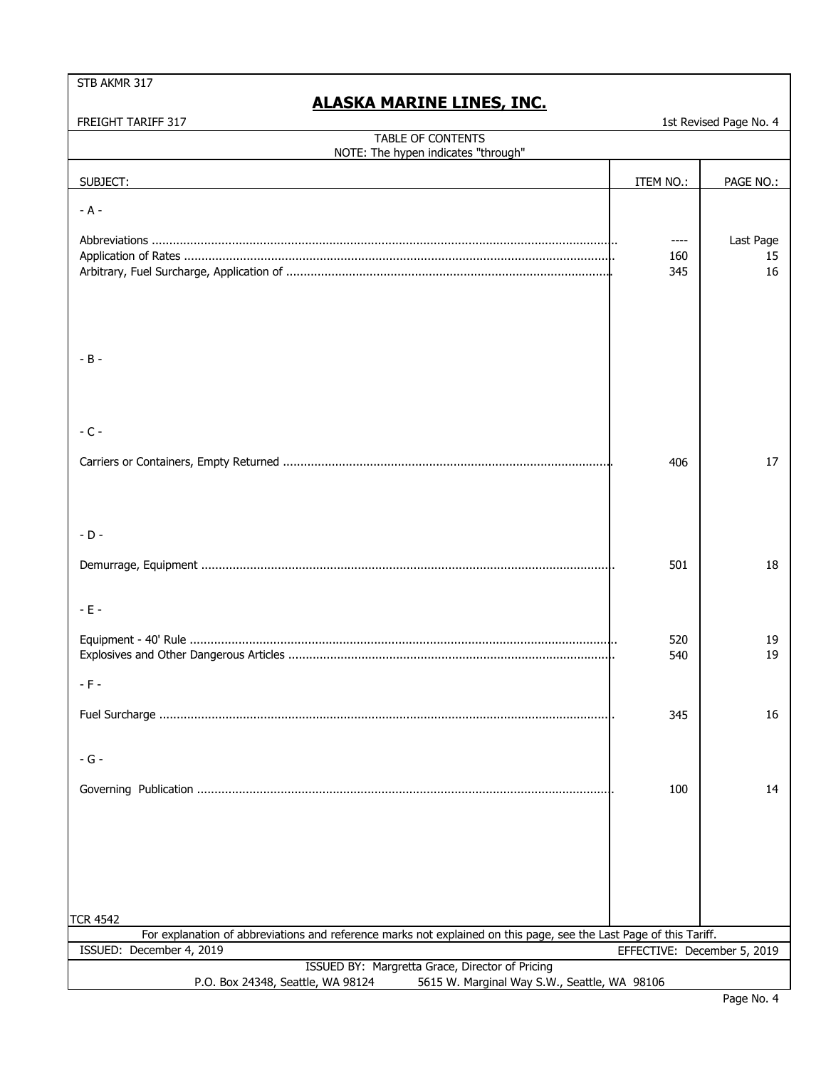STB AKMR 317

# ALASKA MARINE LINES, INC.

FREIGHT TARIFF 317

1st Revised Page No. 4

## TABLE OF CONTENTS

NOTE: The hypen indicates "through"

| SUBJECT: | ITEM NO.: | PAGE NO.: |
|---|---|---|
| **- A -** | | |
| Abbreviations | ---- | Last Page |
| Application of Rates | 160 | 15 |
| Arbitrary, Fuel Surcharge, Application of | 345 | 16 |
| **- B -** | | |
| **- C -** | | |
| Carriers or Containers, Empty Returned | 406 | 17 |
| **- D -** | | |
| Demurrage, Equipment | 501 | 18 |
| **- E -** | | |
| Equipment - 40' Rule | 520 | 19 |
| Explosives and Other Dangerous Articles | 540 | 19 |
| **- F -** | | |
| Fuel Surcharge | 345 | 16 |
| **- G -** | | |
| Governing Publication | 100 | 14 |

TCR 4542

For explanation of abbreviations and reference marks not explained on this page, see the Last Page of this Tariff.

ISSUED: December 4, 2019

EFFECTIVE: December 5, 2019

ISSUED BY: Margretta Grace, Director of Pricing

P.O. Box 24348, Seattle, WA 98124 5615 W. Marginal Way S.W., Seattle, WA 98106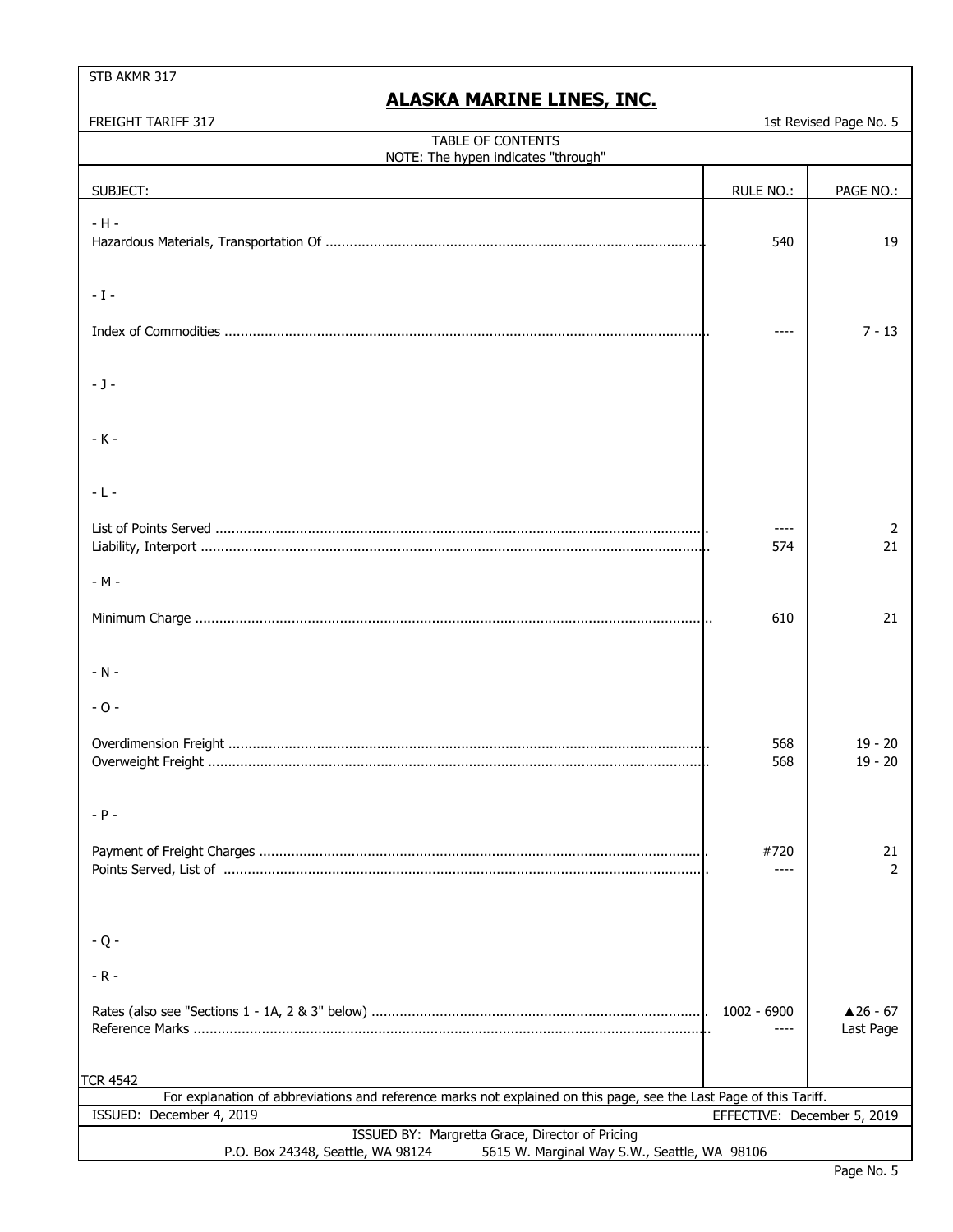STB AKMR 317

## ALASKA MARINE LINES, INC.

FREIGHT TARIFF 317 — 1st Revised Page No. 5

TABLE OF CONTENTS
NOTE: The hypen indicates "through"

| SUBJECT: | RULE NO.: | PAGE NO.: |
|---|---|---|
| - H - | | |
| Hazardous Materials, Transportation Of | 540 | 19 |
| - I - | | |
| Index of Commodities | ---- | 7 - 13 |
| - J - | | |
| - K - | | |
| - L - | | |
| List of Points Served | ---- | 2 |
| Liability, Interport | 574 | 21 |
| - M - | | |
| Minimum Charge | 610 | 21 |
| - N - | | |
| - O - | | |
| Overdimension Freight | 568 | 19 - 20 |
| Overweight Freight | 568 | 19 - 20 |
| - P - | | |
| Payment of Freight Charges | #720 | 21 |
| Points Served, List of | ---- | 2 |
| - Q - | | |
| - R - | | |
| Rates (also see "Sections 1 - 1A, 2 & 3" below) | 1002 - 6900 | ▲26 - 67 |
| Reference Marks | ---- | Last Page |

TCR 4542

For explanation of abbreviations and reference marks not explained on this page, see the Last Page of this Tariff.

ISSUED: December 4, 2019 — EFFECTIVE: December 5, 2019

ISSUED BY: Margretta Grace, Director of Pricing
P.O. Box 24348, Seattle, WA 98124 — 5615 W. Marginal Way S.W., Seattle, WA 98106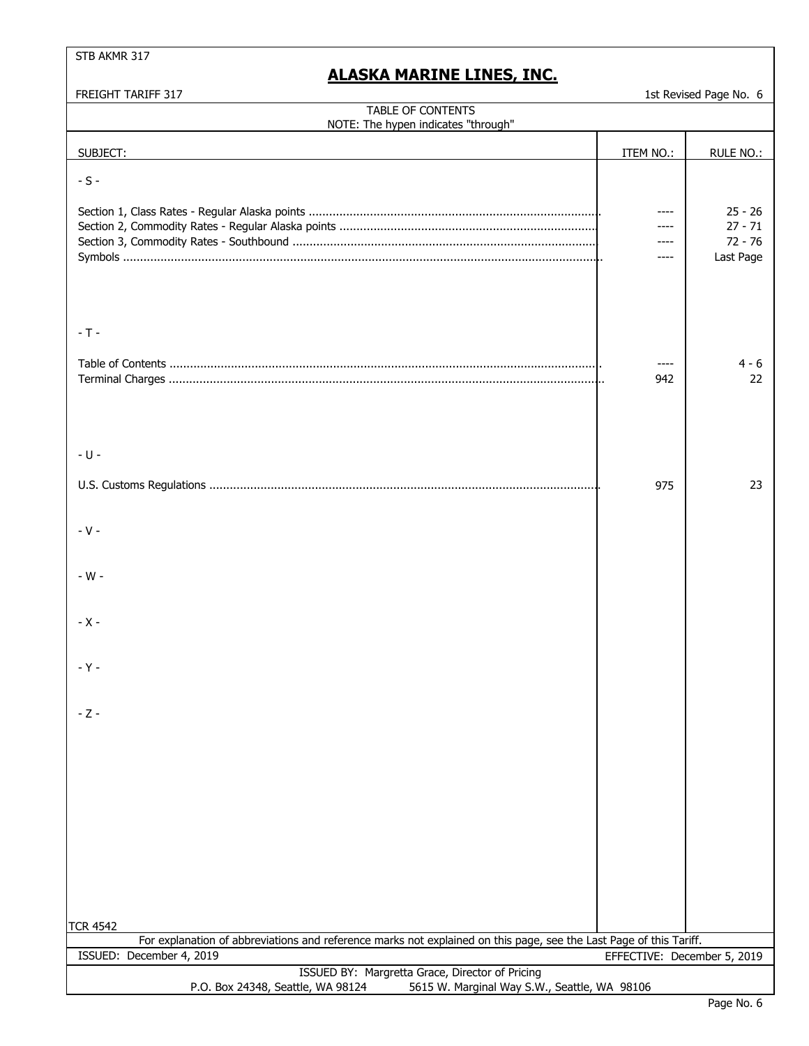STB AKMR 317

# ALASKA MARINE LINES, INC.

FREIGHT TARIFF 317 — 1st Revised Page No. 6

## TABLE OF CONTENTS

NOTE: The hypen indicates "through"

| SUBJECT: | ITEM NO.: | RULE NO.: |
|---|---|---|
| **- S -** | | |
| Section 1, Class Rates - Regular Alaska points | ---- | 25 - 26 |
| Section 2, Commodity Rates - Regular Alaska points | ---- | 27 - 71 |
| Section 3, Commodity Rates - Southbound | ---- | 72 - 76 |
| Symbols | ---- | Last Page |
| **- T -** | | |
| Table of Contents | ---- | 4 - 6 |
| Terminal Charges | 942 | 22 |
| **- U -** | | |
| U.S. Customs Regulations | 975 | 23 |
| **- V -** | | |
| **- W -** | | |
| **- X -** | | |
| **- Y -** | | |
| **- Z -** | | |

TCR 4542

For explanation of abbreviations and reference marks not explained on this page, see the Last Page of this Tariff.

ISSUED: December 4, 2019 — EFFECTIVE: December 5, 2019

ISSUED BY: Margretta Grace, Director of Pricing
P.O. Box 24348, Seattle, WA 98124 — 5615 W. Marginal Way S.W., Seattle, WA 98106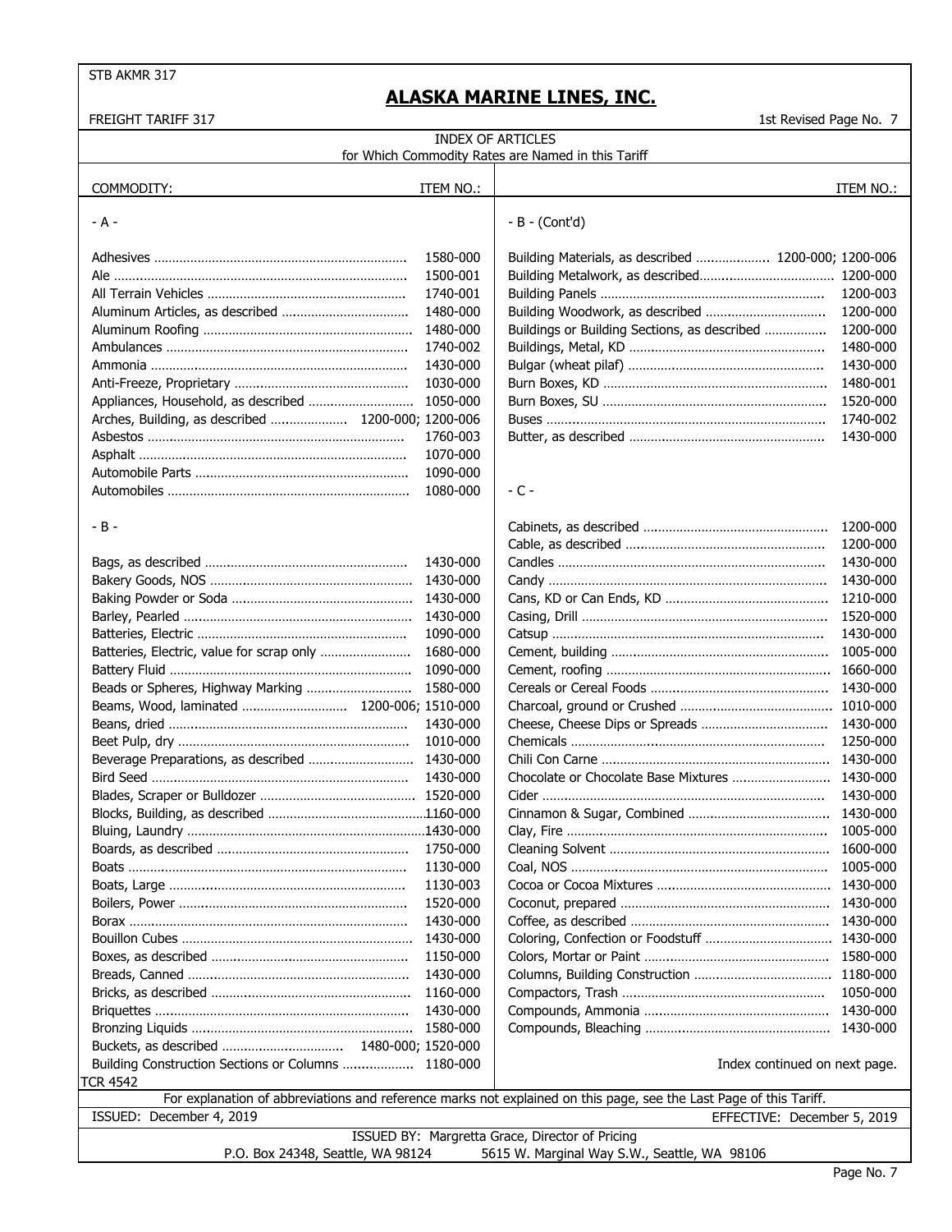STB AKMR 317

# ALASKA MARINE LINES, INC.

FREIGHT TARIFF 317

1st Revised Page No. 7

## INDEX OF ARTICLES
for Which Commodity Rates are Named in this Tariff

| COMMODITY: | ITEM NO.: |
|---|---|
| **- A -** | |
| Adhesives | 1580-000 |
| Ale | 1500-001 |
| All Terrain Vehicles | 1740-001 |
| Aluminum Articles, as described | 1480-000 |
| Aluminum Roofing | 1480-000 |
| Ambulances | 1740-002 |
| Ammonia | 1430-000 |
| Anti-Freeze, Proprietary | 1030-000 |
| Appliances, Household, as described | 1050-000 |
| Arches, Building, as described | 1200-000; 1200-006 |
| Asbestos | 1760-003 |
| Asphalt | 1070-000 |
| Automobile Parts | 1090-000 |
| Automobiles | 1080-000 |
| **- B -** | |
| Bags, as described | 1430-000 |
| Bakery Goods, NOS | 1430-000 |
| Baking Powder or Soda | 1430-000 |
| Barley, Pearled | 1430-000 |
| Batteries, Electric | 1090-000 |
| Batteries, Electric, value for scrap only | 1680-000 |
| Battery Fluid | 1090-000 |
| Beads or Spheres, Highway Marking | 1580-000 |
| Beams, Wood, laminated | 1200-006; 1510-000 |
| Beans, dried | 1430-000 |
| Beet Pulp, dry | 1010-000 |
| Beverage Preparations, as described | 1430-000 |
| Bird Seed | 1430-000 |
| Blades, Scraper or Bulldozer | 1520-000 |
| Blocks, Building, as described | 1160-000 |
| Bluing, Laundry | 1430-000 |
| Boards, as described | 1750-000 |
| Boats | 1130-000 |
| Boats, Large | 1130-003 |
| Boilers, Power | 1520-000 |
| Borax | 1430-000 |
| Bouillon Cubes | 1430-000 |
| Boxes, as described | 1150-000 |
| Breads, Canned | 1430-000 |
| Bricks, as described | 1160-000 |
| Briquettes | 1430-000 |
| Bronzing Liquids | 1580-000 |
| Buckets, as described | 1480-000; 1520-000 |
| Building Construction Sections or Columns | 1180-000 |
| **- B - (Cont'd)** | |
| Building Materials, as described | 1200-000; 1200-006 |
| Building Metalwork, as described | 1200-000 |
| Building Panels | 1200-003 |
| Building Woodwork, as described | 1200-000 |
| Buildings or Building Sections, as described | 1200-000 |
| Buildings, Metal, KD | 1480-000 |
| Bulgar (wheat pilaf) | 1430-000 |
| Burn Boxes, KD | 1480-001 |
| Burn Boxes, SU | 1520-000 |
| Buses | 1740-002 |
| Butter, as described | 1430-000 |
| **- C -** | |
| Cabinets, as described | 1200-000 |
| Cable, as described | 1200-000 |
| Candles | 1430-000 |
| Candy | 1430-000 |
| Cans, KD or Can Ends, KD | 1210-000 |
| Casing, Drill | 1520-000 |
| Catsup | 1430-000 |
| Cement, building | 1005-000 |
| Cement, roofing | 1660-000 |
| Cereals or Cereal Foods | 1430-000 |
| Charcoal, ground or Crushed | 1010-000 |
| Cheese, Cheese Dips or Spreads | 1430-000 |
| Chemicals | 1250-000 |
| Chili Con Carne | 1430-000 |
| Chocolate or Chocolate Base Mixtures | 1430-000 |
| Cider | 1430-000 |
| Cinnamon & Sugar, Combined | 1430-000 |
| Clay, Fire | 1005-000 |
| Cleaning Solvent | 1600-000 |
| Coal, NOS | 1005-000 |
| Cocoa or Cocoa Mixtures | 1430-000 |
| Coconut, prepared | 1430-000 |
| Coffee, as described | 1430-000 |
| Coloring, Confection or Foodstuff | 1430-000 |
| Colors, Mortar or Paint | 1580-000 |
| Columns, Building Construction | 1180-000 |
| Compactors, Trash | 1050-000 |
| Compounds, Ammonia | 1430-000 |
| Compounds, Bleaching | 1430-000 |

Index continued on next page.

TCR 4542

For explanation of abbreviations and reference marks not explained on this page, see the Last Page of this Tariff.

ISSUED: December 4, 2019 — EFFECTIVE: December 5, 2019

ISSUED BY: Margretta Grace, Director of Pricing
P.O. Box 24348, Seattle, WA 98124 — 5615 W. Marginal Way S.W., Seattle, WA 98106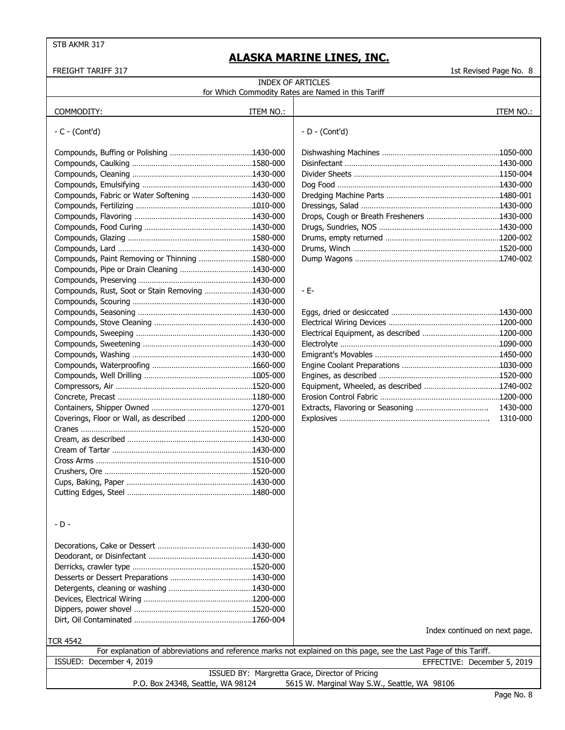STB AKMR 317

# ALASKA MARINE LINES, INC.

FREIGHT TARIFF 317

1st Revised Page No. 8

## INDEX OF ARTICLES
for Which Commodity Rates are Named in this Tariff

| COMMODITY: | ITEM NO.: |
|---|---|
| **- C - (Cont'd)** | |
| Compounds, Buffing or Polishing | 1430-000 |
| Compounds, Caulking | 1580-000 |
| Compounds, Cleaning | 1430-000 |
| Compounds, Emulsifying | 1430-000 |
| Compounds, Fabric or Water Softening | 1430-000 |
| Compounds, Fertilizing | 1010-000 |
| Compounds, Flavoring | 1430-000 |
| Compounds, Food Curing | 1430-000 |
| Compounds, Glazing | 1580-000 |
| Compounds, Lard | 1430-000 |
| Compounds, Paint Removing or Thinning | 1580-000 |
| Compounds, Pipe or Drain Cleaning | 1430-000 |
| Compounds, Preserving | 1430-000 |
| Compounds, Rust, Soot or Stain Removing | 1430-000 |
| Compounds, Scouring | 1430-000 |
| Compounds, Seasoning | 1430-000 |
| Compounds, Stove Cleaning | 1430-000 |
| Compounds, Sweeping | 1430-000 |
| Compounds, Sweetening | 1430-000 |
| Compounds, Washing | 1430-000 |
| Compounds, Waterproofing | 1660-000 |
| Compounds, Well Drilling | 1005-000 |
| Compressors, Air | 1520-000 |
| Concrete, Precast | 1180-000 |
| Containers, Shipper Owned | 1270-001 |
| Coverings, Floor or Wall, as described | 1200-000 |
| Cranes | 1520-000 |
| Cream, as described | 1430-000 |
| Cream of Tartar | 1430-000 |
| Cross Arms | 1510-000 |
| Crushers, Ore | 1520-000 |
| Cups, Baking, Paper | 1430-000 |
| Cutting Edges, Steel | 1480-000 |
| **- D -** | |
| Decorations, Cake or Dessert | 1430-000 |
| Deodorant, or Disinfectant | 1430-000 |
| Derricks, crawler type | 1520-000 |
| Desserts or Dessert Preparations | 1430-000 |
| Detergents, cleaning or washing | 1430-000 |
| Devices, Electrical Wiring | 1200-000 |
| Dippers, power shovel | 1520-000 |
| Dirt, Oil Contaminated | 1760-004 |
| Dishwashing Machines | 1050-000 |
| Disinfectant | 1430-000 |
| Divider Sheets | 1150-004 |
| Dog Food | 1430-000 |
| Dredging Machine Parts | 1480-001 |
| Dressings, Salad | 1430-000 |
| Drops, Cough or Breath Fresheners | 1430-000 |
| Drugs, Sundries, NOS | 1430-000 |
| Drums, empty returned | 1200-002 |
| Drums, Winch | 1520-000 |
| Dump Wagons | 1740-002 |
| **- E-** | |
| Eggs, dried or desiccated | 1430-000 |
| Electrical Wiring Devices | 1200-000 |
| Electrical Equipment, as described | 1200-000 |
| Electrolyte | 1090-000 |
| Emigrant's Movables | 1450-000 |
| Engine Coolant Preparations | 1030-000 |
| Engines, as described | 1520-000 |
| Equipment, Wheeled, as described | 1740-002 |
| Erosion Control Fabric | 1200-000 |
| Extracts, Flavoring or Seasoning | 1430-000 |
| Explosives | 1310-000 |

Index continued on next page.

TCR 4542

For explanation of abbreviations and reference marks not explained on this page, see the Last Page of this Tariff.

ISSUED: December 4, 2019 EFFECTIVE: December 5, 2019

ISSUED BY: Margretta Grace, Director of Pricing

P.O. Box 24348, Seattle, WA 98124 5615 W. Marginal Way S.W., Seattle, WA 98106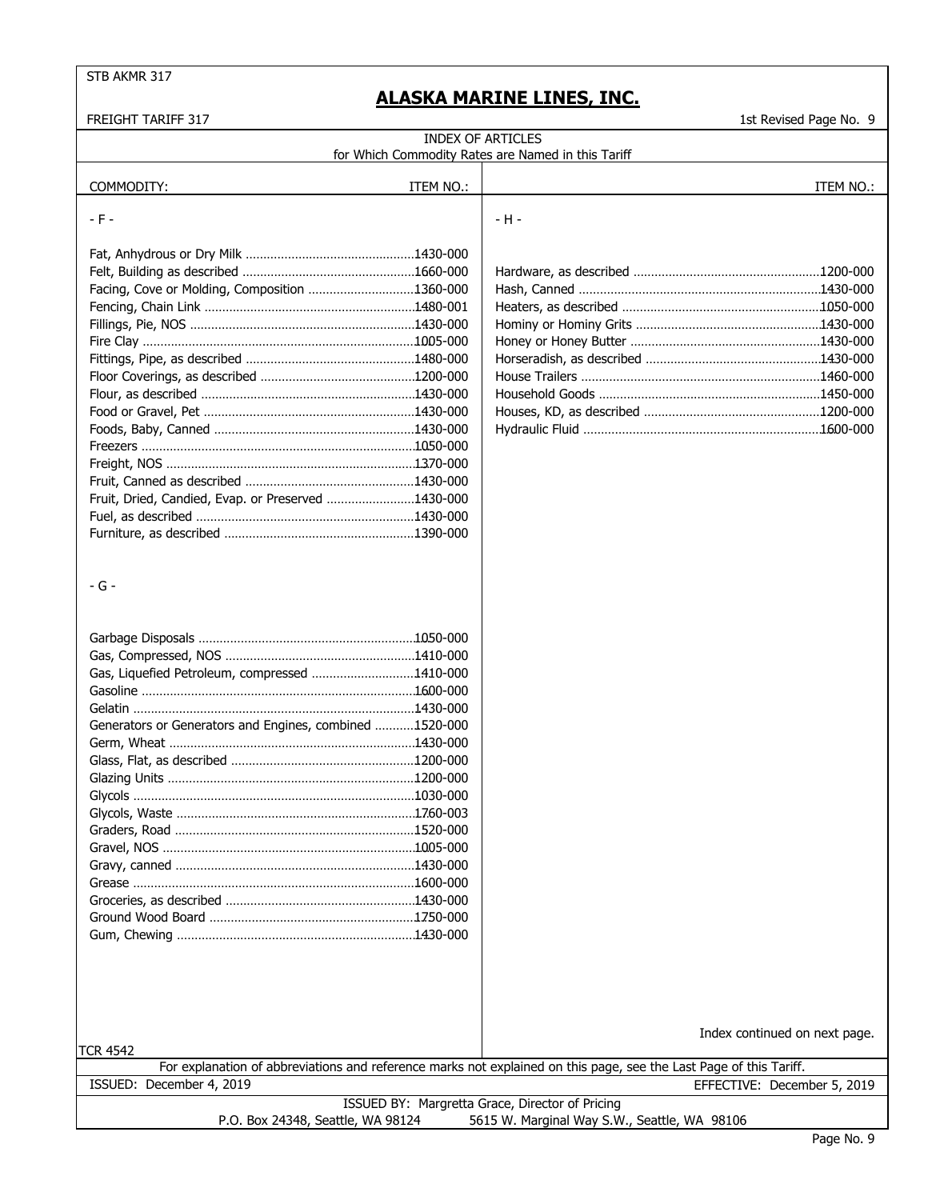STB AKMR 317

# ALASKA MARINE LINES, INC.

FREIGHT TARIFF 317

1st Revised Page No. 9

## INDEX OF ARTICLES

for Which Commodity Rates are Named in this Tariff

| COMMODITY: | ITEM NO.: |
|---|---|
| **- F -** | |
| Fat, Anhydrous or Dry Milk | 1430-000 |
| Felt, Building as described | 1660-000 |
| Facing, Cove or Molding, Composition | 1360-000 |
| Fencing, Chain Link | 1480-001 |
| Fillings, Pie, NOS | 1430-000 |
| Fire Clay | 1005-000 |
| Fittings, Pipe, as described | 1480-000 |
| Floor Coverings, as described | 1200-000 |
| Flour, as described | 1430-000 |
| Food or Gravel, Pet | 1430-000 |
| Foods, Baby, Canned | 1430-000 |
| Freezers | 1050-000 |
| Freight, NOS | 1370-000 |
| Fruit, Canned as described | 1430-000 |
| Fruit, Dried, Candied, Evap. or Preserved | 1430-000 |
| Fuel, as described | 1430-000 |
| Furniture, as described | 1390-000 |
| **- G -** | |
| Garbage Disposals | 1050-000 |
| Gas, Compressed, NOS | 1410-000 |
| Gas, Liquefied Petroleum, compressed | 1410-000 |
| Gasoline | 1600-000 |
| Gelatin | 1430-000 |
| Generators or Generators and Engines, combined | 1520-000 |
| Germ, Wheat | 1430-000 |
| Glass, Flat, as described | 1200-000 |
| Glazing Units | 1200-000 |
| Glycols | 1030-000 |
| Glycols, Waste | 1760-003 |
| Graders, Road | 1520-000 |
| Gravel, NOS | 1005-000 |
| Gravy, canned | 1430-000 |
| Grease | 1600-000 |
| Groceries, as described | 1430-000 |
| Ground Wood Board | 1750-000 |
| Gum, Chewing | 1430-000 |
| **- H -** | |
| Hardware, as described | 1200-000 |
| Hash, Canned | 1430-000 |
| Heaters, as described | 1050-000 |
| Hominy or Hominy Grits | 1430-000 |
| Honey or Honey Butter | 1430-000 |
| Horseradish, as described | 1430-000 |
| House Trailers | 1460-000 |
| Household Goods | 1450-000 |
| Houses, KD, as described | 1200-000 |
| Hydraulic Fluid | 1600-000 |

Index continued on next page.

TCR 4542

For explanation of abbreviations and reference marks not explained on this page, see the Last Page of this Tariff.

ISSUED: December 4, 2019 EFFECTIVE: December 5, 2019

ISSUED BY: Margretta Grace, Director of Pricing

P.O. Box 24348, Seattle, WA 98124 5615 W. Marginal Way S.W., Seattle, WA 98106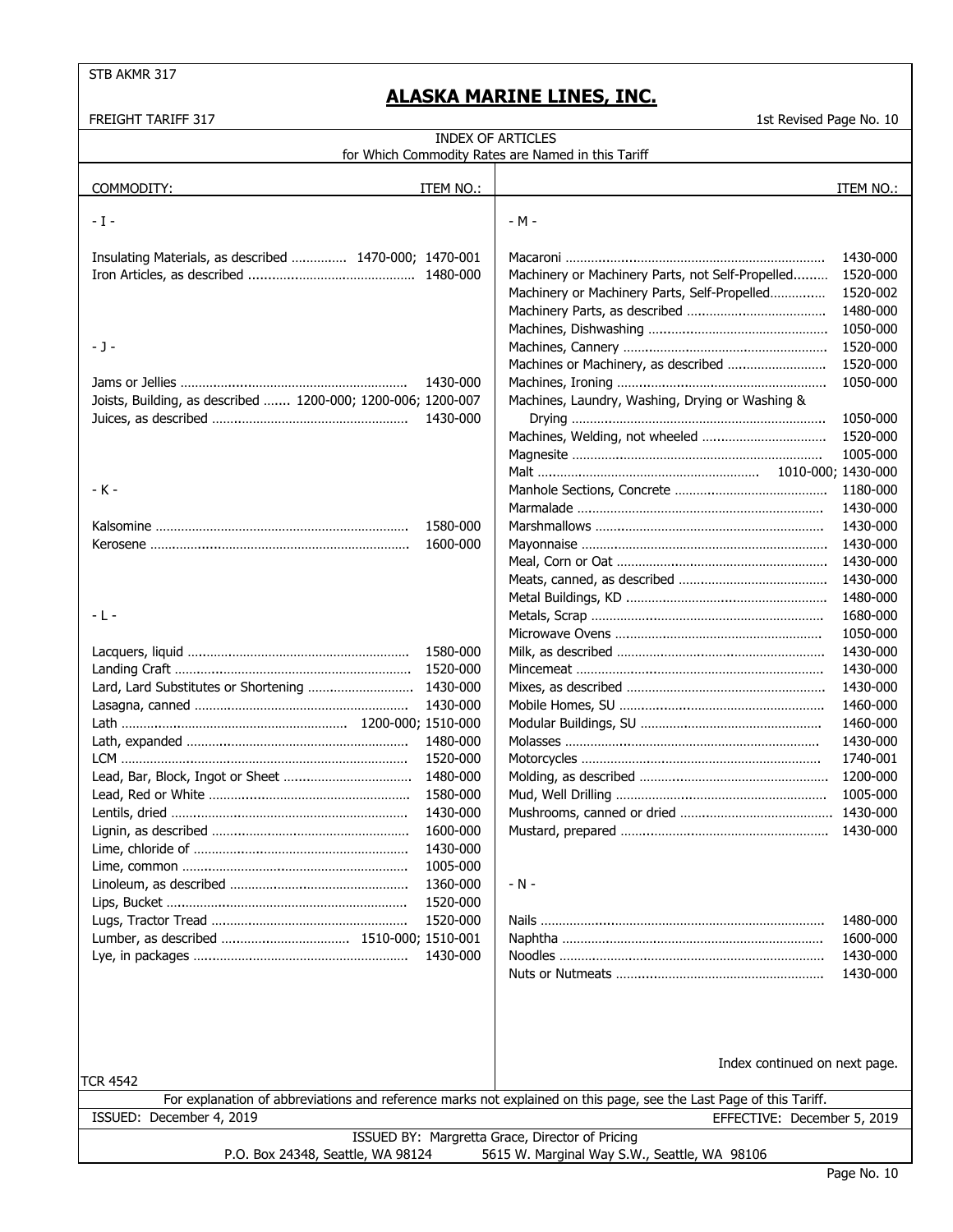# ALASKA MARINE LINES, INC.

FREIGHT TARIFF 317

1st Revised Page No. 10

## INDEX OF ARTICLES

for Which Commodity Rates are Named in this Tariff

| COMMODITY: | ITEM NO.: |
|---|---|
| **- I -** | |
| Insulating Materials, as described | 1470-000; 1470-001 |
| Iron Articles, as described | 1480-000 |
| **- J -** | |
| Jams or Jellies | 1430-000 |
| Joists, Building, as described | 1200-000; 1200-006; 1200-007 |
| Juices, as described | 1430-000 |
| **- K -** | |
| Kalsomine | 1580-000 |
| Kerosene | 1600-000 |
| **- L -** | |
| Lacquers, liquid | 1580-000 |
| Landing Craft | 1520-000 |
| Lard, Lard Substitutes or Shortening | 1430-000 |
| Lasagna, canned | 1430-000 |
| Lath | 1200-000; 1510-000 |
| Lath, expanded | 1480-000 |
| LCM | 1520-000 |
| Lead, Bar, Block, Ingot or Sheet | 1480-000 |
| Lead, Red or White | 1580-000 |
| Lentils, dried | 1430-000 |
| Lignin, as described | 1600-000 |
| Lime, chloride of | 1430-000 |
| Lime, common | 1005-000 |
| Linoleum, as described | 1360-000 |
| Lips, Bucket | 1520-000 |
| Lugs, Tractor Tread | 1520-000 |
| Lumber, as described | 1510-000; 1510-001 |
| Lye, in packages | 1430-000 |
| **- M -** | |
| Macaroni | 1430-000 |
| Machinery or Machinery Parts, not Self-Propelled | 1520-000 |
| Machinery or Machinery Parts, Self-Propelled | 1520-002 |
| Machinery Parts, as described | 1480-000 |
| Machines, Dishwashing | 1050-000 |
| Machines, Cannery | 1520-000 |
| Machines or Machinery, as described | 1520-000 |
| Machines, Ironing | 1050-000 |
| Machines, Laundry, Washing, Drying or Washing & Drying | 1050-000 |
| Machines, Welding, not wheeled | 1520-000 |
| Magnesite | 1005-000 |
| Malt | 1010-000; 1430-000 |
| Manhole Sections, Concrete | 1180-000 |
| Marmalade | 1430-000 |
| Marshmallows | 1430-000 |
| Mayonnaise | 1430-000 |
| Meal, Corn or Oat | 1430-000 |
| Meats, canned, as described | 1430-000 |
| Metal Buildings, KD | 1480-000 |
| Metals, Scrap | 1680-000 |
| Microwave Ovens | 1050-000 |
| Milk, as described | 1430-000 |
| Mincemeat | 1430-000 |
| Mixes, as described | 1430-000 |
| Mobile Homes, SU | 1460-000 |
| Modular Buildings, SU | 1460-000 |
| Molasses | 1430-000 |
| Motorcycles | 1740-001 |
| Molding, as described | 1200-000 |
| Mud, Well Drilling | 1005-000 |
| Mushrooms, canned or dried | 1430-000 |
| Mustard, prepared | 1430-000 |
| **- N -** | |
| Nails | 1480-000 |
| Naphtha | 1600-000 |
| Noodles | 1430-000 |
| Nuts or Nutmeats | 1430-000 |

Index continued on next page.

TCR 4542

For explanation of abbreviations and reference marks not explained on this page, see the Last Page of this Tariff.

ISSUED: December 4, 2019 EFFECTIVE: December 5, 2019

ISSUED BY: Margretta Grace, Director of Pricing

P.O. Box 24348, Seattle, WA 98124 5615 W. Marginal Way S.W., Seattle, WA 98106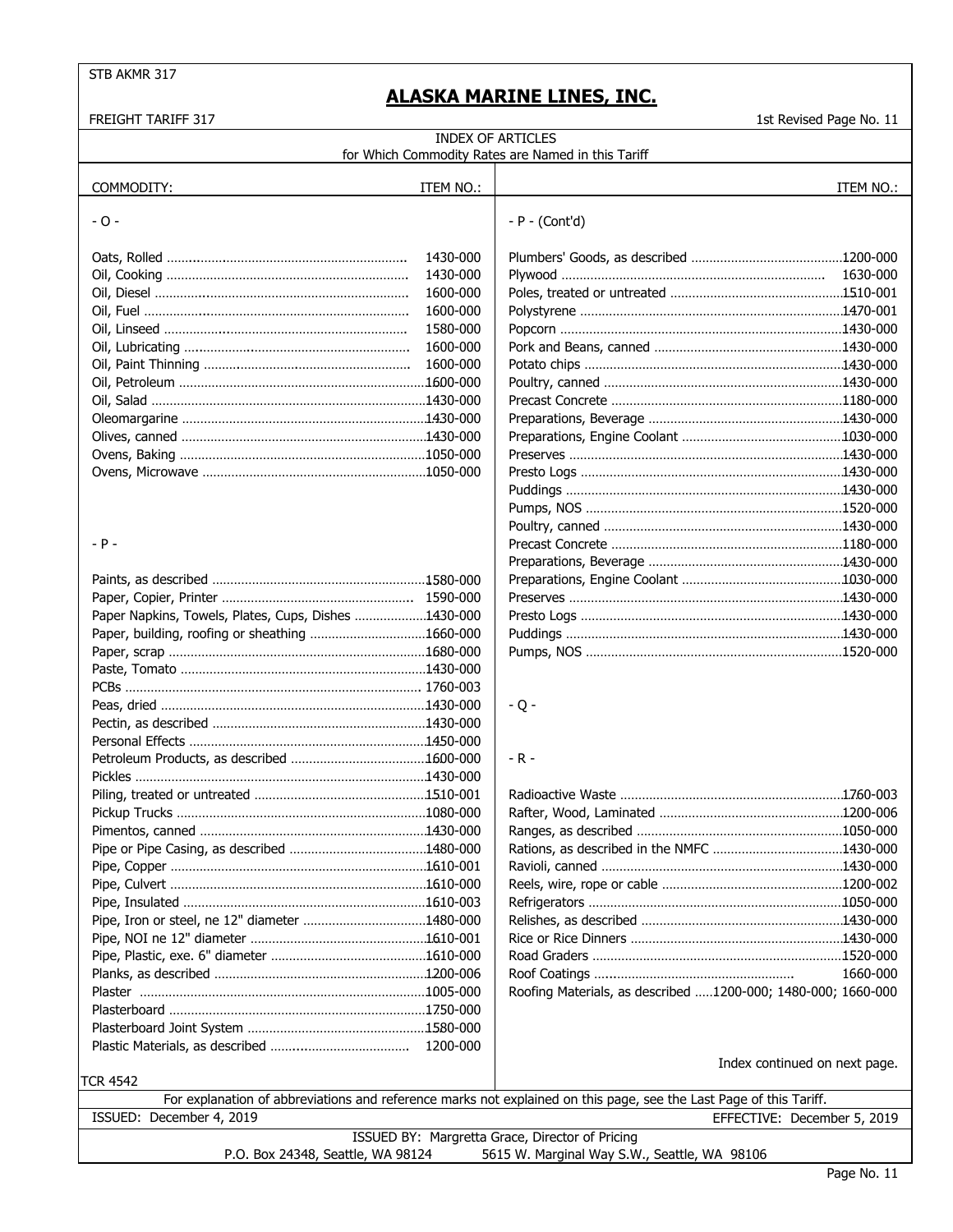STB AKMR 317

# ALASKA MARINE LINES, INC.

FREIGHT TARIFF 317

1st Revised Page No. 11

## INDEX OF ARTICLES

for Which Commodity Rates are Named in this Tariff

| COMMODITY: | ITEM NO.: |
|---|---|
| **- O -** | |
| Oats, Rolled | 1430-000 |
| Oil, Cooking | 1430-000 |
| Oil, Diesel | 1600-000 |
| Oil, Fuel | 1600-000 |
| Oil, Linseed | 1580-000 |
| Oil, Lubricating | 1600-000 |
| Oil, Paint Thinning | 1600-000 |
| Oil, Petroleum | 1600-000 |
| Oil, Salad | 1430-000 |
| Oleomargarine | 1430-000 |
| Olives, canned | 1430-000 |
| Ovens, Baking | 1050-000 |
| Ovens, Microwave | 1050-000 |
| **- P -** | |
| Paints, as described | 1580-000 |
| Paper, Copier, Printer | 1590-000 |
| Paper Napkins, Towels, Plates, Cups, Dishes | 1430-000 |
| Paper, building, roofing or sheathing | 1660-000 |
| Paper, scrap | 1680-000 |
| Paste, Tomato | 1430-000 |
| PCBs | 1760-003 |
| Peas, dried | 1430-000 |
| Pectin, as described | 1430-000 |
| Personal Effects | 1450-000 |
| Petroleum Products, as described | 1600-000 |
| Pickles | 1430-000 |
| Piling, treated or untreated | 1510-001 |
| Pickup Trucks | 1080-000 |
| Pimentos, canned | 1430-000 |
| Pipe or Pipe Casing, as described | 1480-000 |
| Pipe, Copper | 1610-001 |
| Pipe, Culvert | 1610-000 |
| Pipe, Insulated | 1610-003 |
| Pipe, Iron or steel, ne 12" diameter | 1480-000 |
| Pipe, NOI ne 12" diameter | 1610-001 |
| Pipe, Plastic, exe. 6" diameter | 1610-000 |
| Planks, as described | 1200-006 |
| Plaster | 1005-000 |
| Plasterboard | 1750-000 |
| Plasterboard Joint System | 1580-000 |
| Plastic Materials, as described | 1200-000 |
| **- P - (Cont'd)** | |
| Plumbers' Goods, as described | 1200-000 |
| Plywood | 1630-000 |
| Poles, treated or untreated | 1510-001 |
| Polystyrene | 1470-001 |
| Popcorn | 1430-000 |
| Pork and Beans, canned | 1430-000 |
| Potato chips | 1430-000 |
| Poultry, canned | 1430-000 |
| Precast Concrete | 1180-000 |
| Preparations, Beverage | 1430-000 |
| Preparations, Engine Coolant | 1030-000 |
| Preserves | 1430-000 |
| Presto Logs | 1430-000 |
| Puddings | 1430-000 |
| Pumps, NOS | 1520-000 |
| Poultry, canned | 1430-000 |
| Precast Concrete | 1180-000 |
| Preparations, Beverage | 1430-000 |
| Preparations, Engine Coolant | 1030-000 |
| Preserves | 1430-000 |
| Presto Logs | 1430-000 |
| Puddings | 1430-000 |
| Pumps, NOS | 1520-000 |
| **- Q -** | |
| **- R -** | |
| Radioactive Waste | 1760-003 |
| Rafter, Wood, Laminated | 1200-006 |
| Ranges, as described | 1050-000 |
| Rations, as described in the NMFC | 1430-000 |
| Ravioli, canned | 1430-000 |
| Reels, wire, rope or cable | 1200-002 |
| Refrigerators | 1050-000 |
| Relishes, as described | 1430-000 |
| Rice or Rice Dinners | 1430-000 |
| Road Graders | 1520-000 |
| Roof Coatings | 1660-000 |
| Roofing Materials, as described | 1200-000; 1480-000; 1660-000 |

Index continued on next page.

TCR 4542

For explanation of abbreviations and reference marks not explained on this page, see the Last Page of this Tariff.

ISSUED: December 4, 2019

EFFECTIVE: December 5, 2019

ISSUED BY: Margretta Grace, Director of Pricing

P.O. Box 24348, Seattle, WA 98124 5615 W. Marginal Way S.W., Seattle, WA 98106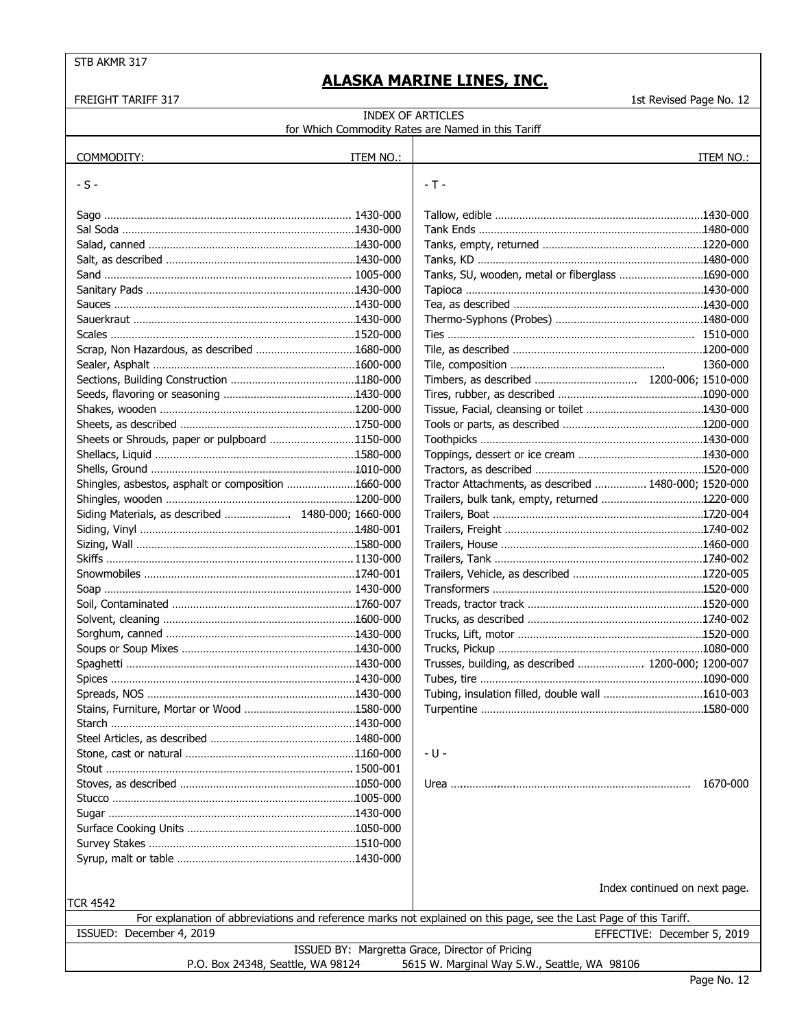STB AKMR 317

# ALASKA MARINE LINES, INC.

FREIGHT TARIFF 317

1st Revised Page No. 12

## INDEX OF ARTICLES

for Which Commodity Rates are Named in this Tariff

| COMMODITY: | ITEM NO.: |
|---|---|
| **- S -** | |
| Sago | 1430-000 |
| Sal Soda | 1430-000 |
| Salad, canned | 1430-000 |
| Salt, as described | 1430-000 |
| Sand | 1005-000 |
| Sanitary Pads | 1430-000 |
| Sauces | 1430-000 |
| Sauerkraut | 1430-000 |
| Scales | 1520-000 |
| Scrap, Non Hazardous, as described | 1680-000 |
| Sealer, Asphalt | 1600-000 |
| Sections, Building Construction | 1180-000 |
| Seeds, flavoring or seasoning | 1430-000 |
| Shakes, wooden | 1200-000 |
| Sheets, as described | 1750-000 |
| Sheets or Shrouds, paper or pulpboard | 1150-000 |
| Shellacs, Liquid | 1580-000 |
| Shells, Ground | 1010-000 |
| Shingles, asbestos, asphalt or composition | 1660-000 |
| Shingles, wooden | 1200-000 |
| Siding Materials, as described | 1480-000; 1660-000 |
| Siding, Vinyl | 1480-001 |
| Sizing, Wall | 1580-000 |
| Skiffs | 1130-000 |
| Snowmobiles | 1740-001 |
| Soap | 1430-000 |
| Soil, Contaminated | 1760-007 |
| Solvent, cleaning | 1600-000 |
| Sorghum, canned | 1430-000 |
| Soups or Soup Mixes | 1430-000 |
| Spaghetti | 1430-000 |
| Spices | 1430-000 |
| Spreads, NOS | 1430-000 |
| Stains, Furniture, Mortar or Wood | 1580-000 |
| Starch | 1430-000 |
| Steel Articles, as described | 1480-000 |
| Stone, cast or natural | 1160-000 |
| Stout | 1500-001 |
| Stoves, as described | 1050-000 |
| Stucco | 1005-000 |
| Sugar | 1430-000 |
| Surface Cooking Units | 1050-000 |
| Survey Stakes | 1510-000 |
| Syrup, malt or table | 1430-000 |

| COMMODITY: | ITEM NO.: |
|---|---|
| **- T -** | |
| Tallow, edible | 1430-000 |
| Tank Ends | 1480-000 |
| Tanks, empty, returned | 1220-000 |
| Tanks, KD | 1480-000 |
| Tanks, SU, wooden, metal or fiberglass | 1690-000 |
| Tapioca | 1430-000 |
| Tea, as described | 1430-000 |
| Thermo-Syphons (Probes) | 1480-000 |
| Ties | 1510-000 |
| Tile, as described | 1200-000 |
| Tile, composition | 1360-000 |
| Timbers, as described | 1200-006; 1510-000 |
| Tires, rubber, as described | 1090-000 |
| Tissue, Facial, cleansing or toilet | 1430-000 |
| Tools or parts, as described | 1200-000 |
| Toothpicks | 1430-000 |
| Toppings, dessert or ice cream | 1430-000 |
| Tractors, as described | 1520-000 |
| Tractor Attachments, as described | 1480-000; 1520-000 |
| Trailers, bulk tank, empty, returned | 1220-000 |
| Trailers, Boat | 1720-004 |
| Trailers, Freight | 1740-002 |
| Trailers, House | 1460-000 |
| Trailers, Tank | 1740-002 |
| Trailers, Vehicle, as described | 1720-005 |
| Transformers | 1520-000 |
| Treads, tractor track | 1520-000 |
| Trucks, as described | 1740-002 |
| Trucks, Lift, motor | 1520-000 |
| Trucks, Pickup | 1080-000 |
| Trusses, building, as described | 1200-000; 1200-007 |
| Tubes, tire | 1090-000 |
| Tubing, insulation filled, double wall | 1610-003 |
| Turpentine | 1580-000 |
| **- U -** | |
| Urea | 1670-000 |

Index continued on next page.

TCR 4542

For explanation of abbreviations and reference marks not explained on this page, see the Last Page of this Tariff.

ISSUED: December 4, 2019

EFFECTIVE: December 5, 2019

ISSUED BY: Margretta Grace, Director of Pricing

P.O. Box 24348, Seattle, WA 98124 — 5615 W. Marginal Way S.W., Seattle, WA 98106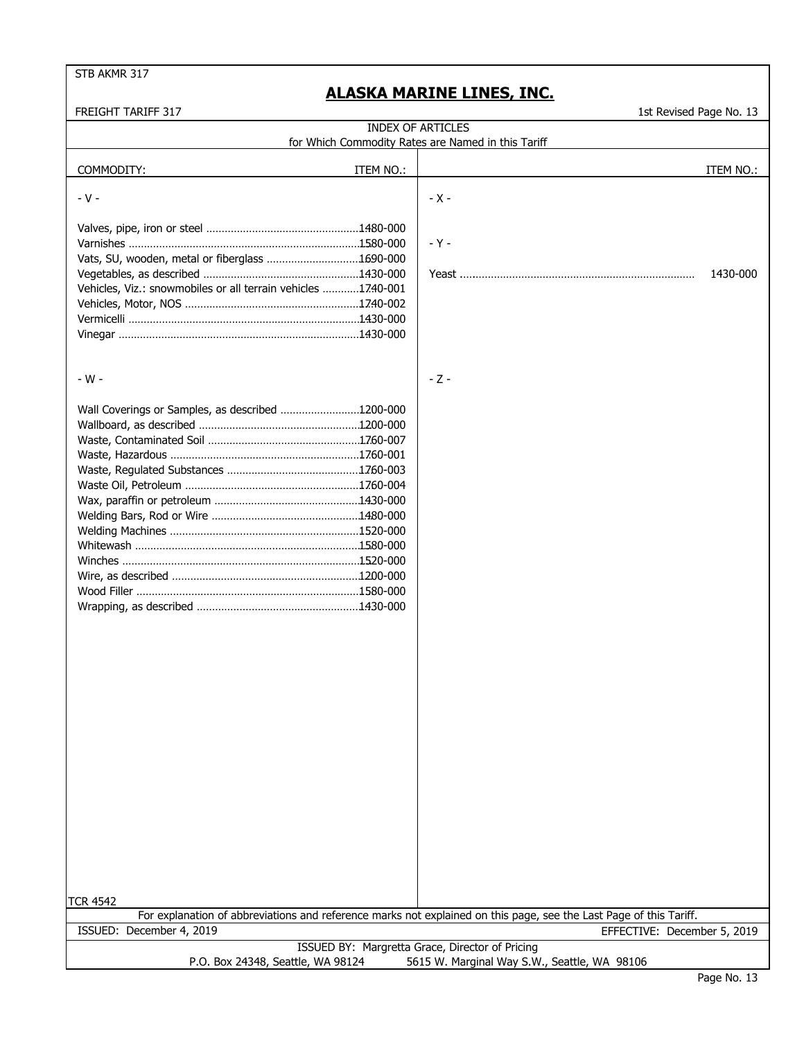STB AKMR 317

# ALASKA MARINE LINES, INC.

FREIGHT TARIFF 317

1st Revised Page No. 13

## INDEX OF ARTICLES
for Which Commodity Rates are Named in this Tariff

| COMMODITY: | ITEM NO.: |
|---|---|
| **- V -** | |
| Valves, pipe, iron or steel | 1480-000 |
| Varnishes | 1580-000 |
| Vats, SU, wooden, metal or fiberglass | 1690-000 |
| Vegetables, as described | 1430-000 |
| Vehicles, Viz.: snowmobiles or all terrain vehicles | 1740-001 |
| Vehicles, Motor, NOS | 1740-002 |
| Vermicelli | 1430-000 |
| Vinegar | 1430-000 |
| **- W -** | |
| Wall Coverings or Samples, as described | 1200-000 |
| Wallboard, as described | 1200-000 |
| Waste, Contaminated Soil | 1760-007 |
| Waste, Hazardous | 1760-001 |
| Waste, Regulated Substances | 1760-003 |
| Waste Oil, Petroleum | 1760-004 |
| Wax, paraffin or petroleum | 1430-000 |
| Welding Bars, Rod or Wire | 1480-000 |
| Welding Machines | 1520-000 |
| Whitewash | 1580-000 |
| Winches | 1520-000 |
| Wire, as described | 1200-000 |
| Wood Filler | 1580-000 |
| Wrapping, as described | 1430-000 |
| **- X -** | |
| **- Y -** | |
| Yeast | 1430-000 |
| **- Z -** | |

TCR 4542

For explanation of abbreviations and reference marks not explained on this page, see the Last Page of this Tariff.

ISSUED: December 4, 2019

EFFECTIVE: December 5, 2019

ISSUED BY: Margretta Grace, Director of Pricing

P.O. Box 24348, Seattle, WA 98124    5615 W. Marginal Way S.W., Seattle, WA 98106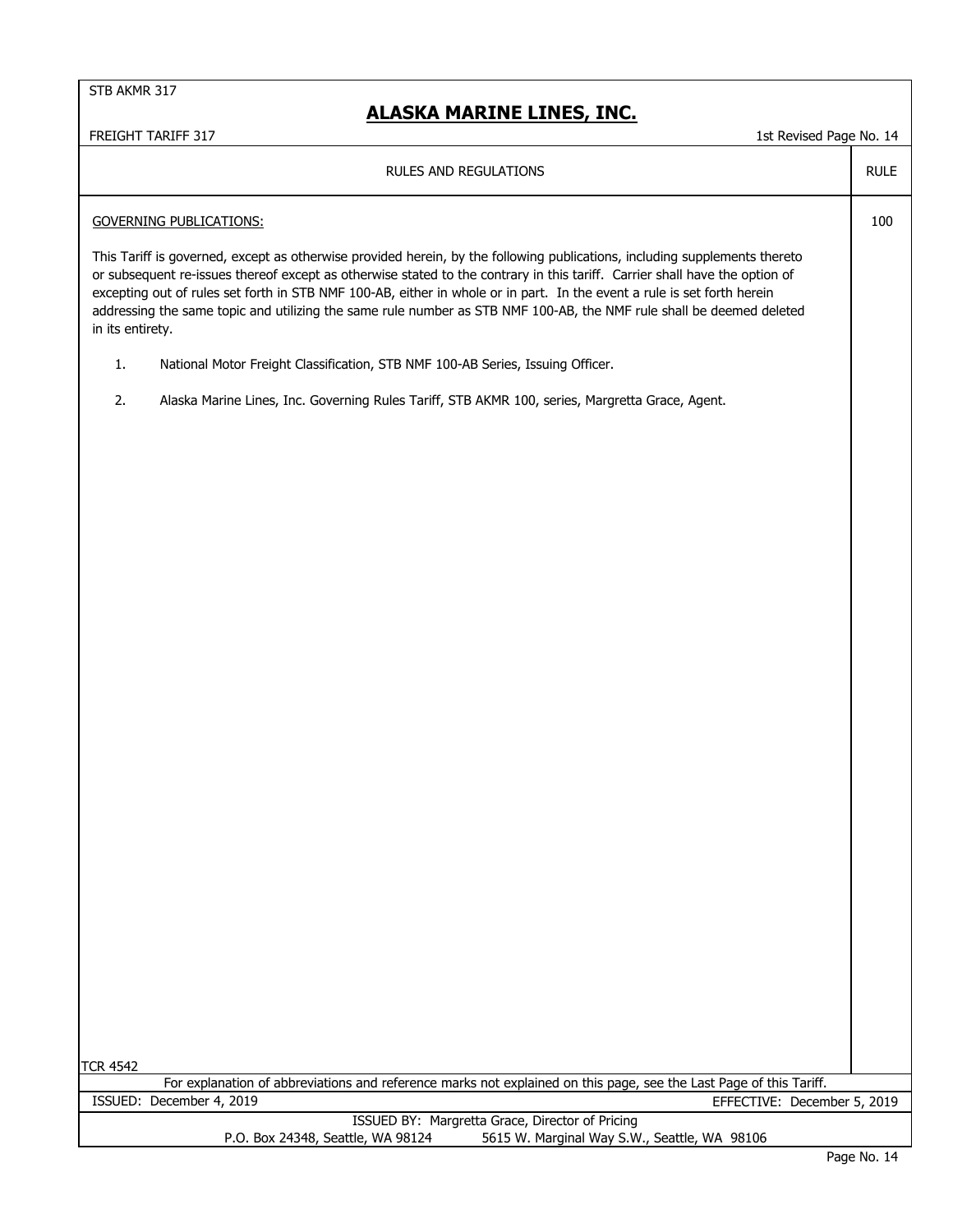RULES AND REGULATIONS — RULE

## GOVERNING PUBLICATIONS: — 100

This Tariff is governed, except as otherwise provided herein, by the following publications, including supplements thereto or subsequent re-issues thereof except as otherwise stated to the contrary in this tariff. Carrier shall have the option of excepting out of rules set forth in STB NMF 100-AB, either in whole or in part. In the event a rule is set forth herein addressing the same topic and utilizing the same rule number as STB NMF 100-AB, the NMF rule shall be deemed deleted in its entirety.

1. National Motor Freight Classification, STB NMF 100-AB Series, Issuing Officer.

2. Alaska Marine Lines, Inc. Governing Rules Tariff, STB AKMR 100, series, Margretta Grace, Agent.

TCR 4542

For explanation of abbreviations and reference marks not explained on this page, see the Last Page of this Tariff.

ISSUED: December 4, 2019 EFFECTIVE: December 5, 2019

ISSUED BY: Margretta Grace, Director of Pricing
P.O. Box 24348, Seattle, WA 98124 5615 W. Marginal Way S.W., Seattle, WA 98106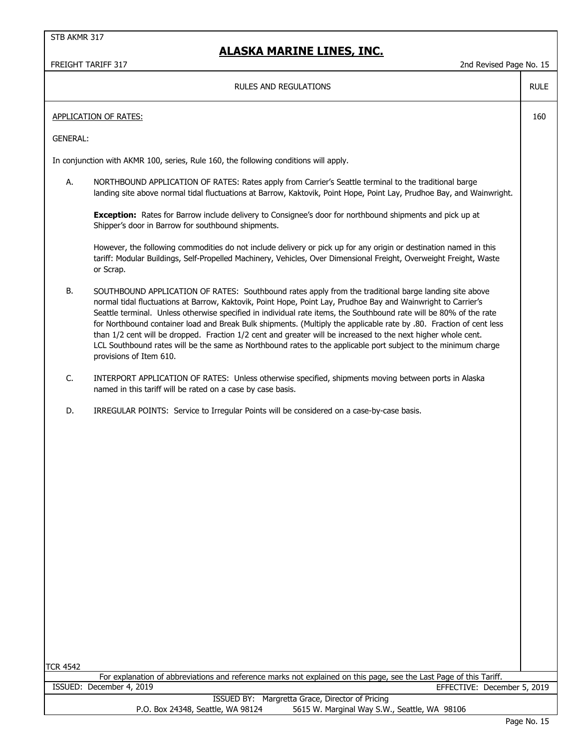# ALASKA MARINE LINES, INC.

FREIGHT TARIFF 317

2nd Revised Page No. 15

| RULES AND REGULATIONS | RULE |
|---|---|

## APPLICATION OF RATES: (Rule 160)

GENERAL:

In conjunction with AKMR 100, series, Rule 160, the following conditions will apply.

A. NORTHBOUND APPLICATION OF RATES: Rates apply from Carrier's Seattle terminal to the traditional barge landing site above normal tidal fluctuations at Barrow, Kaktovik, Point Hope, Point Lay, Prudhoe Bay, and Wainwright.

   **Exception:** Rates for Barrow include delivery to Consignee's door for northbound shipments and pick up at Shipper's door in Barrow for southbound shipments.

   However, the following commodities do not include delivery or pick up for any origin or destination named in this tariff: Modular Buildings, Self-Propelled Machinery, Vehicles, Over Dimensional Freight, Overweight Freight, Waste or Scrap.

B. SOUTHBOUND APPLICATION OF RATES: Southbound rates apply from the traditional barge landing site above normal tidal fluctuations at Barrow, Kaktovik, Point Hope, Point Lay, Prudhoe Bay and Wainwright to Carrier's Seattle terminal. Unless otherwise specified in individual rate items, the Southbound rate will be 80% of the rate for Northbound container load and Break Bulk shipments. (Multiply the applicable rate by .80. Fraction of cent less than 1/2 cent will be dropped. Fraction 1/2 cent and greater will be increased to the next higher whole cent. LCL Southbound rates will be the same as Northbound rates to the applicable port subject to the minimum charge provisions of Item 610.

C. INTERPORT APPLICATION OF RATES: Unless otherwise specified, shipments moving between ports in Alaska named in this tariff will be rated on a case by case basis.

D. IRREGULAR POINTS: Service to Irregular Points will be considered on a case-by-case basis.

TCR 4542

For explanation of abbreviations and reference marks not explained on this page, see the Last Page of this Tariff.

ISSUED: December 4, 2019 | EFFECTIVE: December 5, 2019

ISSUED BY: Margretta Grace, Director of Pricing

P.O. Box 24348, Seattle, WA 98124 | 5615 W. Marginal Way S.W., Seattle, WA 98106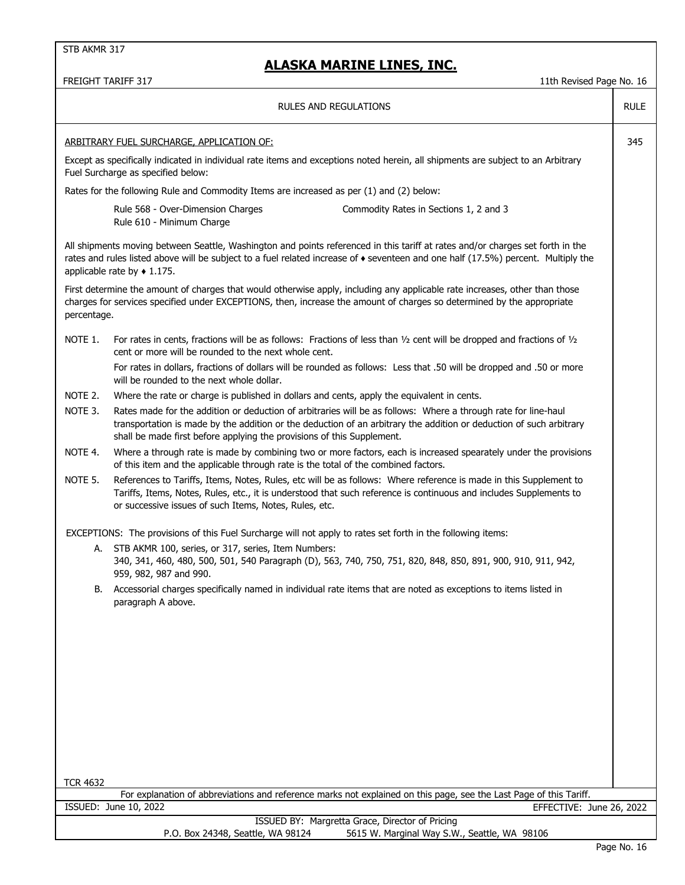STB AKMR 317

# ALASKA MARINE LINES, INC.

FREIGHT TARIFF 317 — 11th Revised Page No. 16

## RULES AND REGULATIONS — RULE 345

### ARBITRARY FUEL SURCHARGE, APPLICATION OF:

Except as specifically indicated in individual rate items and exceptions noted herein, all shipments are subject to an Arbitrary Fuel Surcharge as specified below:

Rates for the following Rule and Commodity Items are increased as per (1) and (2) below:

| | |
|---|---|
| Rule 568 - Over-Dimension Charges | Commodity Rates in Sections 1, 2 and 3 |
| Rule 610 - Minimum Charge | |

All shipments moving between Seattle, Washington and points referenced in this tariff at rates and/or charges set forth in the rates and rules listed above will be subject to a fuel related increase of ♦ seventeen and one half (17.5%) percent. Multiply the applicable rate by ♦ 1.175.

First determine the amount of charges that would otherwise apply, including any applicable rate increases, other than those charges for services specified under EXCEPTIONS, then, increase the amount of charges so determined by the appropriate percentage.

NOTE 1. For rates in cents, fractions will be as follows: Fractions of less than ½ cent will be dropped and fractions of ½ cent or more will be rounded to the next whole cent.

For rates in dollars, fractions of dollars will be rounded as follows: Less that .50 will be dropped and .50 or more will be rounded to the next whole dollar.

NOTE 2. Where the rate or charge is published in dollars and cents, apply the equivalent in cents.

NOTE 3. Rates made for the addition or deduction of arbitraries will be as follows: Where a through rate for line-haul transportation is made by the addition or the deduction of an arbitrary the addition or deduction of such arbitrary shall be made first before applying the provisions of this Supplement.

NOTE 4. Where a through rate is made by combining two or more factors, each is increased spearately under the provisions of this item and the applicable through rate is the total of the combined factors.

NOTE 5. References to Tariffs, Items, Notes, Rules, etc will be as follows: Where reference is made in this Supplement to Tariffs, Items, Notes, Rules, etc., it is understood that such reference is continuous and includes Supplements to or successive issues of such Items, Notes, Rules, etc.

EXCEPTIONS: The provisions of this Fuel Surcharge will not apply to rates set forth in the following items:

A. STB AKMR 100, series, or 317, series, Item Numbers:
340, 341, 460, 480, 500, 501, 540 Paragraph (D), 563, 740, 750, 751, 820, 848, 850, 891, 900, 910, 911, 942, 959, 982, 987 and 990.

B. Accessorial charges specifically named in individual rate items that are noted as exceptions to items listed in paragraph A above.

TCR 4632

For explanation of abbreviations and reference marks not explained on this page, see the Last Page of this Tariff.

ISSUED: June 10, 2022 — EFFECTIVE: June 26, 2022

ISSUED BY: Margretta Grace, Director of Pricing
P.O. Box 24348, Seattle, WA 98124 — 5615 W. Marginal Way S.W., Seattle, WA 98106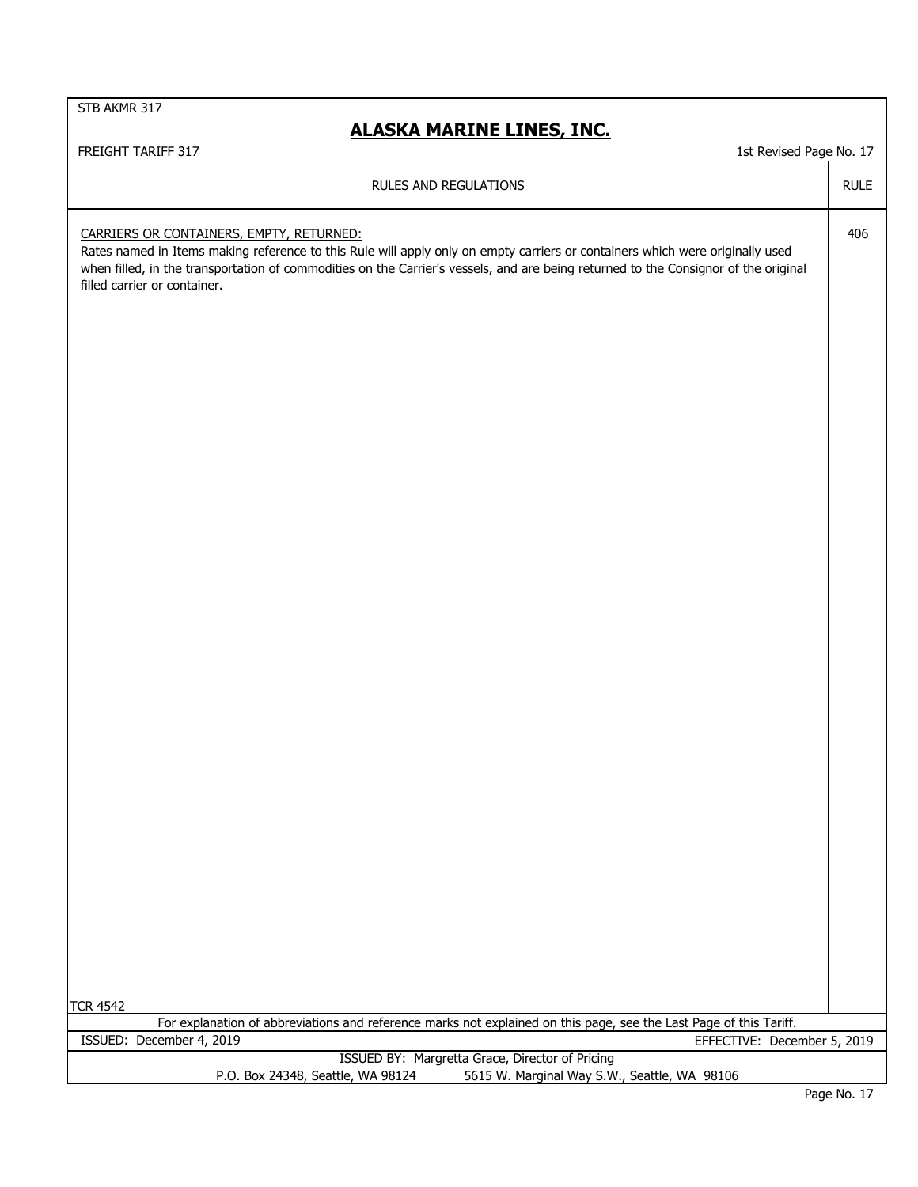| RULES AND REGULATIONS | RULE |
| --- | --- |
| CARRIERS OR CONTAINERS, EMPTY, RETURNED:<br>Rates named in Items making reference to this Rule will apply only on empty carriers or containers which were originally used when filled, in the transportation of commodities on the Carrier's vessels, and are being returned to the Consignor of the original filled carrier or container. | 406 |

TCR 4542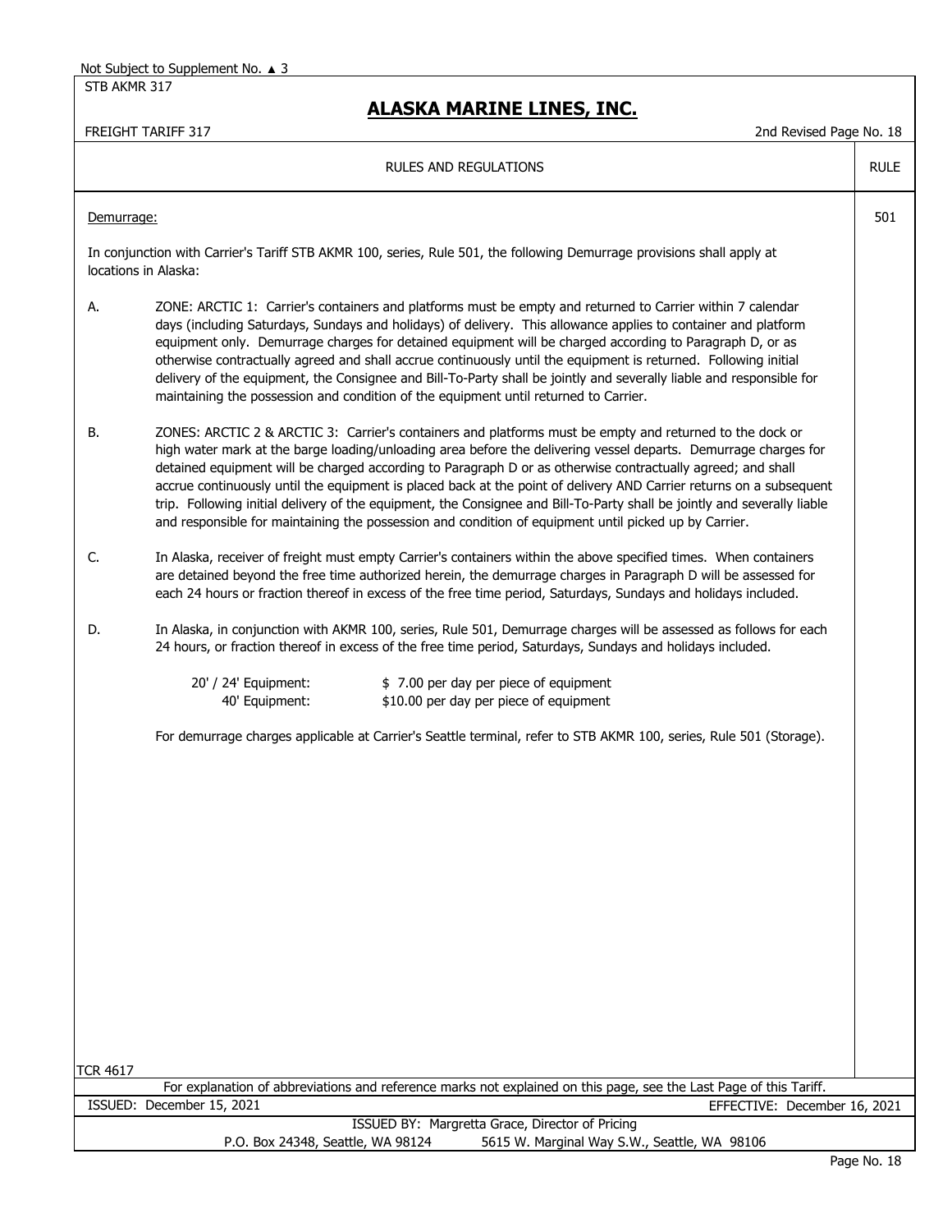## RULES AND REGULATIONS

**RULE 501**

Demurrage:

In conjunction with Carrier's Tariff STB AKMR 100, series, Rule 501, the following Demurrage provisions shall apply at locations in Alaska:

A. ZONE: ARCTIC 1: Carrier's containers and platforms must be empty and returned to Carrier within 7 calendar days (including Saturdays, Sundays and holidays) of delivery. This allowance applies to container and platform equipment only. Demurrage charges for detained equipment will be charged according to Paragraph D, or as otherwise contractually agreed and shall accrue continuously until the equipment is returned. Following initial delivery of the equipment, the Consignee and Bill-To-Party shall be jointly and severally liable and responsible for maintaining the possession and condition of the equipment until returned to Carrier.

B. ZONES: ARCTIC 2 & ARCTIC 3: Carrier's containers and platforms must be empty and returned to the dock or high water mark at the barge loading/unloading area before the delivering vessel departs. Demurrage charges for detained equipment will be charged according to Paragraph D or as otherwise contractually agreed; and shall accrue continuously until the equipment is placed back at the point of delivery AND Carrier returns on a subsequent trip. Following initial delivery of the equipment, the Consignee and Bill-To-Party shall be jointly and severally liable and responsible for maintaining the possession and condition of equipment until picked up by Carrier.

C. In Alaska, receiver of freight must empty Carrier's containers within the above specified times. When containers are detained beyond the free time authorized herein, the demurrage charges in Paragraph D will be assessed for each 24 hours or fraction thereof in excess of the free time period, Saturdays, Sundays and holidays included.

D. In Alaska, in conjunction with AKMR 100, series, Rule 501, Demurrage charges will be assessed as follows for each 24 hours, or fraction thereof in excess of the free time period, Saturdays, Sundays and holidays included.

| | |
|---|---|
| 20' / 24' Equipment: | $ 7.00 per day per piece of equipment |
| 40' Equipment: | $10.00 per day per piece of equipment |

For demurrage charges applicable at Carrier's Seattle terminal, refer to STB AKMR 100, series, Rule 501 (Storage).

TCR 4617

For explanation of abbreviations and reference marks not explained on this page, see the Last Page of this Tariff.

ISSUED: December 15, 2021 EFFECTIVE: December 16, 2021

ISSUED BY: Margretta Grace, Director of Pricing
P.O. Box 24348, Seattle, WA 98124 5615 W. Marginal Way S.W., Seattle, WA 98106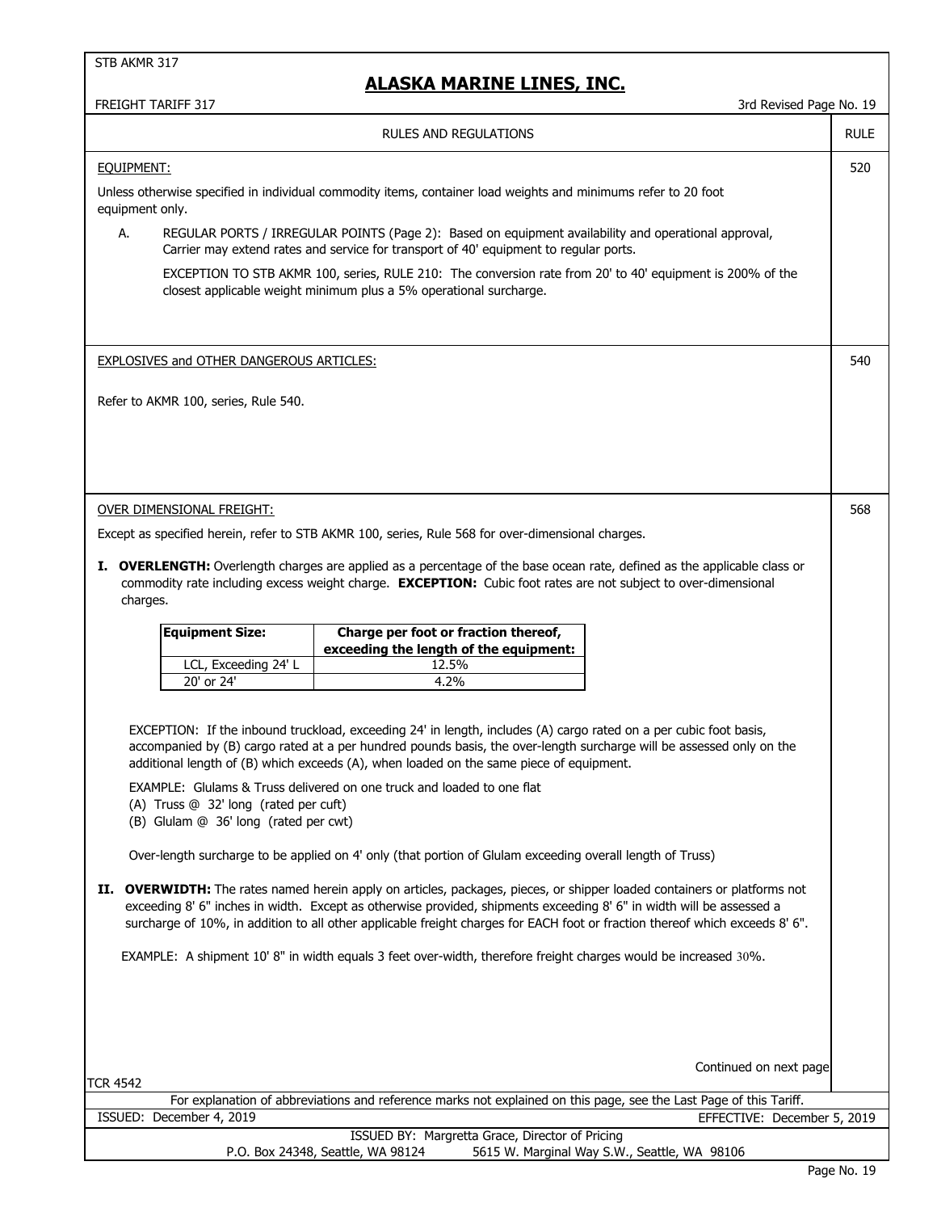STB AKMR 317

# ALASKA MARINE LINES, INC.

FREIGHT TARIFF 317

3rd Revised Page No. 19

## RULES AND REGULATIONS

### EQUIPMENT: (RULE 520)

Unless otherwise specified in individual commodity items, container load weights and minimums refer to 20 foot equipment only.

A. REGULAR PORTS / IRREGULAR POINTS (Page 2): Based on equipment availability and operational approval, Carrier may extend rates and service for transport of 40' equipment to regular ports.

EXCEPTION TO STB AKMR 100, series, RULE 210: The conversion rate from 20' to 40' equipment is 200% of the closest applicable weight minimum plus a 5% operational surcharge.

### EXPLOSIVES and OTHER DANGEROUS ARTICLES: (RULE 540)

Refer to AKMR 100, series, Rule 540.

### OVER DIMENSIONAL FREIGHT: (RULE 568)

Except as specified herein, refer to STB AKMR 100, series, Rule 568 for over-dimensional charges.

**I. OVERLENGTH:** Overlength charges are applied as a percentage of the base ocean rate, defined as the applicable class or commodity rate including excess weight charge. **EXCEPTION:** Cubic foot rates are not subject to over-dimensional charges.

| Equipment Size: | Charge per foot or fraction thereof, exceeding the length of the equipment: |
|---|---|
| LCL, Exceeding 24' L | 12.5% |
| 20' or 24' | 4.2% |

EXCEPTION: If the inbound truckload, exceeding 24' in length, includes (A) cargo rated on a per cubic foot basis, accompanied by (B) cargo rated at a per hundred pounds basis, the over-length surcharge will be assessed only on the additional length of (B) which exceeds (A), when loaded on the same piece of equipment.

EXAMPLE: Glulams & Truss delivered on one truck and loaded to one flat
(A) Truss @ 32' long (rated per cuft)
(B) Glulam @ 36' long (rated per cwt)

Over-length surcharge to be applied on 4' only (that portion of Glulam exceeding overall length of Truss)

**II. OVERWIDTH:** The rates named herein apply on articles, packages, pieces, or shipper loaded containers or platforms not exceeding 8' 6" inches in width. Except as otherwise provided, shipments exceeding 8' 6" in width will be assessed a surcharge of 10%, in addition to all other applicable freight charges for EACH foot or fraction thereof which exceeds 8' 6".

EXAMPLE: A shipment 10' 8" in width equals 3 feet over-width, therefore freight charges would be increased 30%.

Continued on next page

TCR 4542

For explanation of abbreviations and reference marks not explained on this page, see the Last Page of this Tariff.

ISSUED: December 4, 2019 EFFECTIVE: December 5, 2019

ISSUED BY: Margretta Grace, Director of Pricing
P.O. Box 24348, Seattle, WA 98124 5615 W. Marginal Way S.W., Seattle, WA 98106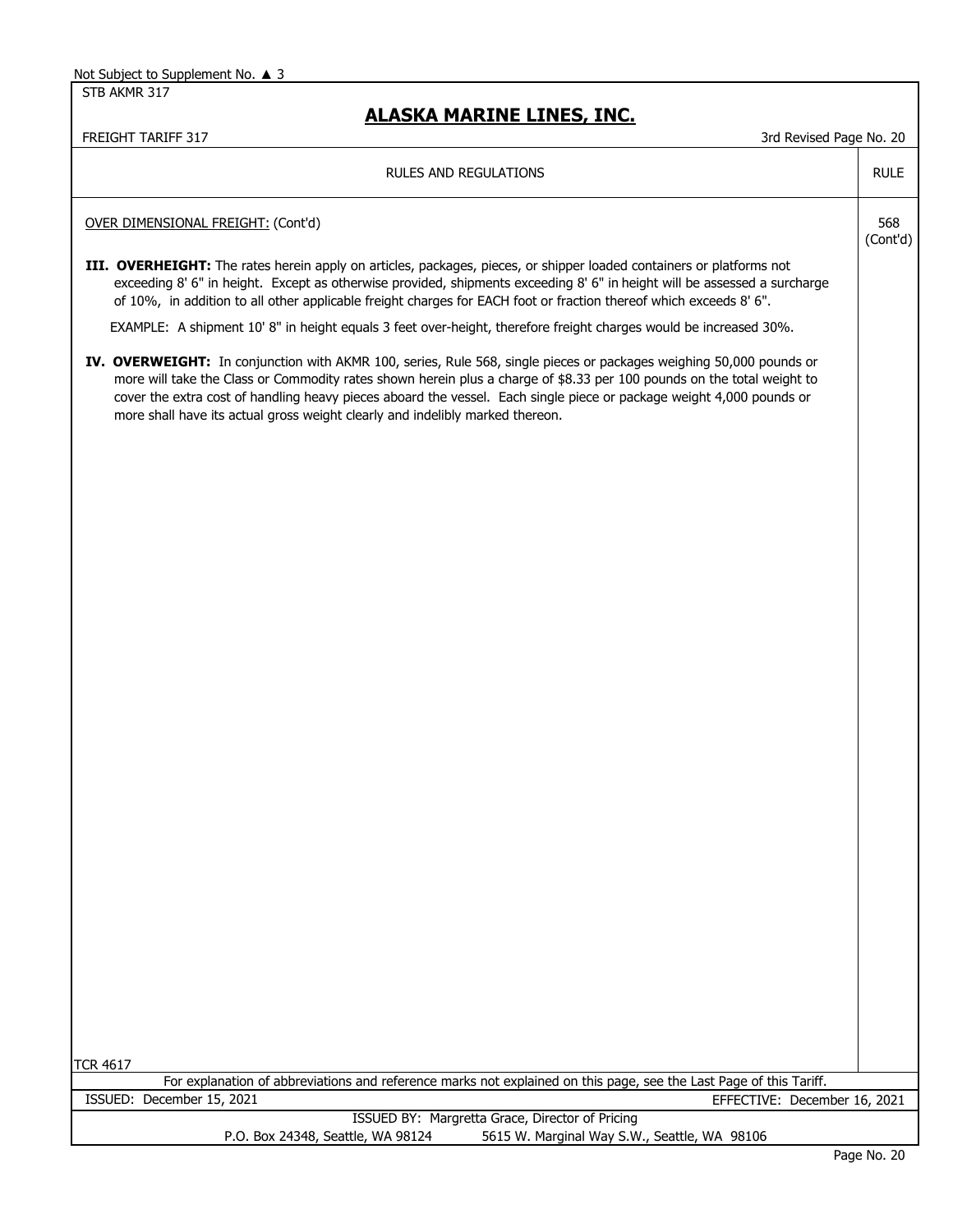Not Subject to Supplement No. ▲ 3

STB AKMR 317

# ALASKA MARINE LINES, INC.

FREIGHT TARIFF 317 — 3rd Revised Page No. 20

| RULES AND REGULATIONS | RULE |
|---|---|

OVER DIMENSIONAL FREIGHT: (Cont'd) — 568 (Cont'd)

**III. OVERHEIGHT:** The rates herein apply on articles, packages, pieces, or shipper loaded containers or platforms not exceeding 8' 6" in height. Except as otherwise provided, shipments exceeding 8' 6" in height will be assessed a surcharge of 10%, in addition to all other applicable freight charges for EACH foot or fraction thereof which exceeds 8' 6".

EXAMPLE: A shipment 10' 8" in height equals 3 feet over-height, therefore freight charges would be increased 30%.

**IV. OVERWEIGHT:** In conjunction with AKMR 100, series, Rule 568, single pieces or packages weighing 50,000 pounds or more will take the Class or Commodity rates shown herein plus a charge of $8.33 per 100 pounds on the total weight to cover the extra cost of handling heavy pieces aboard the vessel. Each single piece or package weight 4,000 pounds or more shall have its actual gross weight clearly and indelibly marked thereon.

TCR 4617

For explanation of abbreviations and reference marks not explained on this page, see the Last Page of this Tariff.

ISSUED: December 15, 2021 — EFFECTIVE: December 16, 2021

ISSUED BY: Margretta Grace, Director of Pricing

P.O. Box 24348, Seattle, WA 98124 — 5615 W. Marginal Way S.W., Seattle, WA 98106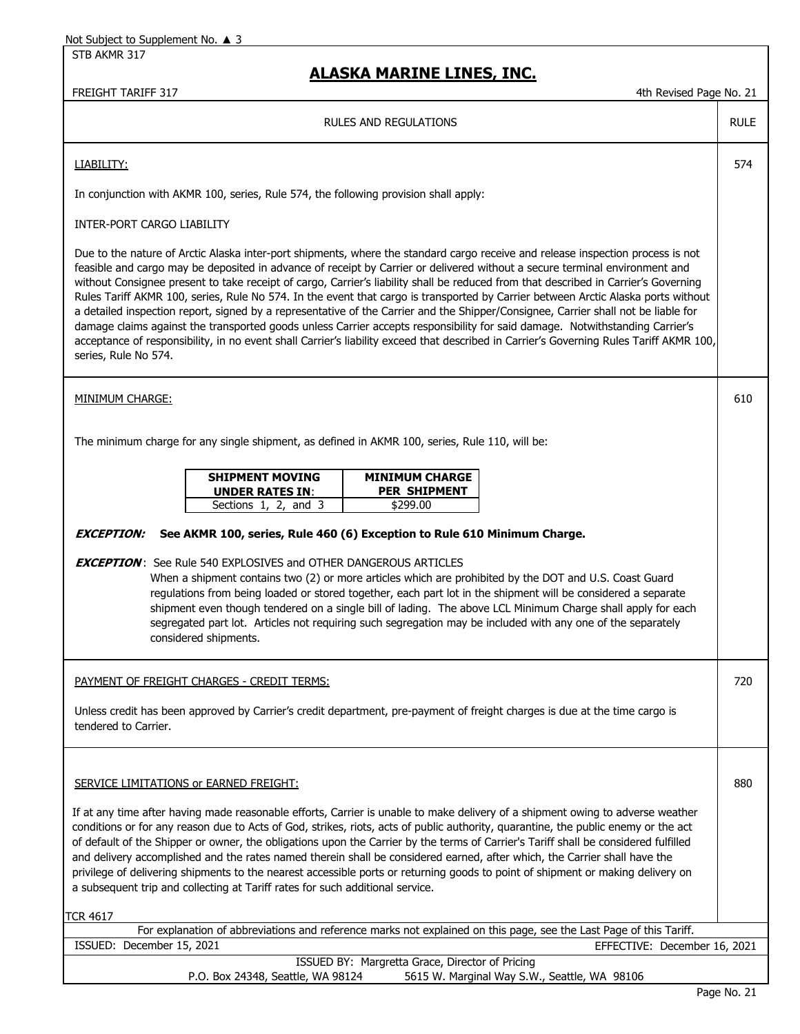## RULES AND REGULATIONS

### LIABILITY: (Rule 574)

In conjunction with AKMR 100, series, Rule 574, the following provision shall apply:

INTER-PORT CARGO LIABILITY

Due to the nature of Arctic Alaska inter-port shipments, where the standard cargo receive and release inspection process is not feasible and cargo may be deposited in advance of receipt by Carrier or delivered without a secure terminal environment and without Consignee present to take receipt of cargo, Carrier's liability shall be reduced from that described in Carrier's Governing Rules Tariff AKMR 100, series, Rule No 574. In the event that cargo is transported by Carrier between Arctic Alaska ports without a detailed inspection report, signed by a representative of the Carrier and the Shipper/Consignee, Carrier shall not be liable for damage claims against the transported goods unless Carrier accepts responsibility for said damage. Notwithstanding Carrier's acceptance of responsibility, in no event shall Carrier's liability exceed that described in Carrier's Governing Rules Tariff AKMR 100, series, Rule No 574.

### MINIMUM CHARGE: (Rule 610)

The minimum charge for any single shipment, as defined in AKMR 100, series, Rule 110, will be:

| SHIPMENT MOVING UNDER RATES IN: | MINIMUM CHARGE PER SHIPMENT |
|---|---|
| Sections 1, 2, and 3 | $299.00 |

***EXCEPTION:*** **See AKMR 100, series, Rule 460 (6) Exception to Rule 610 Minimum Charge.**

***EXCEPTION***: See Rule 540 EXPLOSIVES and OTHER DANGEROUS ARTICLES
When a shipment contains two (2) or more articles which are prohibited by the DOT and U.S. Coast Guard regulations from being loaded or stored together, each part lot in the shipment will be considered a separate shipment even though tendered on a single bill of lading. The above LCL Minimum Charge shall apply for each segregated part lot. Articles not requiring such segregation may be included with any one of the separately considered shipments.

### PAYMENT OF FREIGHT CHARGES - CREDIT TERMS: (Rule 720)

Unless credit has been approved by Carrier's credit department, pre-payment of freight charges is due at the time cargo is tendered to Carrier.

### SERVICE LIMITATIONS or EARNED FREIGHT: (Rule 880)

If at any time after having made reasonable efforts, Carrier is unable to make delivery of a shipment owing to adverse weather conditions or for any reason due to Acts of God, strikes, riots, acts of public authority, quarantine, the public enemy or the act of default of the Shipper or owner, the obligations upon the Carrier by the terms of Carrier's Tariff shall be considered fulfilled and delivery accomplished and the rates named therein shall be considered earned, after which, the Carrier shall have the privilege of delivering shipments to the nearest accessible ports or returning goods to point of shipment or making delivery on a subsequent trip and collecting at Tariff rates for such additional service.

TCR 4617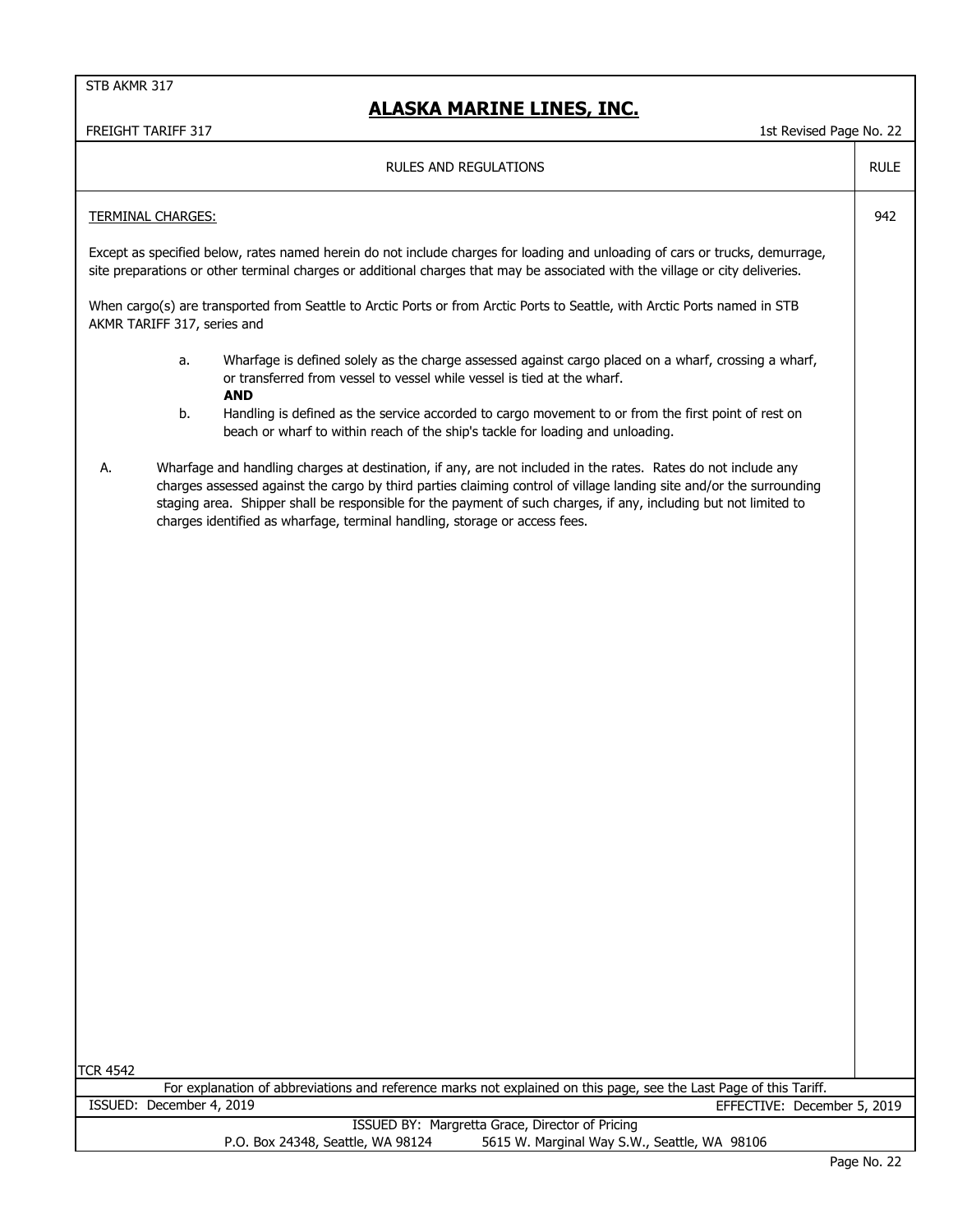RULES AND REGULATIONS — RULE 942

TERMINAL CHARGES:

Except as specified below, rates named herein do not include charges for loading and unloading of cars or trucks, demurrage, site preparations or other terminal charges or additional charges that may be associated with the village or city deliveries.

When cargo(s) are transported from Seattle to Arctic Ports or from Arctic Ports to Seattle, with Arctic Ports named in STB AKMR TARIFF 317, series and

a. Wharfage is defined solely as the charge assessed against cargo placed on a wharf, crossing a wharf, or transferred from vessel to vessel while vessel is tied at the wharf.
   **AND**

b. Handling is defined as the service accorded to cargo movement to or from the first point of rest on beach or wharf to within reach of the ship's tackle for loading and unloading.

A. Wharfage and handling charges at destination, if any, are not included in the rates. Rates do not include any charges assessed against the cargo by third parties claiming control of village landing site and/or the surrounding staging area. Shipper shall be responsible for the payment of such charges, if any, including but not limited to charges identified as wharfage, terminal handling, storage or access fees.

TCR 4542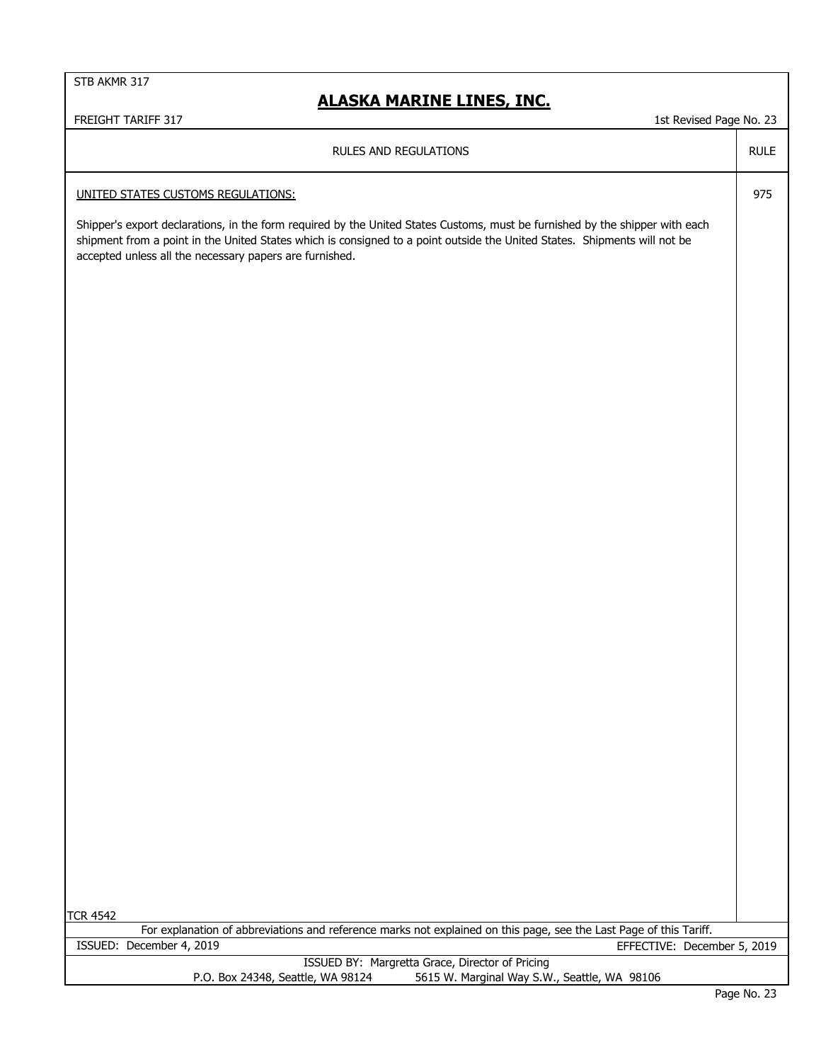## RULES AND REGULATIONS

| RULES AND REGULATIONS | RULE |
|---|---|
| UNITED STATES CUSTOMS REGULATIONS: | 975 |

Shipper's export declarations, in the form required by the United States Customs, must be furnished by the shipper with each shipment from a point in the United States which is consigned to a point outside the United States. Shipments will not be accepted unless all the necessary papers are furnished.

TCR 4542

For explanation of abbreviations and reference marks not explained on this page, see the Last Page of this Tariff.

ISSUED: December 4, 2019 EFFECTIVE: December 5, 2019

ISSUED BY: Margretta Grace, Director of Pricing
P.O. Box 24348, Seattle, WA 98124 5615 W. Marginal Way S.W., Seattle, WA 98106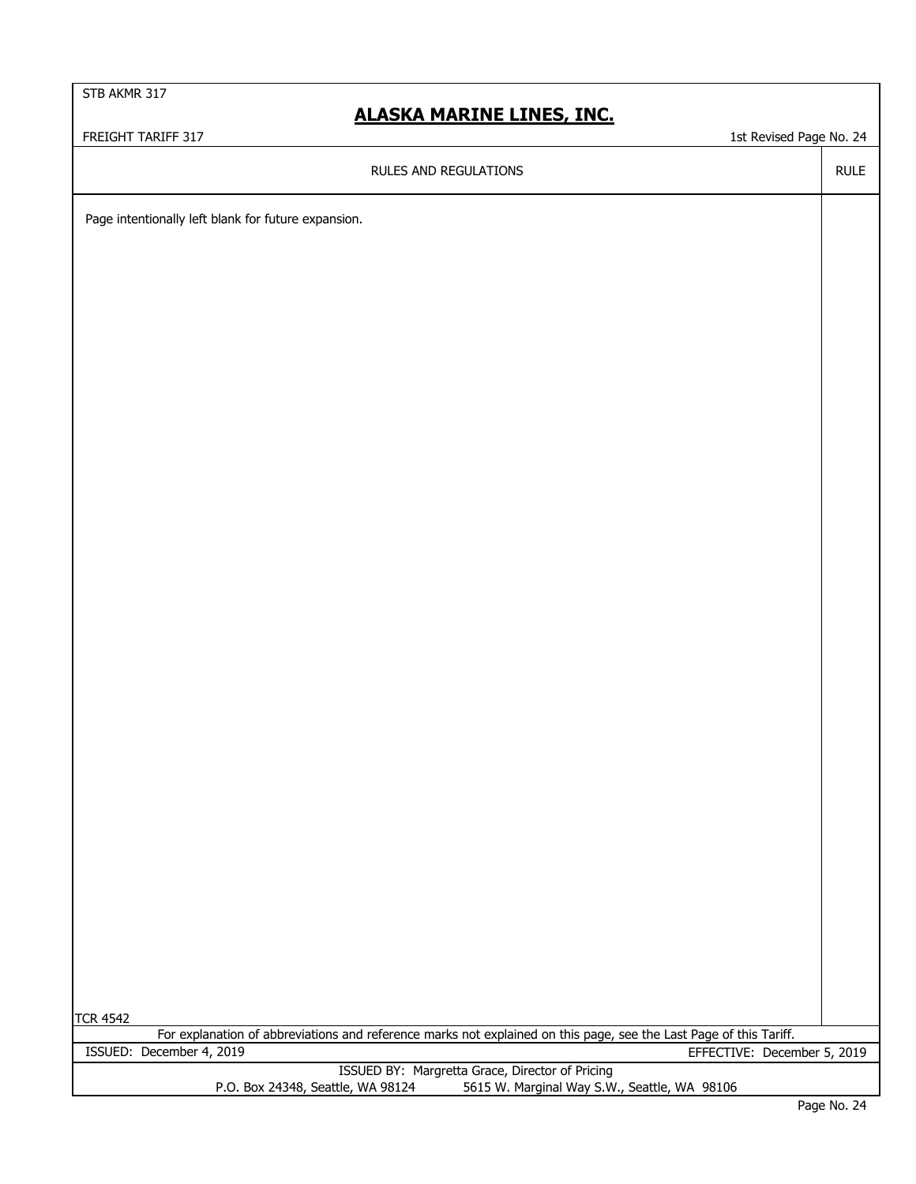RULES AND REGULATIONS

Page intentionally left blank for future expansion.

TCR 4542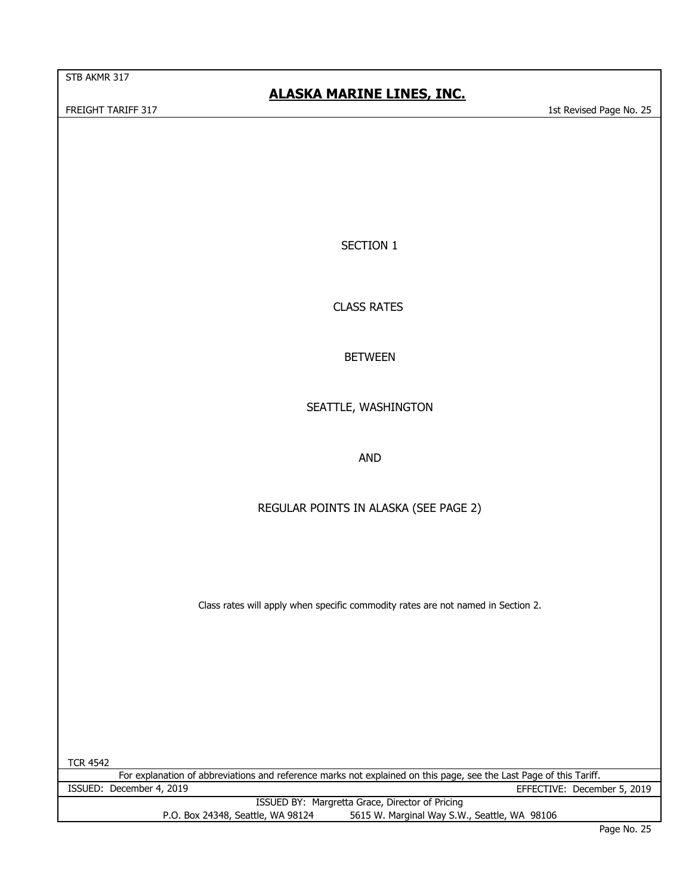# SECTION 1

## CLASS RATES

## BETWEEN

## SEATTLE, WASHINGTON

## AND

## REGULAR POINTS IN ALASKA (SEE PAGE 2)

Class rates will apply when specific commodity rates are not named in Section 2.

TCR 4542

For explanation of abbreviations and reference marks not explained on this page, see the Last Page of this Tariff.

ISSUED: December 4, 2019

EFFECTIVE: December 5, 2019

ISSUED BY: Margretta Grace, Director of Pricing

P.O. Box 24348, Seattle, WA 98124 5615 W. Marginal Way S.W., Seattle, WA 98106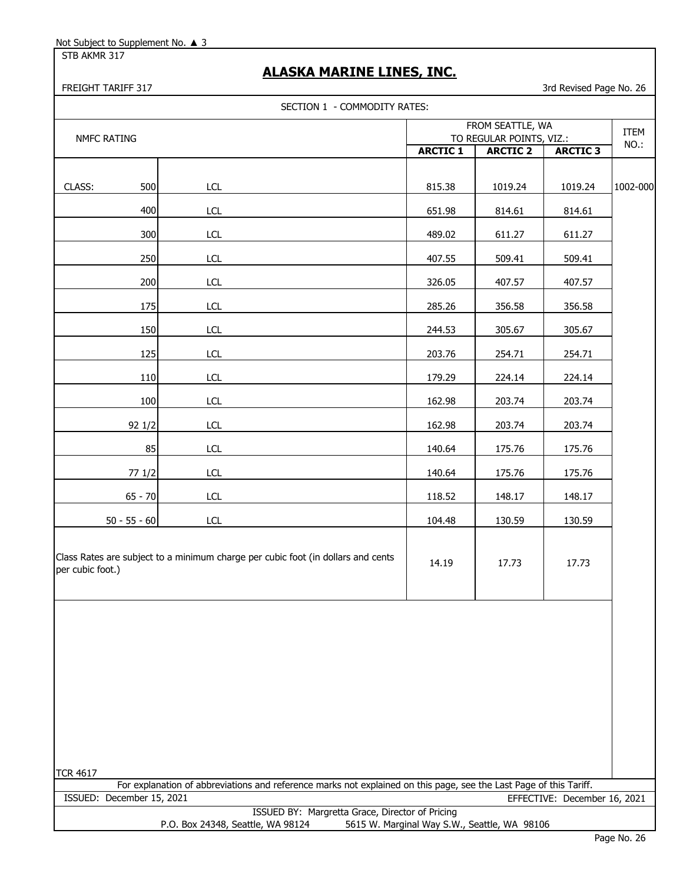Not Subject to Supplement No. ▲ 3

STB AKMR 317

# ALASKA MARINE LINES, INC.

FREIGHT TARIFF 317

3rd Revised Page No. 26

SECTION 1 - COMMODITY RATES:

| NMFC RATING | | | FROM SEATTLE, WA TO REGULAR POINTS, VIZ.: | | | ITEM NO.: |
|---|---|---|---|---|---|---|
| | | | ARCTIC 1 | ARCTIC 2 | ARCTIC 3 | |
| CLASS: | 500 | LCL | 815.38 | 1019.24 | 1019.24 | 1002-000 |
| | 400 | LCL | 651.98 | 814.61 | 814.61 | |
| | 300 | LCL | 489.02 | 611.27 | 611.27 | |
| | 250 | LCL | 407.55 | 509.41 | 509.41 | |
| | 200 | LCL | 326.05 | 407.57 | 407.57 | |
| | 175 | LCL | 285.26 | 356.58 | 356.58 | |
| | 150 | LCL | 244.53 | 305.67 | 305.67 | |
| | 125 | LCL | 203.76 | 254.71 | 254.71 | |
| | 110 | LCL | 179.29 | 224.14 | 224.14 | |
| | 100 | LCL | 162.98 | 203.74 | 203.74 | |
| | 92 1/2 | LCL | 162.98 | 203.74 | 203.74 | |
| | 85 | LCL | 140.64 | 175.76 | 175.76 | |
| | 77 1/2 | LCL | 140.64 | 175.76 | 175.76 | |
| | 65 - 70 | LCL | 118.52 | 148.17 | 148.17 | |
| | 50 - 55 - 60 | LCL | 104.48 | 130.59 | 130.59 | |
| Class Rates are subject to a minimum charge per cubic foot (in dollars and cents per cubic foot.) | | | 14.19 | 17.73 | 17.73 | |

TCR 4617

For explanation of abbreviations and reference marks not explained on this page, see the Last Page of this Tariff.

ISSUED: December 15, 2021

EFFECTIVE: December 16, 2021

ISSUED BY: Margretta Grace, Director of Pricing

P.O. Box 24348, Seattle, WA 98124 5615 W. Marginal Way S.W., Seattle, WA 98106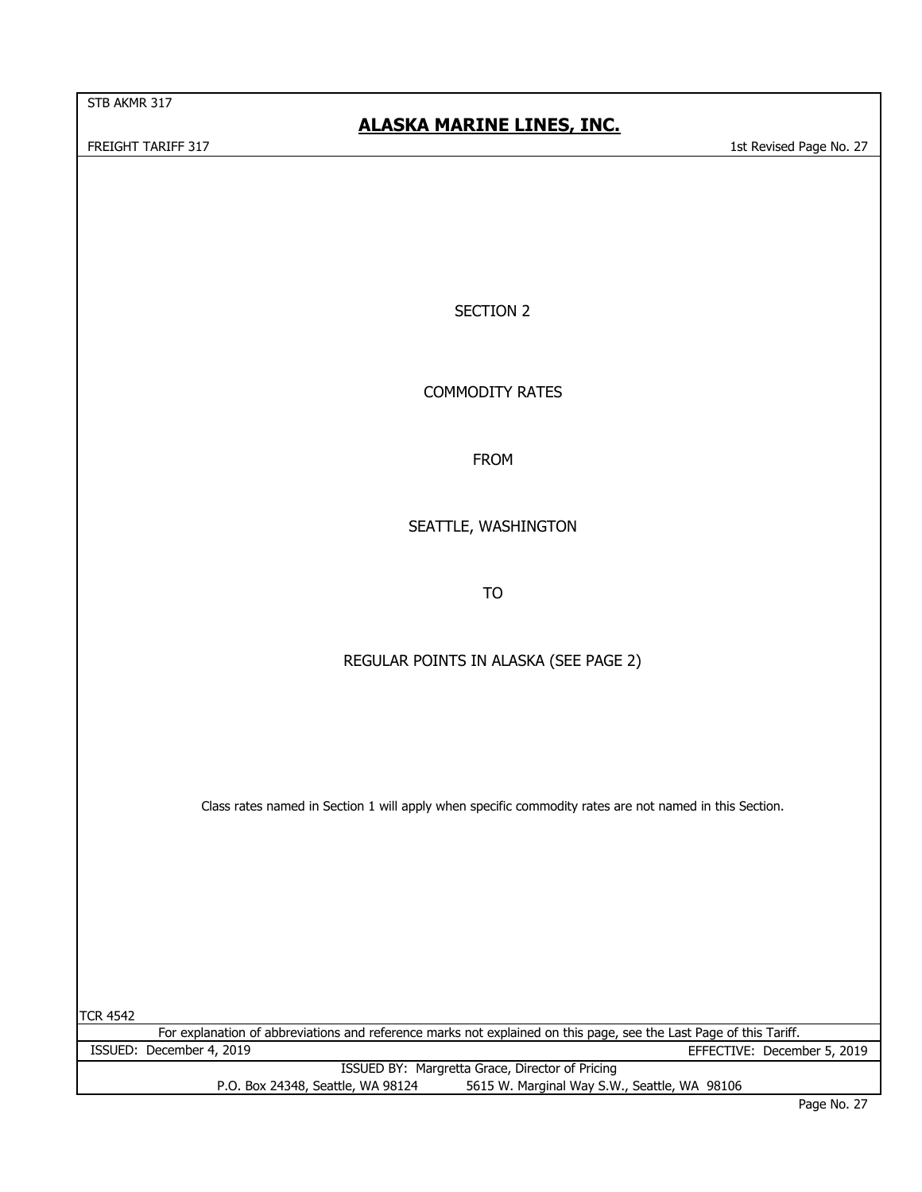# SECTION 2

## COMMODITY RATES

## FROM

## SEATTLE, WASHINGTON

## TO

## REGULAR POINTS IN ALASKA (SEE PAGE 2)

Class rates named in Section 1 will apply when specific commodity rates are not named in this Section.

TCR 4542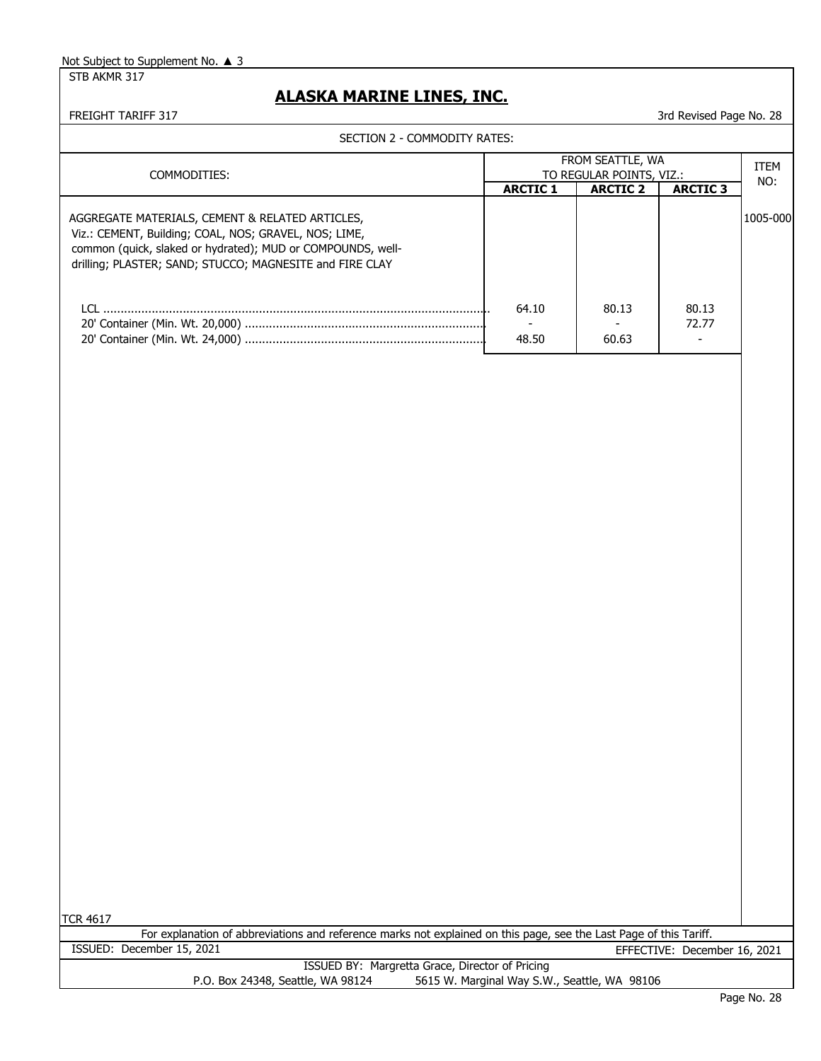Not Subject to Supplement No. ▲ 3

STB AKMR 317

# ALASKA MARINE LINES, INC.

FREIGHT TARIFF 317

3rd Revised Page No. 28

SECTION 2 - COMMODITY RATES:

| COMMODITIES: | FROM SEATTLE, WA TO REGULAR POINTS, VIZ.: | | | ITEM NO: |
|---|---|---|---|---|
| | ARCTIC 1 | ARCTIC 2 | ARCTIC 3 | |
| AGGREGATE MATERIALS, CEMENT & RELATED ARTICLES, Viz.: CEMENT, Building; COAL, NOS; GRAVEL, NOS; LIME, common (quick, slaked or hydrated); MUD or COMPOUNDS, well-drilling; PLASTER; SAND; STUCCO; MAGNESITE and FIRE CLAY | | | | 1005-000 |
| LCL | 64.10 | 80.13 | 80.13 | |
| 20' Container (Min. Wt. 20,000) | - | - | 72.77 | |
| 20' Container (Min. Wt. 24,000) | 48.50 | 60.63 | - | |

TCR 4617

For explanation of abbreviations and reference marks not explained on this page, see the Last Page of this Tariff.

ISSUED: December 15, 2021

EFFECTIVE: December 16, 2021

ISSUED BY: Margretta Grace, Director of Pricing

P.O. Box 24348, Seattle, WA 98124 5615 W. Marginal Way S.W., Seattle, WA 98106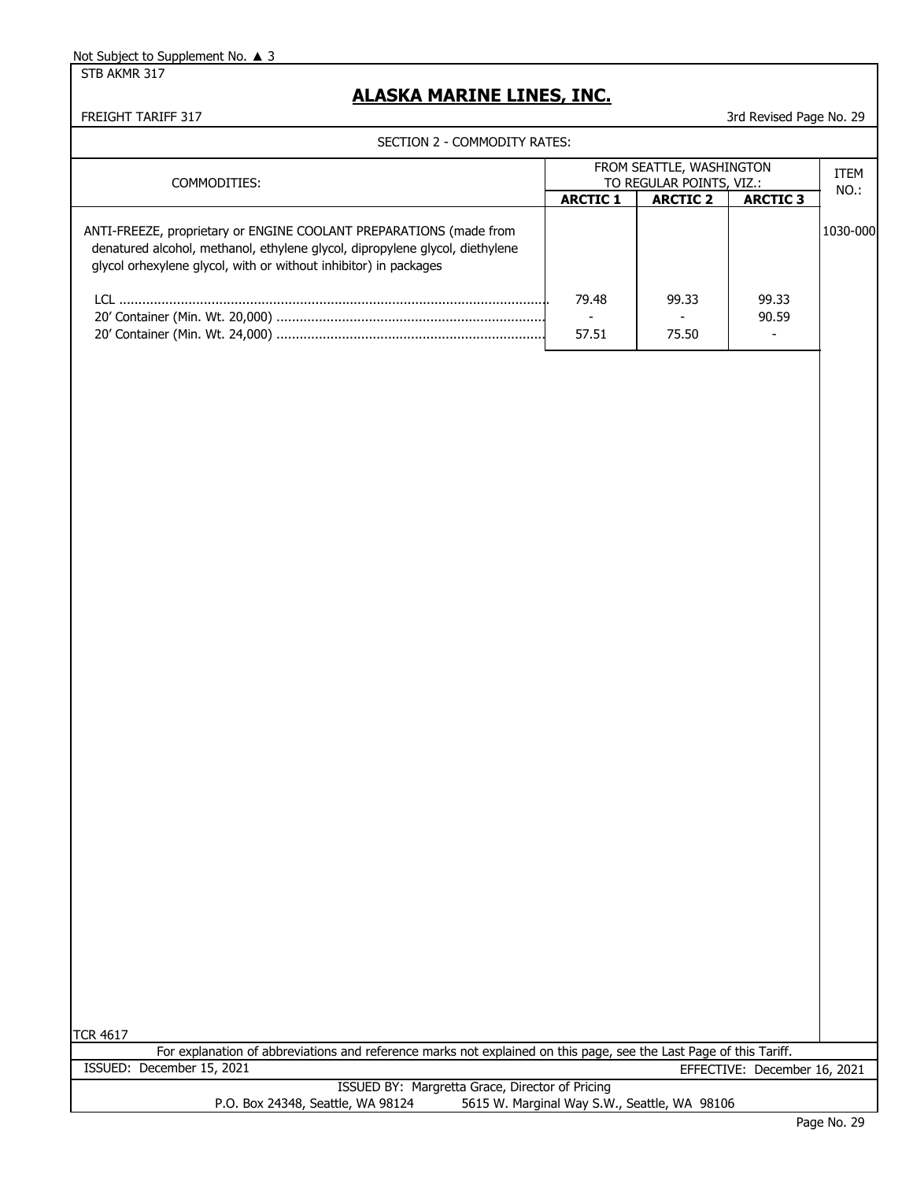Not Subject to Supplement No. ▲ 3

STB AKMR 317

# ALASKA MARINE LINES, INC.

FREIGHT TARIFF 317

3rd Revised Page No. 29

## SECTION 2 - COMMODITY RATES:

| COMMODITIES: | FROM SEATTLE, WASHINGTON TO REGULAR POINTS, VIZ.: | | | ITEM NO.: |
|---|---|---|---|---|
| | ARCTIC 1 | ARCTIC 2 | ARCTIC 3 | |
| ANTI-FREEZE, proprietary or ENGINE COOLANT PREPARATIONS (made from denatured alcohol, methanol, ethylene glycol, dipropylene glycol, diethylene glycol orhexylene glycol, with or without inhibitor) in packages | | | | 1030-000 |
| LCL | 79.48 | 99.33 | 99.33 | |
| 20' Container (Min. Wt. 20,000) | - | - | 90.59 | |
| 20' Container (Min. Wt. 24,000) | 57.51 | 75.50 | - | |

TCR 4617

For explanation of abbreviations and reference marks not explained on this page, see the Last Page of this Tariff.

ISSUED: December 15, 2021

EFFECTIVE: December 16, 2021

ISSUED BY: Margretta Grace, Director of Pricing

P.O. Box 24348, Seattle, WA 98124    5615 W. Marginal Way S.W., Seattle, WA 98106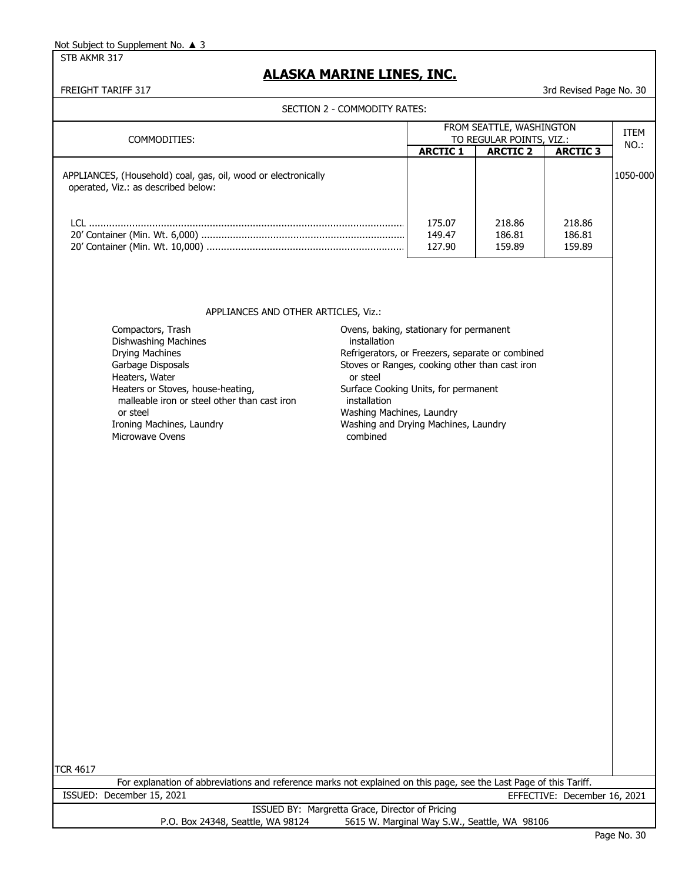Not Subject to Supplement No. ▲ 3

STB AKMR 317

# ALASKA MARINE LINES, INC.

FREIGHT TARIFF 317 — 3rd Revised Page No. 30

SECTION 2 - COMMODITY RATES:

| COMMODITIES: | FROM SEATTLE, WASHINGTON TO REGULAR POINTS, VIZ.: | | | ITEM NO.: |
|---|---|---|---|---|
| | **ARCTIC 1** | **ARCTIC 2** | **ARCTIC 3** | |
| APPLIANCES, (Household) coal, gas, oil, wood or electronically operated, Viz.: as described below: | | | | 1050-000 |
| LCL | 175.07 | 218.86 | 218.86 | |
| 20' Container (Min. Wt. 6,000) | 149.47 | 186.81 | 186.81 | |
| 20' Container (Min. Wt. 10,000) | 127.90 | 159.89 | 159.89 | |

APPLIANCES AND OTHER ARTICLES, Viz.:

- Compactors, Trash
- Dishwashing Machines
- Drying Machines
- Garbage Disposals
- Heaters, Water
- Heaters or Stoves, house-heating, malleable iron or steel other than cast iron or steel
- Ironing Machines, Laundry
- Microwave Ovens
- Ovens, baking, stationary for permanent installation
- Refrigerators, or Freezers, separate or combined
- Stoves or Ranges, cooking other than cast iron or steel
- Surface Cooking Units, for permanent installation
- Washing Machines, Laundry
- Washing and Drying Machines, Laundry combined

TCR 4617

For explanation of abbreviations and reference marks not explained on this page, see the Last Page of this Tariff.

ISSUED: December 15, 2021 — EFFECTIVE: December 16, 2021

ISSUED BY: Margretta Grace, Director of Pricing

P.O. Box 24348, Seattle, WA 98124 — 5615 W. Marginal Way S.W., Seattle, WA 98106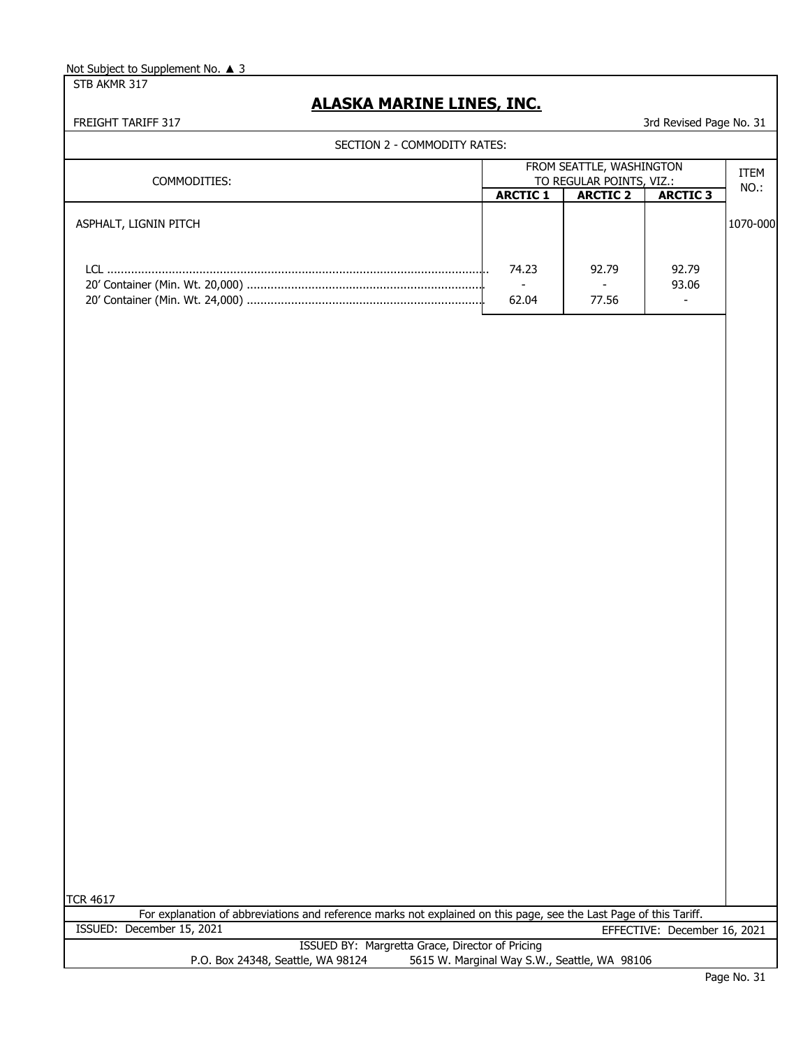Not Subject to Supplement No. ▲ 3

STB AKMR 317

# ALASKA MARINE LINES, INC.

FREIGHT TARIFF 317

3rd Revised Page No. 31

SECTION 2 - COMMODITY RATES:

| COMMODITIES: | FROM SEATTLE, WASHINGTON TO REGULAR POINTS, VIZ.: | | | ITEM NO.: |
|---|---|---|---|---|
| | **ARCTIC 1** | **ARCTIC 2** | **ARCTIC 3** | |
| ASPHALT, LIGNIN PITCH | | | | 1070-000 |
| LCL | 74.23 | 92.79 | 92.79 | |
| 20' Container (Min. Wt. 20,000) | - | - | 93.06 | |
| 20' Container (Min. Wt. 24,000) | 62.04 | 77.56 | - | |

TCR 4617

For explanation of abbreviations and reference marks not explained on this page, see the Last Page of this Tariff.

ISSUED: December 15, 2021

EFFECTIVE: December 16, 2021

ISSUED BY: Margretta Grace, Director of Pricing

P.O. Box 24348, Seattle, WA 98124 5615 W. Marginal Way S.W., Seattle, WA 98106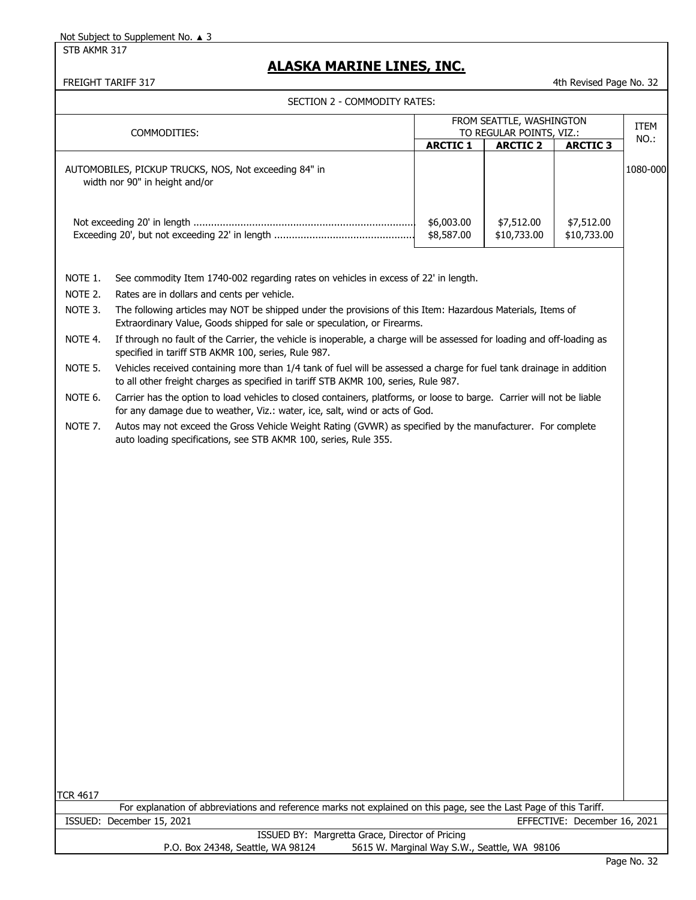Not Subject to Supplement No. ▲ 3

STB AKMR 317

# ALASKA MARINE LINES, INC.

FREIGHT TARIFF 317

4th Revised Page No. 32

## SECTION 2 - COMMODITY RATES:

| COMMODITIES: | FROM SEATTLE, WASHINGTON TO REGULAR POINTS, VIZ.: | | | ITEM NO.: |
|---|---|---|---|---|
| | **ARCTIC 1** | **ARCTIC 2** | **ARCTIC 3** | |
| AUTOMOBILES, PICKUP TRUCKS, NOS, Not exceeding 84" in width nor 90" in height and/or | | | | 1080-000 |
| Not exceeding 20' in length | $6,003.00 | $7,512.00 | $7,512.00 | |
| Exceeding 20', but not exceeding 22' in length | $8,587.00 | $10,733.00 | $10,733.00 | |

NOTE 1. See commodity Item 1740-002 regarding rates on vehicles in excess of 22' in length.

NOTE 2. Rates are in dollars and cents per vehicle.

NOTE 3. The following articles may NOT be shipped under the provisions of this Item: Hazardous Materials, Items of Extraordinary Value, Goods shipped for sale or speculation, or Firearms.

NOTE 4. If through no fault of the Carrier, the vehicle is inoperable, a charge will be assessed for loading and off-loading as specified in tariff STB AKMR 100, series, Rule 987.

NOTE 5. Vehicles received containing more than 1/4 tank of fuel will be assessed a charge for fuel tank drainage in addition to all other freight charges as specified in tariff STB AKMR 100, series, Rule 987.

NOTE 6. Carrier has the option to load vehicles to closed containers, platforms, or loose to barge. Carrier will not be liable for any damage due to weather, Viz.: water, ice, salt, wind or acts of God.

NOTE 7. Autos may not exceed the Gross Vehicle Weight Rating (GVWR) as specified by the manufacturer. For complete auto loading specifications, see STB AKMR 100, series, Rule 355.

TCR 4617

For explanation of abbreviations and reference marks not explained on this page, see the Last Page of this Tariff.

ISSUED: December 15, 2021 EFFECTIVE: December 16, 2021

ISSUED BY: Margretta Grace, Director of Pricing

P.O. Box 24348, Seattle, WA 98124 5615 W. Marginal Way S.W., Seattle, WA 98106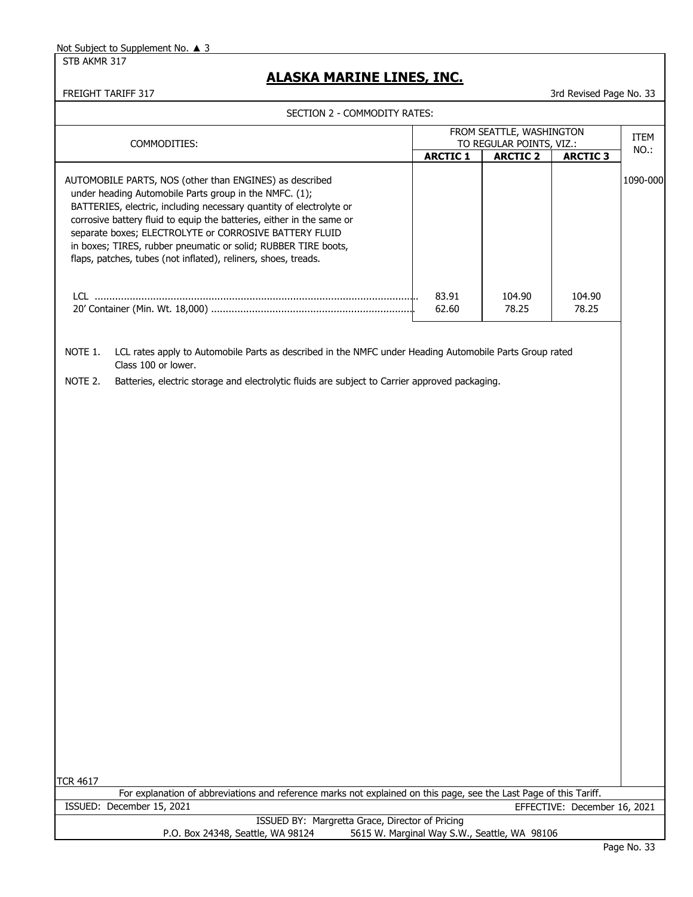Not Subject to Supplement No. ▲ 3

STB AKMR 317

# ALASKA MARINE LINES, INC.

FREIGHT TARIFF 317

3rd Revised Page No. 33

SECTION 2 - COMMODITY RATES:

| COMMODITIES: | FROM SEATTLE, WASHINGTON TO REGULAR POINTS, VIZ.: | | | ITEM NO.: |
|---|---|---|---|---|
| | ARCTIC 1 | ARCTIC 2 | ARCTIC 3 | |
| AUTOMOBILE PARTS, NOS (other than ENGINES) as described under heading Automobile Parts group in the NMFC. (1); BATTERIES, electric, including necessary quantity of electrolyte or corrosive battery fluid to equip the batteries, either in the same or separate boxes; ELECTROLYTE or CORROSIVE BATTERY FLUID in boxes; TIRES, rubber pneumatic or solid; RUBBER TIRE boots, flaps, patches, tubes (not inflated), reliners, shoes, treads. | | | | 1090-000 |
| LCL | 83.91 | 104.90 | 104.90 | |
| 20' Container (Min. Wt. 18,000) | 62.60 | 78.25 | 78.25 | |

NOTE 1. LCL rates apply to Automobile Parts as described in the NMFC under Heading Automobile Parts Group rated Class 100 or lower.

NOTE 2. Batteries, electric storage and electrolytic fluids are subject to Carrier approved packaging.

TCR 4617

For explanation of abbreviations and reference marks not explained on this page, see the Last Page of this Tariff.

ISSUED: December 15, 2021

EFFECTIVE: December 16, 2021

ISSUED BY: Margretta Grace, Director of Pricing

P.O. Box 24348, Seattle, WA 98124 5615 W. Marginal Way S.W., Seattle, WA 98106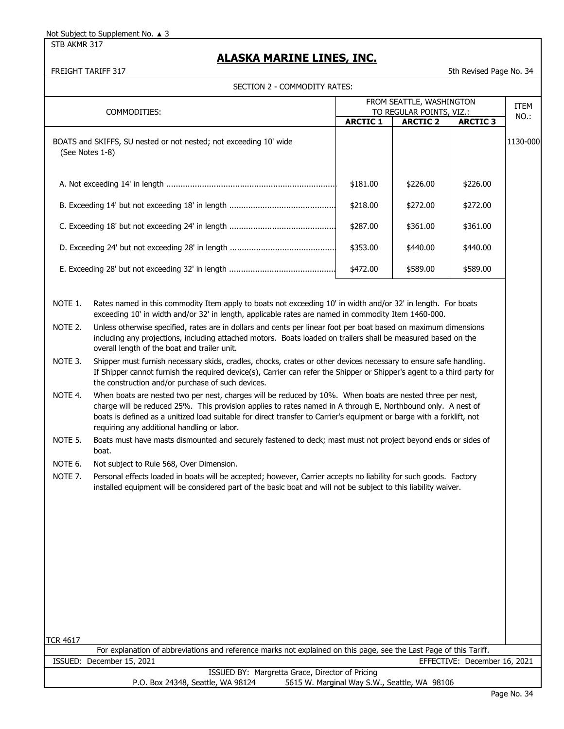Not Subject to Supplement No. ▲ 3

STB AKMR 317

# ALASKA MARINE LINES, INC.

FREIGHT TARIFF 317

5th Revised Page No. 34

SECTION 2 - COMMODITY RATES:

| COMMODITIES: | FROM SEATTLE, WASHINGTON TO REGULAR POINTS, VIZ.: | | | ITEM NO.: |
|---|---|---|---|---|
| | **ARCTIC 1** | **ARCTIC 2** | **ARCTIC 3** | |
| BOATS and SKIFFS, SU nested or not nested; not exceeding 10' wide (See Notes 1-8) | | | | 1130-000 |
| A. Not exceeding 14' in length | $181.00 | $226.00 | $226.00 | |
| B. Exceeding 14' but not exceeding 18' in length | $218.00 | $272.00 | $272.00 | |
| C. Exceeding 18' but not exceeding 24' in length | $287.00 | $361.00 | $361.00 | |
| D. Exceeding 24' but not exceeding 28' in length | $353.00 | $440.00 | $440.00 | |
| E. Exceeding 28' but not exceeding 32' in length | $472.00 | $589.00 | $589.00 | |

NOTE 1. Rates named in this commodity Item apply to boats not exceeding 10' in width and/or 32' in length. For boats exceeding 10' in width and/or 32' in length, applicable rates are named in commodity Item 1460-000.

NOTE 2. Unless otherwise specified, rates are in dollars and cents per linear foot per boat based on maximum dimensions including any projections, including attached motors. Boats loaded on trailers shall be measured based on the overall length of the boat and trailer unit.

NOTE 3. Shipper must furnish necessary skids, cradles, chocks, crates or other devices necessary to ensure safe handling. If Shipper cannot furnish the required device(s), Carrier can refer the Shipper or Shipper's agent to a third party for the construction and/or purchase of such devices.

NOTE 4. When boats are nested two per nest, charges will be reduced by 10%. When boats are nested three per nest, charge will be reduced 25%. This provision applies to rates named in A through E, Northbound only. A nest of boats is defined as a unitized load suitable for direct transfer to Carrier's equipment or barge with a forklift, not requiring any additional handling or labor.

NOTE 5. Boats must have masts dismounted and securely fastened to deck; mast must not project beyond ends or sides of boat.

NOTE 6. Not subject to Rule 568, Over Dimension.

NOTE 7. Personal effects loaded in boats will be accepted; however, Carrier accepts no liability for such goods. Factory installed equipment will be considered part of the basic boat and will not be subject to this liability waiver.

TCR 4617

For explanation of abbreviations and reference marks not explained on this page, see the Last Page of this Tariff.

ISSUED: December 15, 2021

EFFECTIVE: December 16, 2021

ISSUED BY: Margretta Grace, Director of Pricing

P.O. Box 24348, Seattle, WA 98124 5615 W. Marginal Way S.W., Seattle, WA 98106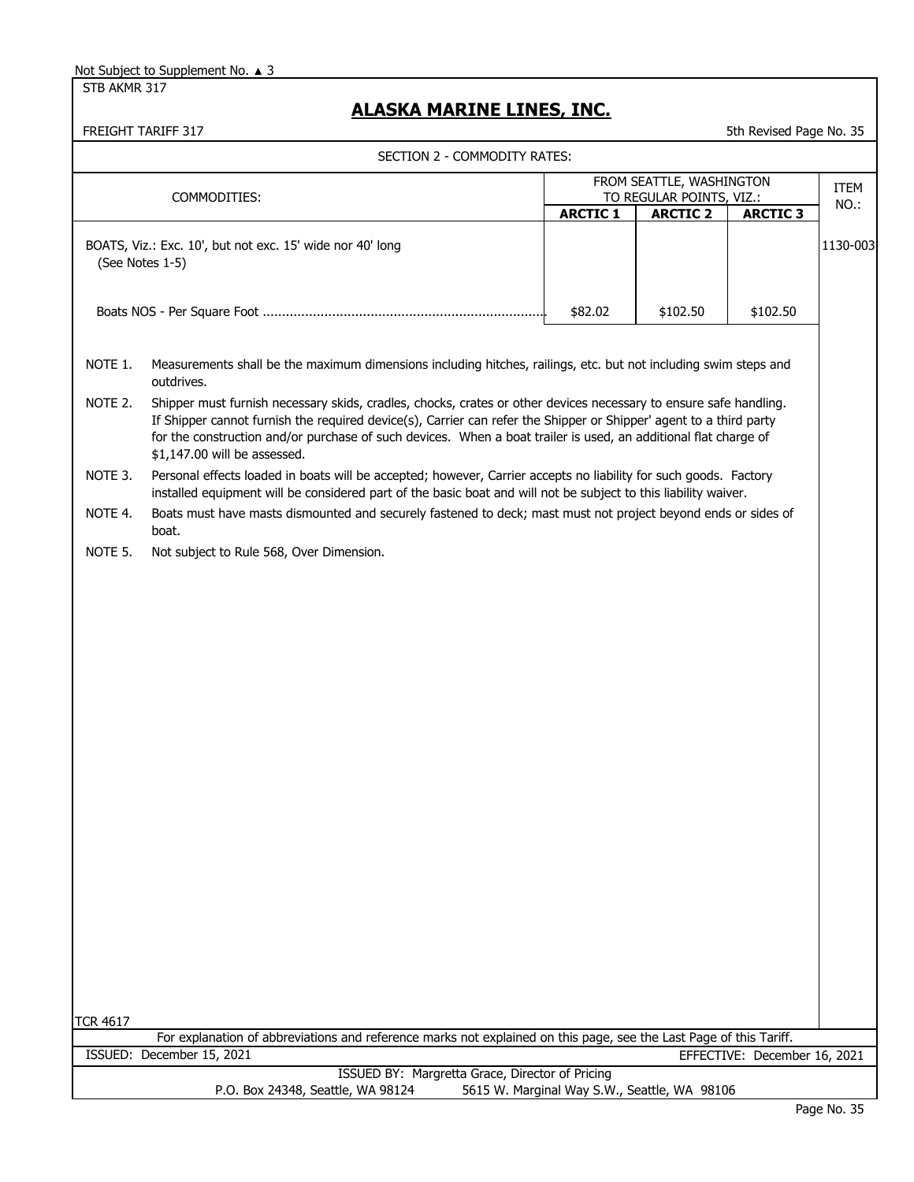Not Subject to Supplement No. ▲ 3

STB AKMR 317

# ALASKA MARINE LINES, INC.

FREIGHT TARIFF 317

5th Revised Page No. 35

SECTION 2 - COMMODITY RATES:

| COMMODITIES: | FROM SEATTLE, WASHINGTON TO REGULAR POINTS, VIZ.: | | | ITEM NO.: |
|---|---|---|---|---|
| | ARCTIC 1 | ARCTIC 2 | ARCTIC 3 | |
| BOATS, Viz.: Exc. 10', but not exc. 15' wide nor 40' long (See Notes 1-5) | | | | 1130-003 |
| Boats NOS - Per Square Foot | $82.02 | $102.50 | $102.50 | |

NOTE 1. Measurements shall be the maximum dimensions including hitches, railings, etc. but not including swim steps and outdrives.

NOTE 2. Shipper must furnish necessary skids, cradles, chocks, crates or other devices necessary to ensure safe handling. If Shipper cannot furnish the required device(s), Carrier can refer the Shipper or Shipper' agent to a third party for the construction and/or purchase of such devices. When a boat trailer is used, an additional flat charge of $1,147.00 will be assessed.

NOTE 3. Personal effects loaded in boats will be accepted; however, Carrier accepts no liability for such goods. Factory installed equipment will be considered part of the basic boat and will not be subject to this liability waiver.

NOTE 4. Boats must have masts dismounted and securely fastened to deck; mast must not project beyond ends or sides of boat.

NOTE 5. Not subject to Rule 568, Over Dimension.

TCR 4617

For explanation of abbreviations and reference marks not explained on this page, see the Last Page of this Tariff.

ISSUED: December 15, 2021 EFFECTIVE: December 16, 2021

ISSUED BY: Margretta Grace, Director of Pricing

P.O. Box 24348, Seattle, WA 98124 5615 W. Marginal Way S.W., Seattle, WA 98106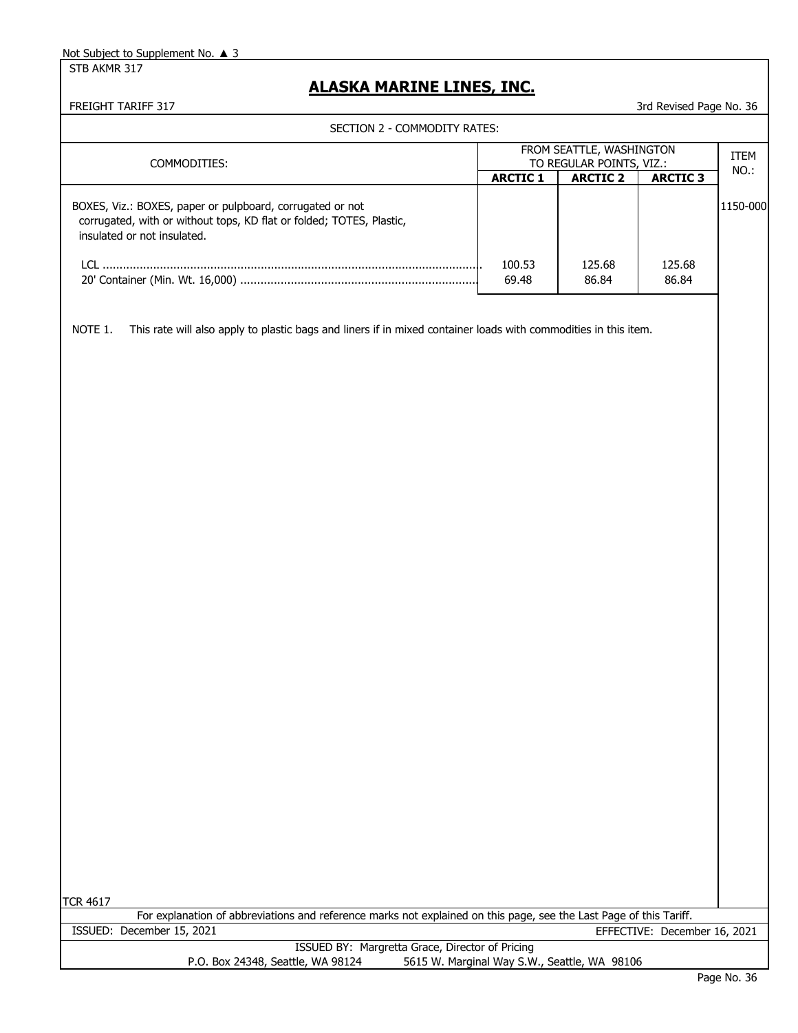Not Subject to Supplement No. ▲ 3

STB AKMR 317

# ALASKA MARINE LINES, INC.

FREIGHT TARIFF 317

3rd Revised Page No. 36

SECTION 2 - COMMODITY RATES:

| COMMODITIES: | FROM SEATTLE, WASHINGTON TO REGULAR POINTS, VIZ.: | | | ITEM NO.: |
|---|---|---|---|---|
| | **ARCTIC 1** | **ARCTIC 2** | **ARCTIC 3** | |
| BOXES, Viz.: BOXES, paper or pulpboard, corrugated or not corrugated, with or without tops, KD flat or folded; TOTES, Plastic, insulated or not insulated. | | | | 1150-000 |
| LCL ........................................ | 100.53 | 125.68 | 125.68 | |
| 20' Container (Min. Wt. 16,000) ........................................ | 69.48 | 86.84 | 86.84 | |

NOTE 1. This rate will also apply to plastic bags and liners if in mixed container loads with commodities in this item.

TCR 4617

For explanation of abbreviations and reference marks not explained on this page, see the Last Page of this Tariff.

ISSUED: December 15, 2021

EFFECTIVE: December 16, 2021

ISSUED BY: Margretta Grace, Director of Pricing

P.O. Box 24348, Seattle, WA 98124 5615 W. Marginal Way S.W., Seattle, WA 98106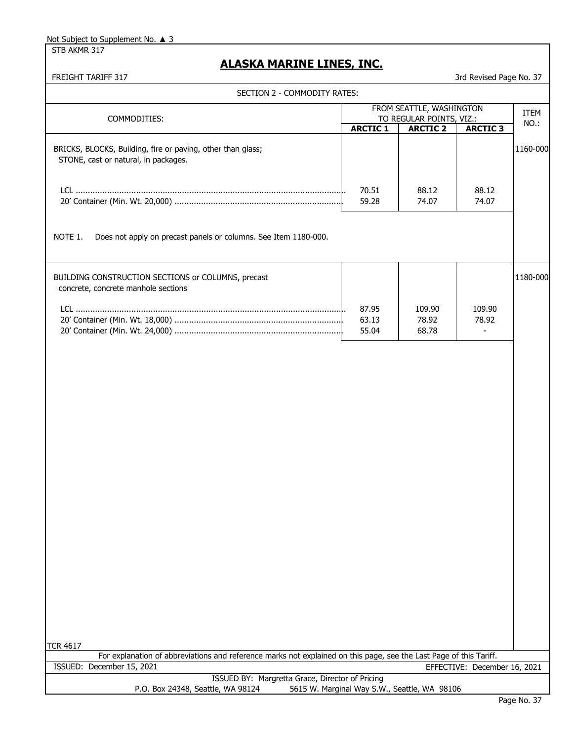Not Subject to Supplement No. ▲ 3

STB AKMR 317

# ALASKA MARINE LINES, INC.

FREIGHT TARIFF 317

3rd Revised Page No. 37

## SECTION 2 - COMMODITY RATES:

| COMMODITIES: | FROM SEATTLE, WASHINGTON TO REGULAR POINTS, VIZ.: | | | ITEM NO.: |
|---|---|---|---|---|
| | ARCTIC 1 | ARCTIC 2 | ARCTIC 3 | |
| BRICKS, BLOCKS, Building, fire or paving, other than glass; STONE, cast or natural, in packages. | | | | 1160-000 |
| LCL | 70.51 | 88.12 | 88.12 | |
| 20' Container (Min. Wt. 20,000) | 59.28 | 74.07 | 74.07 | |
| NOTE 1. Does not apply on precast panels or columns. See Item 1180-000. | | | | |
| BUILDING CONSTRUCTION SECTIONS or COLUMNS, precast concrete, concrete manhole sections | | | | 1180-000 |
| LCL | 87.95 | 109.90 | 109.90 | |
| 20' Container (Min. Wt. 18,000) | 63.13 | 78.92 | 78.92 | |
| 20' Container (Min. Wt. 24,000) | 55.04 | 68.78 | - | |

TCR 4617

For explanation of abbreviations and reference marks not explained on this page, see the Last Page of this Tariff.

ISSUED: December 15, 2021

EFFECTIVE: December 16, 2021

ISSUED BY: Margretta Grace, Director of Pricing

P.O. Box 24348, Seattle, WA 98124 5615 W. Marginal Way S.W., Seattle, WA 98106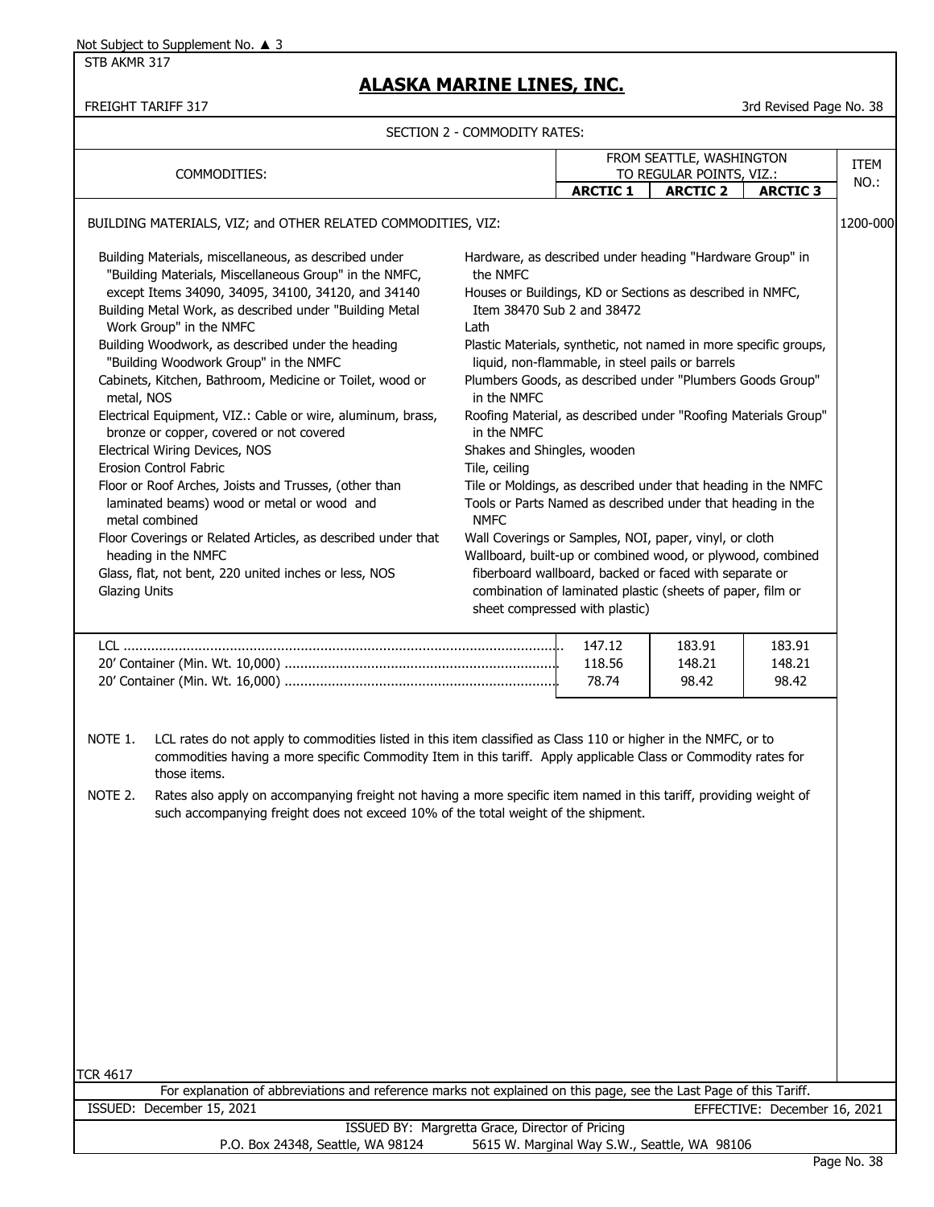Not Subject to Supplement No. ▲ 3

STB AKMR 317

# ALASKA MARINE LINES, INC.

FREIGHT TARIFF 317

3rd Revised Page No. 38

## SECTION 2 - COMMODITY RATES:

| COMMODITIES: | FROM SEATTLE, WASHINGTON TO REGULAR POINTS, VIZ.: | | | ITEM NO.: |
|---|---|---|---|---|
| | ARCTIC 1 | ARCTIC 2 | ARCTIC 3 | |

BUILDING MATERIALS, VIZ; and OTHER RELATED COMMODITIES, VIZ: **1200-000**

- Building Materials, miscellaneous, as described under "Building Materials, Miscellaneous Group" in the NMFC, except Items 34090, 34095, 34100, 34120, and 34140
- Building Metal Work, as described under "Building Metal Work Group" in the NMFC
- Building Woodwork, as described under the heading "Building Woodwork Group" in the NMFC
- Cabinets, Kitchen, Bathroom, Medicine or Toilet, wood or metal, NOS
- Electrical Equipment, VIZ.: Cable or wire, aluminum, brass, bronze or copper, covered or not covered
- Electrical Wiring Devices, NOS
- Erosion Control Fabric
- Floor or Roof Arches, Joists and Trusses, (other than laminated beams) wood or metal or wood and metal combined
- Floor Coverings or Related Articles, as described under that heading in the NMFC
- Glass, flat, not bent, 220 united inches or less, NOS
- Glazing Units
- Hardware, as described under heading "Hardware Group" in the NMFC
- Houses or Buildings, KD or Sections as described in NMFC, Item 38470 Sub 2 and 38472
- Lath
- Plastic Materials, synthetic, not named in more specific groups, liquid, non-flammable, in steel pails or barrels
- Plumbers Goods, as described under "Plumbers Goods Group" in the NMFC
- Roofing Material, as described under "Roofing Materials Group" in the NMFC
- Shakes and Shingles, wooden
- Tile, ceiling
- Tile or Moldings, as described under that heading in the NMFC
- Tools or Parts Named as described under that heading in the NMFC
- Wall Coverings or Samples, NOI, paper, vinyl, or cloth
- Wallboard, built-up or combined wood, or plywood, combined fiberboard wallboard, backed or faced with separate or combination of laminated plastic (sheets of paper, film or sheet compressed with plastic)

| | ARCTIC 1 | ARCTIC 2 | ARCTIC 3 |
|---|---|---|---|
| LCL | 147.12 | 183.91 | 183.91 |
| 20' Container (Min. Wt. 10,000) | 118.56 | 148.21 | 148.21 |
| 20' Container (Min. Wt. 16,000) | 78.74 | 98.42 | 98.42 |

NOTE 1. LCL rates do not apply to commodities listed in this item classified as Class 110 or higher in the NMFC, or to commodities having a more specific Commodity Item in this tariff. Apply applicable Class or Commodity rates for those items.

NOTE 2. Rates also apply on accompanying freight not having a more specific item named in this tariff, providing weight of such accompanying freight does not exceed 10% of the total weight of the shipment.

TCR 4617

For explanation of abbreviations and reference marks not explained on this page, see the Last Page of this Tariff.

ISSUED: December 15, 2021 EFFECTIVE: December 16, 2021

ISSUED BY: Margretta Grace, Director of Pricing

P.O. Box 24348, Seattle, WA 98124 5615 W. Marginal Way S.W., Seattle, WA 98106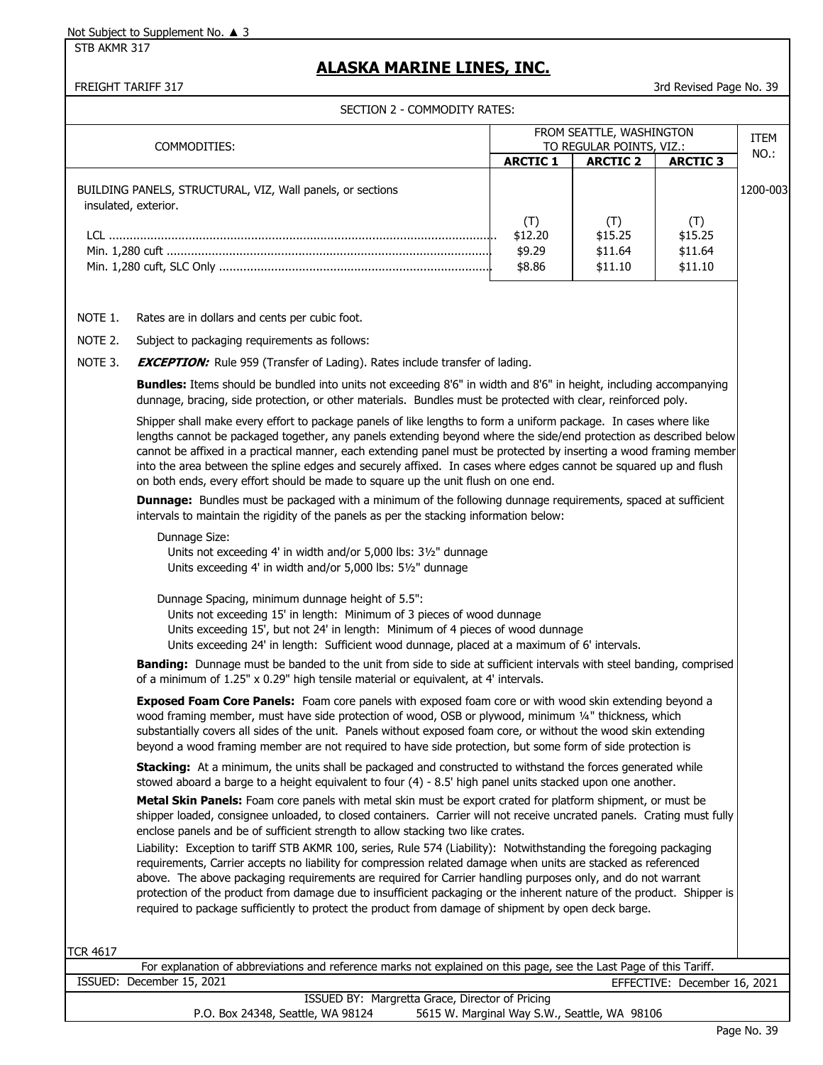Not Subject to Supplement No. ▲ 3

STB AKMR 317

# ALASKA MARINE LINES, INC.

FREIGHT TARIFF 317 — 3rd Revised Page No. 39

SECTION 2 - COMMODITY RATES:

| COMMODITIES: | FROM SEATTLE, WASHINGTON TO REGULAR POINTS, VIZ.: | | | ITEM NO.: |
|---|---|---|---|---|
| | **ARCTIC 1** | **ARCTIC 2** | **ARCTIC 3** | |
| BUILDING PANELS, STRUCTURAL, VIZ, Wall panels, or sections insulated, exterior. | | | | 1200-003 |
| | (T) | (T) | (T) | |
| LCL | $12.20 | $15.25 | $15.25 | |
| Min. 1,280 cuft | $9.29 | $11.64 | $11.64 | |
| Min. 1,280 cuft, SLC Only | $8.86 | $11.10 | $11.10 | |

NOTE 1. Rates are in dollars and cents per cubic foot.

NOTE 2. Subject to packaging requirements as follows:

NOTE 3. ***EXCEPTION:*** Rule 959 (Transfer of Lading). Rates include transfer of lading.

**Bundles:** Items should be bundled into units not exceeding 8'6" in width and 8'6" in height, including accompanying dunnage, bracing, side protection, or other materials. Bundles must be protected with clear, reinforced poly.

Shipper shall make every effort to package panels of like lengths to form a uniform package. In cases where like lengths cannot be packaged together, any panels extending beyond where the side/end protection as described below cannot be affixed in a practical manner, each extending panel must be protected by inserting a wood framing member into the area between the spline edges and securely affixed. In cases where edges cannot be squared up and flush on both ends, every effort should be made to square up the unit flush on one end.

**Dunnage:** Bundles must be packaged with a minimum of the following dunnage requirements, spaced at sufficient intervals to maintain the rigidity of the panels as per the stacking information below:

Dunnage Size:
- Units not exceeding 4' in width and/or 5,000 lbs: 3½" dunnage
- Units exceeding 4' in width and/or 5,000 lbs: 5½" dunnage

Dunnage Spacing, minimum dunnage height of 5.5":
- Units not exceeding 15' in length: Minimum of 3 pieces of wood dunnage
- Units exceeding 15', but not 24' in length: Minimum of 4 pieces of wood dunnage
- Units exceeding 24' in length: Sufficient wood dunnage, placed at a maximum of 6' intervals.

**Banding:** Dunnage must be banded to the unit from side to side at sufficient intervals with steel banding, comprised of a minimum of 1.25" x 0.29" high tensile material or equivalent, at 4' intervals.

**Exposed Foam Core Panels:** Foam core panels with exposed foam core or with wood skin extending beyond a wood framing member, must have side protection of wood, OSB or plywood, minimum ¼" thickness, which substantially covers all sides of the unit. Panels without exposed foam core, or without the wood skin extending beyond a wood framing member are not required to have side protection, but some form of side protection is

**Stacking:** At a minimum, the units shall be packaged and constructed to withstand the forces generated while stowed aboard a barge to a height equivalent to four (4) - 8.5' high panel units stacked upon one another.

**Metal Skin Panels:** Foam core panels with metal skin must be export crated for platform shipment, or must be shipper loaded, consignee unloaded, to closed containers. Carrier will not receive uncrated panels. Crating must fully enclose panels and be of sufficient strength to allow stacking two like crates.

Liability: Exception to tariff STB AKMR 100, series, Rule 574 (Liability): Notwithstanding the foregoing packaging requirements, Carrier accepts no liability for compression related damage when units are stacked as referenced above. The above packaging requirements are required for Carrier handling purposes only, and do not warrant protection of the product from damage due to insufficient packaging or the inherent nature of the product. Shipper is required to package sufficiently to protect the product from damage of shipment by open deck barge.

TCR 4617

For explanation of abbreviations and reference marks not explained on this page, see the Last Page of this Tariff.

ISSUED: December 15, 2021 — EFFECTIVE: December 16, 2021

ISSUED BY: Margretta Grace, Director of Pricing

P.O. Box 24348, Seattle, WA 98124 — 5615 W. Marginal Way S.W., Seattle, WA 98106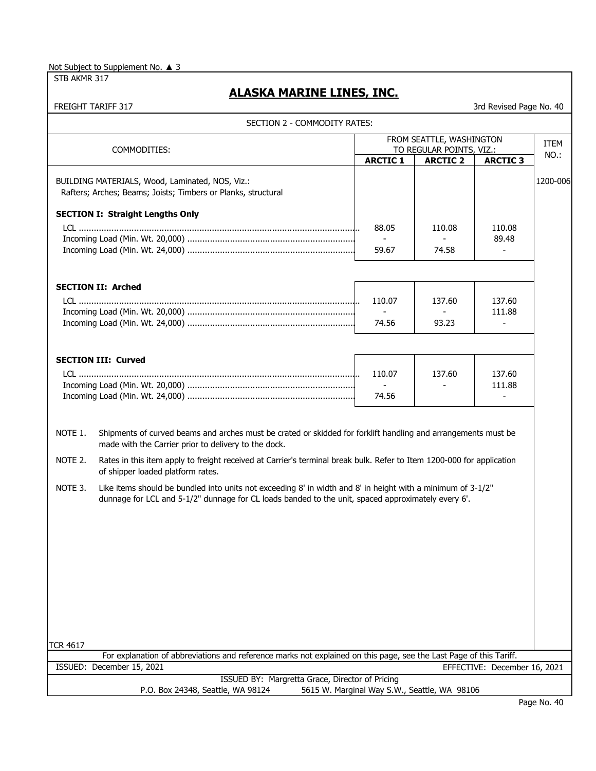Not Subject to Supplement No. ▲ 3

STB AKMR 317

## ALASKA MARINE LINES, INC.

FREIGHT TARIFF 317

3rd Revised Page No. 40

SECTION 2 - COMMODITY RATES:

| COMMODITIES: | FROM SEATTLE, WASHINGTON TO REGULAR POINTS, VIZ.: | | | ITEM NO.: |
|---|---|---|---|---|
| | ARCTIC 1 | ARCTIC 2 | ARCTIC 3 | |
| BUILDING MATERIALS, Wood, Laminated, NOS, Viz.: Rafters; Arches; Beams; Joists; Timbers or Planks, structural | | | | 1200-006 |
| **SECTION I: Straight Lengths Only** | | | | |
| LCL | 88.05 | 110.08 | 110.08 | |
| Incoming Load (Min. Wt. 20,000) | - | - | 89.48 | |
| Incoming Load (Min. Wt. 24,000) | 59.67 | 74.58 | - | |
| **SECTION II: Arched** | | | | |
| LCL | 110.07 | 137.60 | 137.60 | |
| Incoming Load (Min. Wt. 20,000) | - | - | 111.88 | |
| Incoming Load (Min. Wt. 24,000) | 74.56 | 93.23 | - | |
| **SECTION III: Curved** | | | | |
| LCL | 110.07 | 137.60 | 137.60 | |
| Incoming Load (Min. Wt. 20,000) | - | - | 111.88 | |
| Incoming Load (Min. Wt. 24,000) | 74.56 | | - | |

NOTE 1. Shipments of curved beams and arches must be crated or skidded for forklift handling and arrangements must be made with the Carrier prior to delivery to the dock.

NOTE 2. Rates in this item apply to freight received at Carrier's terminal break bulk. Refer to Item 1200-000 for application of shipper loaded platform rates.

NOTE 3. Like items should be bundled into units not exceeding 8' in width and 8' in height with a minimum of 3-1/2" dunnage for LCL and 5-1/2" dunnage for CL loads banded to the unit, spaced approximately every 6'.

TCR 4617

For explanation of abbreviations and reference marks not explained on this page, see the Last Page of this Tariff.

ISSUED: December 15, 2021 EFFECTIVE: December 16, 2021

ISSUED BY: Margretta Grace, Director of Pricing

P.O. Box 24348, Seattle, WA 98124 5615 W. Marginal Way S.W., Seattle, WA 98106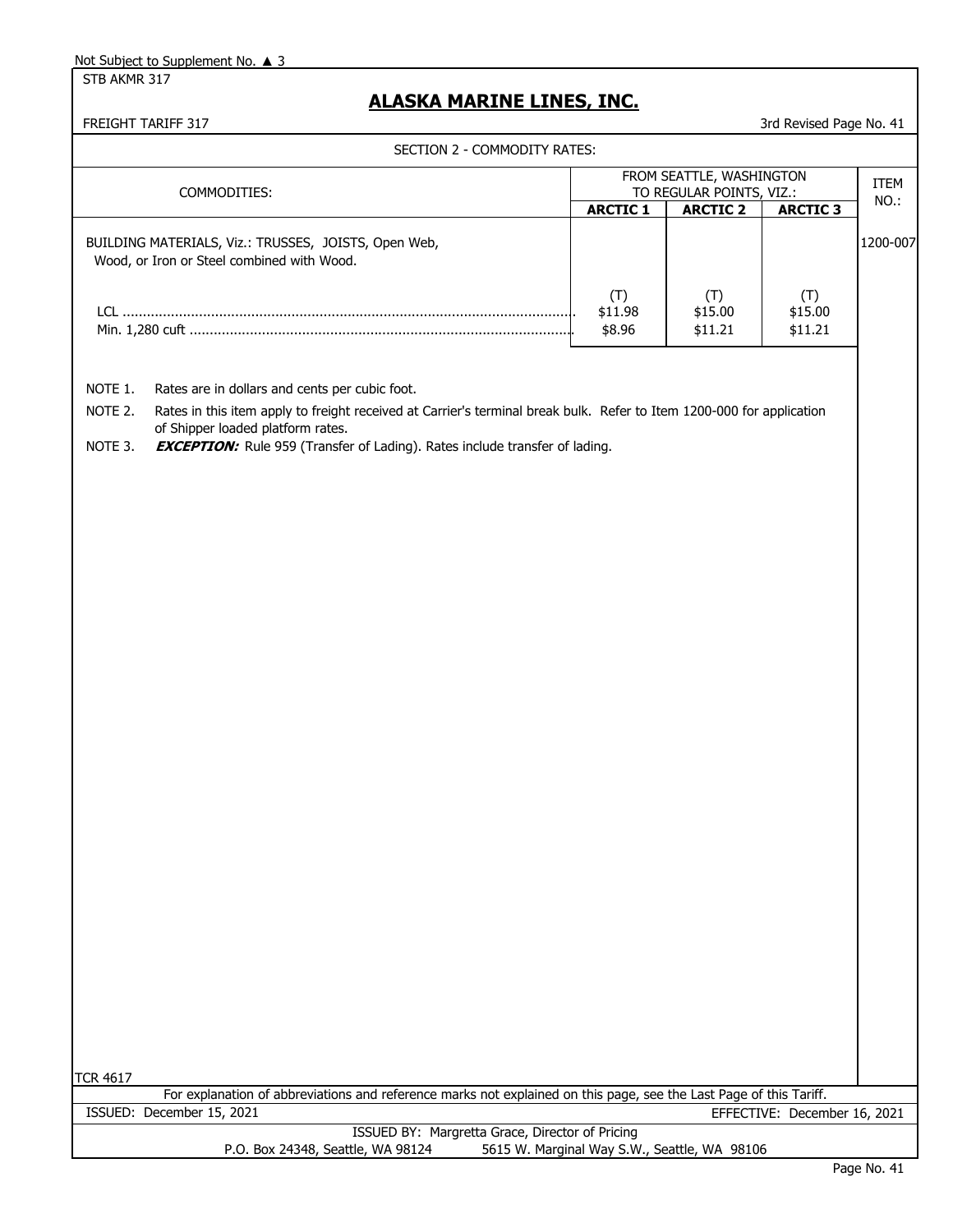Not Subject to Supplement No. ▲ 3

STB AKMR 317

# ALASKA MARINE LINES, INC.

FREIGHT TARIFF 317

3rd Revised Page No. 41

SECTION 2 - COMMODITY RATES:

| COMMODITIES: | FROM SEATTLE, WASHINGTON TO REGULAR POINTS, VIZ.: | | | ITEM NO.: |
|---|---|---|---|---|
| | **ARCTIC 1** | **ARCTIC 2** | **ARCTIC 3** | |
| BUILDING MATERIALS, Viz.: TRUSSES, JOISTS, Open Web, Wood, or Iron or Steel combined with Wood. | | | | 1200-007 |
| | (T) | (T) | (T) | |
| LCL | $11.98 | $15.00 | $15.00 | |
| Min. 1,280 cuft | $8.96 | $11.21 | $11.21 | |

NOTE 1. Rates are in dollars and cents per cubic foot.

NOTE 2. Rates in this item apply to freight received at Carrier's terminal break bulk. Refer to Item 1200-000 for application of Shipper loaded platform rates.

NOTE 3. ***EXCEPTION:*** Rule 959 (Transfer of Lading). Rates include transfer of lading.

TCR 4617

For explanation of abbreviations and reference marks not explained on this page, see the Last Page of this Tariff.

ISSUED: December 15, 2021

EFFECTIVE: December 16, 2021

ISSUED BY: Margretta Grace, Director of Pricing

P.O. Box 24348, Seattle, WA 98124 5615 W. Marginal Way S.W., Seattle, WA 98106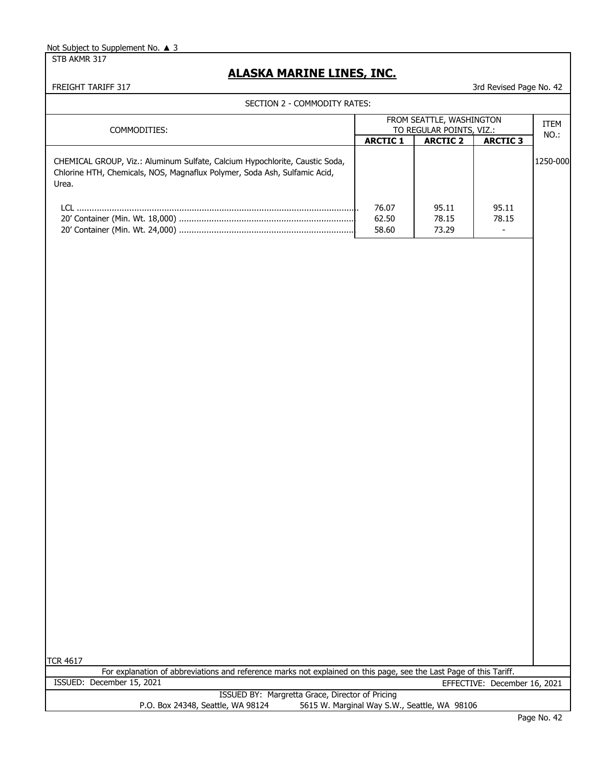Not Subject to Supplement No. ▲ 3

STB AKMR 317

# ALASKA MARINE LINES, INC.

FREIGHT TARIFF 317

3rd Revised Page No. 42

## SECTION 2 - COMMODITY RATES:

| COMMODITIES: | FROM SEATTLE, WASHINGTON TO REGULAR POINTS, VIZ.: | | | ITEM NO.: |
|---|---|---|---|---|
| | **ARCTIC 1** | **ARCTIC 2** | **ARCTIC 3** | |
| CHEMICAL GROUP, Viz.: Aluminum Sulfate, Calcium Hypochlorite, Caustic Soda, Chlorine HTH, Chemicals, NOS, Magnaflux Polymer, Soda Ash, Sulfamic Acid, Urea. | | | | 1250-000 |
| LCL | 76.07 | 95.11 | 95.11 | |
| 20' Container (Min. Wt. 18,000) | 62.50 | 78.15 | 78.15 | |
| 20' Container (Min. Wt. 24,000) | 58.60 | 73.29 | - | |

TCR 4617

For explanation of abbreviations and reference marks not explained on this page, see the Last Page of this Tariff.

ISSUED: December 15, 2021

EFFECTIVE: December 16, 2021

ISSUED BY: Margretta Grace, Director of Pricing

P.O. Box 24348, Seattle, WA 98124 5615 W. Marginal Way S.W., Seattle, WA 98106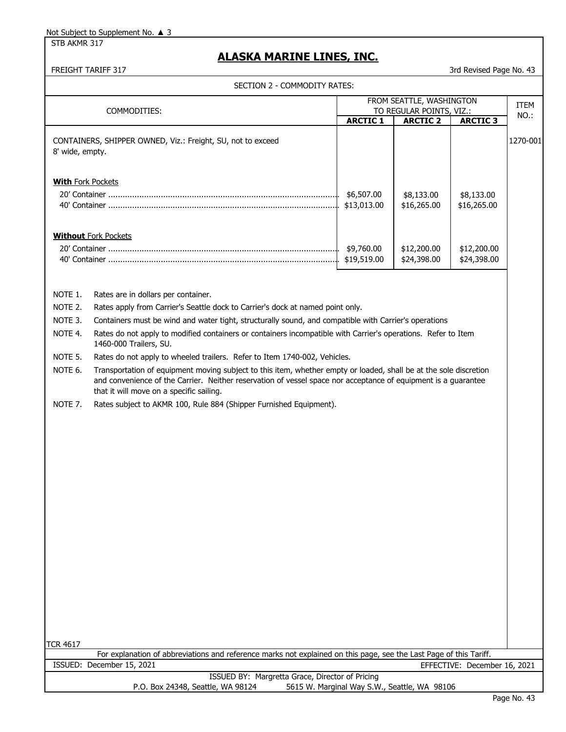Not Subject to Supplement No. ▲ 3

STB AKMR 317

# ALASKA MARINE LINES, INC.

FREIGHT TARIFF 317 — 3rd Revised Page No. 43

SECTION 2 - COMMODITY RATES:

| COMMODITIES: | FROM SEATTLE, WASHINGTON TO REGULAR POINTS, VIZ.: | | | ITEM NO.: |
|---|---|---|---|---|
| | **ARCTIC 1** | **ARCTIC 2** | **ARCTIC 3** | |
| CONTAINERS, SHIPPER OWNED, Viz.: Freight, SU, not to exceed 8' wide, empty. | | | | 1270-001 |
| **With** Fork Pockets | | | | |
| 20' Container | $6,507.00 | $8,133.00 | $8,133.00 | |
| 40' Container | $13,013.00 | $16,265.00 | $16,265.00 | |
| **Without** Fork Pockets | | | | |
| 20' Container | $9,760.00 | $12,200.00 | $12,200.00 | |
| 40' Container | $19,519.00 | $24,398.00 | $24,398.00 | |

NOTE 1. Rates are in dollars per container.

NOTE 2. Rates apply from Carrier's Seattle dock to Carrier's dock at named point only.

NOTE 3. Containers must be wind and water tight, structurally sound, and compatible with Carrier's operations

NOTE 4. Rates do not apply to modified containers or containers incompatible with Carrier's operations. Refer to Item 1460-000 Trailers, SU.

NOTE 5. Rates do not apply to wheeled trailers. Refer to Item 1740-002, Vehicles.

NOTE 6. Transportation of equipment moving subject to this item, whether empty or loaded, shall be at the sole discretion and convenience of the Carrier. Neither reservation of vessel space nor acceptance of equipment is a guarantee that it will move on a specific sailing.

NOTE 7. Rates subject to AKMR 100, Rule 884 (Shipper Furnished Equipment).

TCR 4617

For explanation of abbreviations and reference marks not explained on this page, see the Last Page of this Tariff.

ISSUED: December 15, 2021 — EFFECTIVE: December 16, 2021

ISSUED BY: Margretta Grace, Director of Pricing

P.O. Box 24348, Seattle, WA 98124 — 5615 W. Marginal Way S.W., Seattle, WA 98106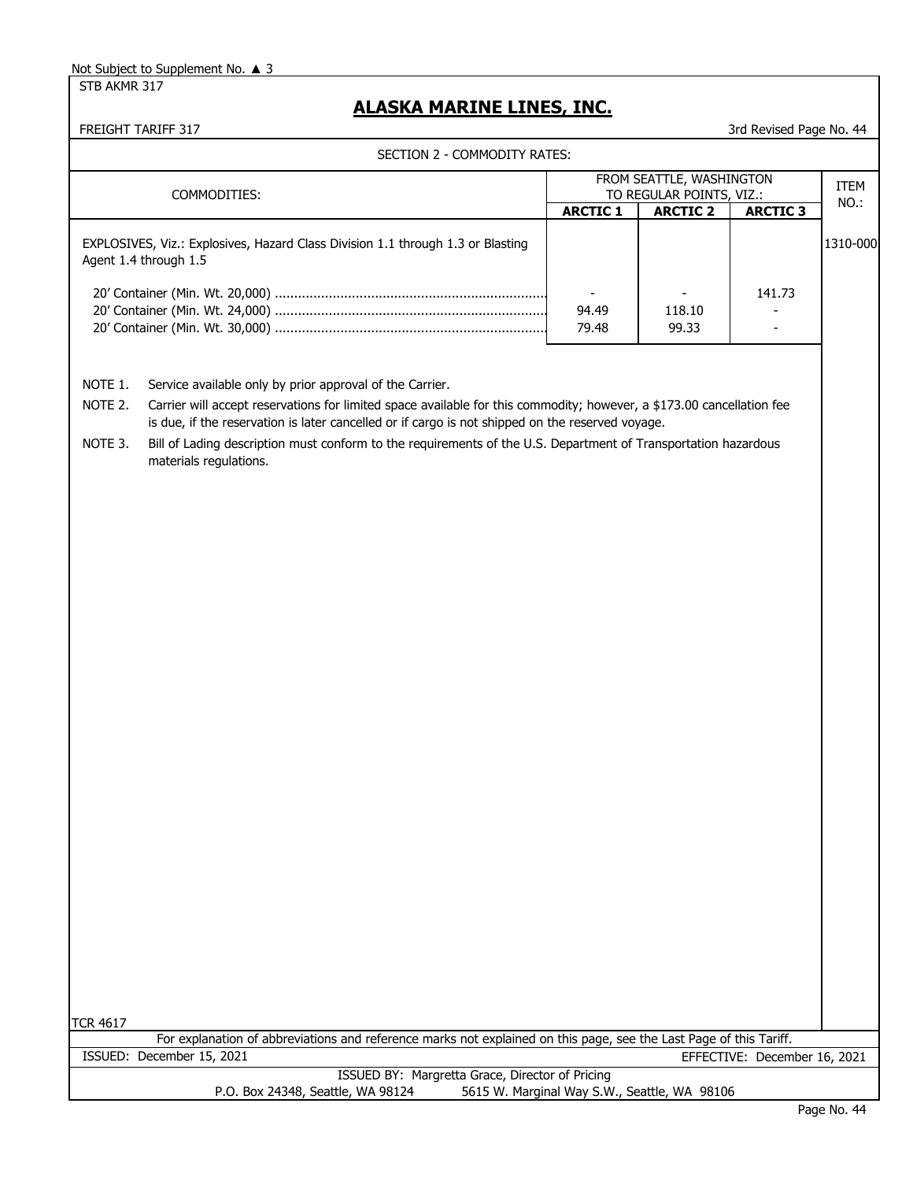Not Subject to Supplement No. ▲ 3

STB AKMR 317

# ALASKA MARINE LINES, INC.

FREIGHT TARIFF 317

3rd Revised Page No. 44

SECTION 2 - COMMODITY RATES:

| COMMODITIES: | FROM SEATTLE, WASHINGTON TO REGULAR POINTS, VIZ.: | | | ITEM NO.: |
|---|---|---|---|---|
| | **ARCTIC 1** | **ARCTIC 2** | **ARCTIC 3** | |
| EXPLOSIVES, Viz.: Explosives, Hazard Class Division 1.1 through 1.3 or Blasting Agent 1.4 through 1.5 | | | | 1310-000 |
| 20' Container (Min. Wt. 20,000) | - | - | 141.73 | |
| 20' Container (Min. Wt. 24,000) | 94.49 | 118.10 | - | |
| 20' Container (Min. Wt. 30,000) | 79.48 | 99.33 | - | |

NOTE 1. Service available only by prior approval of the Carrier.

NOTE 2. Carrier will accept reservations for limited space available for this commodity; however, a $173.00 cancellation fee is due, if the reservation is later cancelled or if cargo is not shipped on the reserved voyage.

NOTE 3. Bill of Lading description must conform to the requirements of the U.S. Department of Transportation hazardous materials regulations.

TCR 4617

For explanation of abbreviations and reference marks not explained on this page, see the Last Page of this Tariff.

ISSUED: December 15, 2021

EFFECTIVE: December 16, 2021

ISSUED BY: Margretta Grace, Director of Pricing

P.O. Box 24348, Seattle, WA 98124 5615 W. Marginal Way S.W., Seattle, WA 98106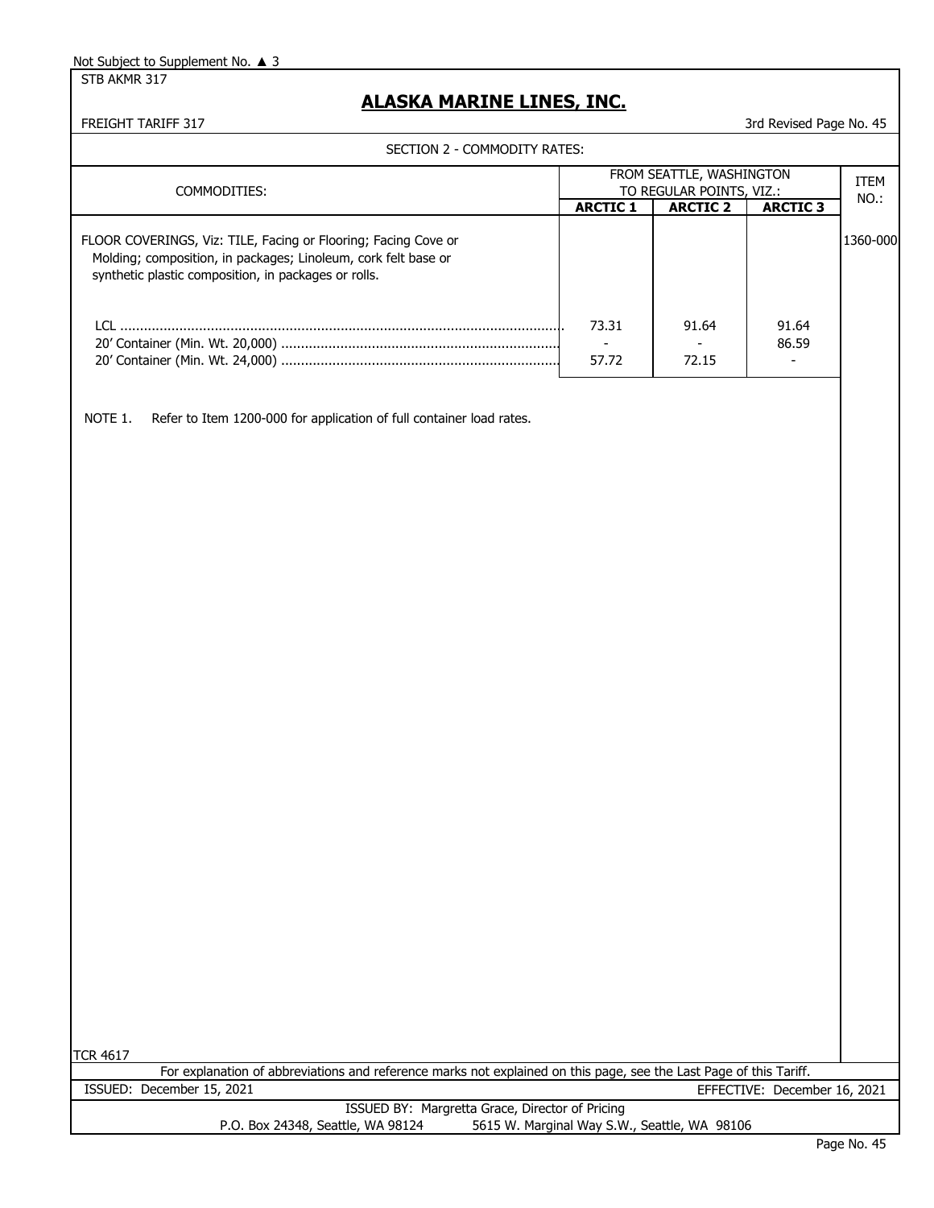Not Subject to Supplement No. ▲ 3

STB AKMR 317

# ALASKA MARINE LINES, INC.

FREIGHT TARIFF 317 — 3rd Revised Page No. 45

## SECTION 2 - COMMODITY RATES:

| COMMODITIES: | FROM SEATTLE, WASHINGTON TO REGULAR POINTS, VIZ.: | | | ITEM NO.: |
|---|---|---|---|---|
| | **ARCTIC 1** | **ARCTIC 2** | **ARCTIC 3** | |
| FLOOR COVERINGS, Viz: TILE, Facing or Flooring; Facing Cove or Molding; composition, in packages; Linoleum, cork felt base or synthetic plastic composition, in packages or rolls. | | | | 1360-000 |
| LCL | 73.31 | 91.64 | 91.64 | |
| 20' Container (Min. Wt. 20,000) | - | - | 86.59 | |
| 20' Container (Min. Wt. 24,000) | 57.72 | 72.15 | - | |

NOTE 1. Refer to Item 1200-000 for application of full container load rates.

TCR 4617

For explanation of abbreviations and reference marks not explained on this page, see the Last Page of this Tariff.

ISSUED: December 15, 2021 — EFFECTIVE: December 16, 2021

ISSUED BY: Margretta Grace, Director of Pricing

P.O. Box 24348, Seattle, WA 98124 — 5615 W. Marginal Way S.W., Seattle, WA 98106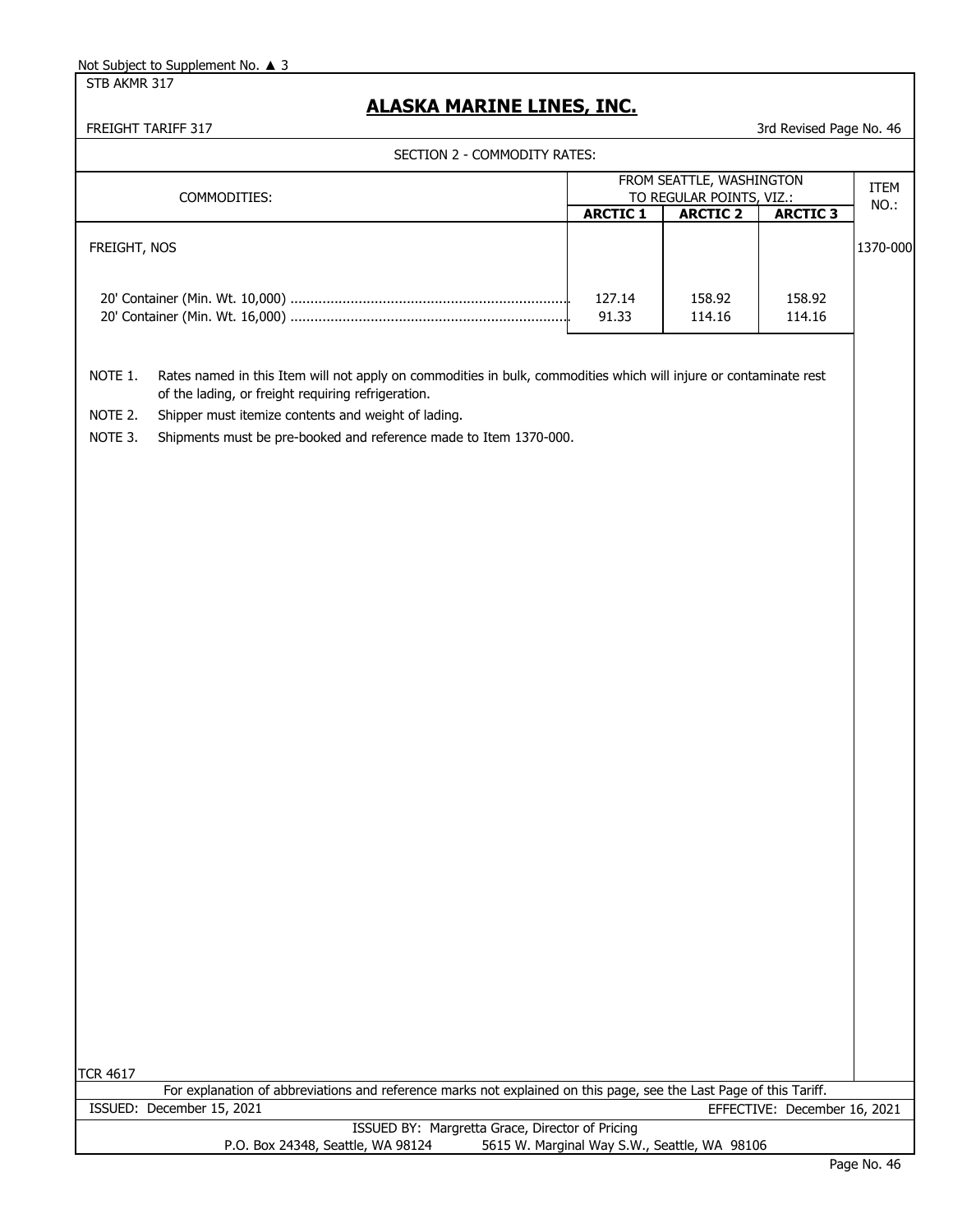Not Subject to Supplement No. ▲ 3

STB AKMR 317

# ALASKA MARINE LINES, INC.

FREIGHT TARIFF 317

3rd Revised Page No. 46

SECTION 2 - COMMODITY RATES:

| COMMODITIES: | FROM SEATTLE, WASHINGTON TO REGULAR POINTS, VIZ.: | | | ITEM NO.: |
|---|---|---|---|---|
| | ARCTIC 1 | ARCTIC 2 | ARCTIC 3 | |
| FREIGHT, NOS | | | | 1370-000 |
| 20' Container (Min. Wt. 10,000) | 127.14 | 158.92 | 158.92 | |
| 20' Container (Min. Wt. 16,000) | 91.33 | 114.16 | 114.16 | |

NOTE 1. Rates named in this Item will not apply on commodities in bulk, commodities which will injure or contaminate rest of the lading, or freight requiring refrigeration.

NOTE 2. Shipper must itemize contents and weight of lading.

NOTE 3. Shipments must be pre-booked and reference made to Item 1370-000.

TCR 4617

For explanation of abbreviations and reference marks not explained on this page, see the Last Page of this Tariff.

ISSUED: December 15, 2021

EFFECTIVE: December 16, 2021

ISSUED BY: Margretta Grace, Director of Pricing

P.O. Box 24348, Seattle, WA 98124 5615 W. Marginal Way S.W., Seattle, WA 98106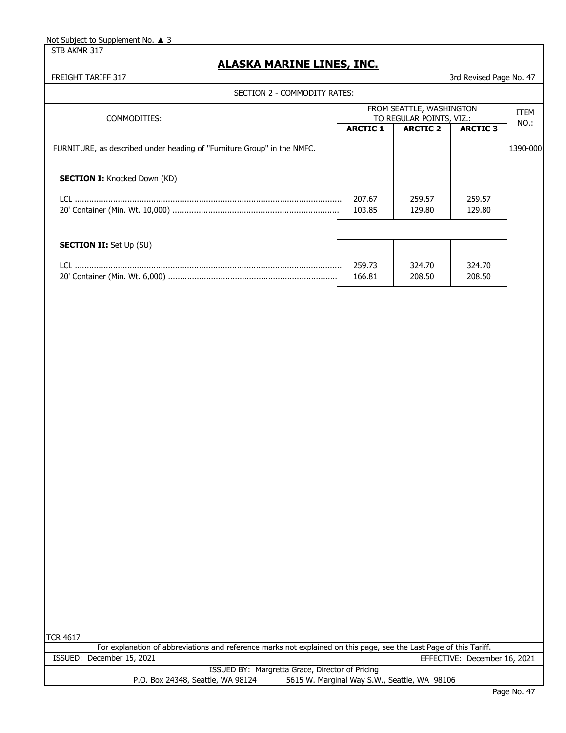Not Subject to Supplement No. ▲ 3

STB AKMR 317

# ALASKA MARINE LINES, INC.

FREIGHT TARIFF 317 — 3rd Revised Page No. 47

## SECTION 2 - COMMODITY RATES:

| COMMODITIES: | FROM SEATTLE, WASHINGTON TO REGULAR POINTS, VIZ.: | | | ITEM NO.: |
|---|---|---|---|---|
| | **ARCTIC 1** | **ARCTIC 2** | **ARCTIC 3** | |
| FURNITURE, as described under heading of "Furniture Group" in the NMFC. | | | | 1390-000 |
| **SECTION I:** Knocked Down (KD) | | | | |
| LCL | 207.67 | 259.57 | 259.57 | |
| 20' Container (Min. Wt. 10,000) | 103.85 | 129.80 | 129.80 | |
| **SECTION II:** Set Up (SU) | | | | |
| LCL | 259.73 | 324.70 | 324.70 | |
| 20' Container (Min. Wt. 6,000) | 166.81 | 208.50 | 208.50 | |

TCR 4617

For explanation of abbreviations and reference marks not explained on this page, see the Last Page of this Tariff.

ISSUED: December 15, 2021 — EFFECTIVE: December 16, 2021

ISSUED BY: Margretta Grace, Director of Pricing

P.O. Box 24348, Seattle, WA 98124 — 5615 W. Marginal Way S.W., Seattle, WA 98106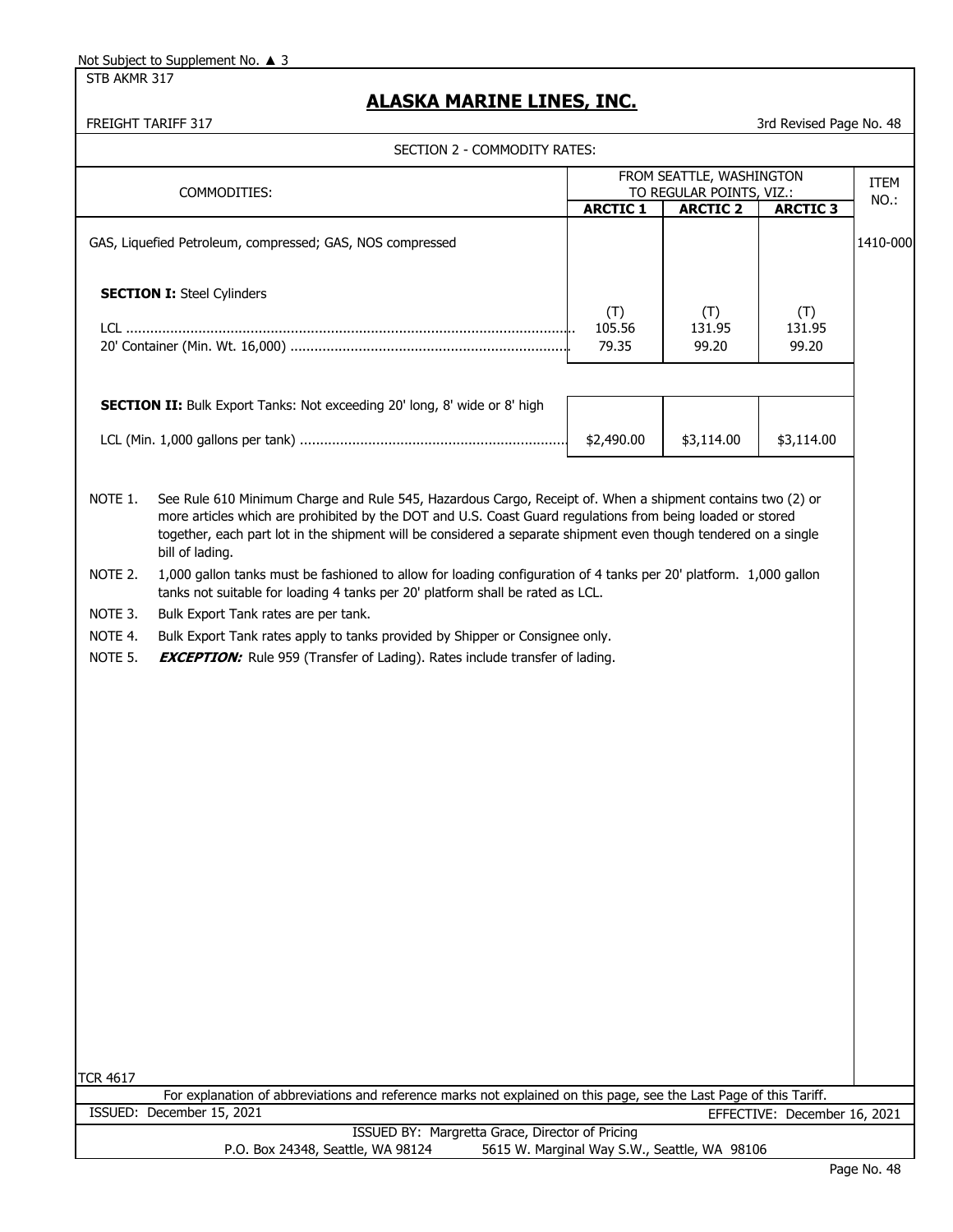Not Subject to Supplement No. ▲ 3

STB AKMR 317

# ALASKA MARINE LINES, INC.

FREIGHT TARIFF 317

3rd Revised Page No. 48

## SECTION 2 - COMMODITY RATES:

| COMMODITIES: | FROM SEATTLE, WASHINGTON TO REGULAR POINTS, VIZ.: | | | ITEM NO.: |
|---|---|---|---|---|
| | **ARCTIC 1** | **ARCTIC 2** | **ARCTIC 3** | |
| GAS, Liquefied Petroleum, compressed; GAS, NOS compressed | | | | 1410-000 |
| **SECTION I:** Steel Cylinders | | | | |
| LCL | (T) 105.56 | (T) 131.95 | (T) 131.95 | |
| 20' Container (Min. Wt. 16,000) | 79.35 | 99.20 | 99.20 | |
| **SECTION II:** Bulk Export Tanks: Not exceeding 20' long, 8' wide or 8' high | | | | |
| LCL (Min. 1,000 gallons per tank) | $2,490.00 | $3,114.00 | $3,114.00 | |

NOTE 1. See Rule 610 Minimum Charge and Rule 545, Hazardous Cargo, Receipt of. When a shipment contains two (2) or more articles which are prohibited by the DOT and U.S. Coast Guard regulations from being loaded or stored together, each part lot in the shipment will be considered a separate shipment even though tendered on a single bill of lading.

NOTE 2. 1,000 gallon tanks must be fashioned to allow for loading configuration of 4 tanks per 20' platform. 1,000 gallon tanks not suitable for loading 4 tanks per 20' platform shall be rated as LCL.

NOTE 3. Bulk Export Tank rates are per tank.

NOTE 4. Bulk Export Tank rates apply to tanks provided by Shipper or Consignee only.

NOTE 5. ***EXCEPTION:*** Rule 959 (Transfer of Lading). Rates include transfer of lading.

TCR 4617

For explanation of abbreviations and reference marks not explained on this page, see the Last Page of this Tariff.

ISSUED: December 15, 2021 EFFECTIVE: December 16, 2021

ISSUED BY: Margretta Grace, Director of Pricing

P.O. Box 24348, Seattle, WA 98124 5615 W. Marginal Way S.W., Seattle, WA 98106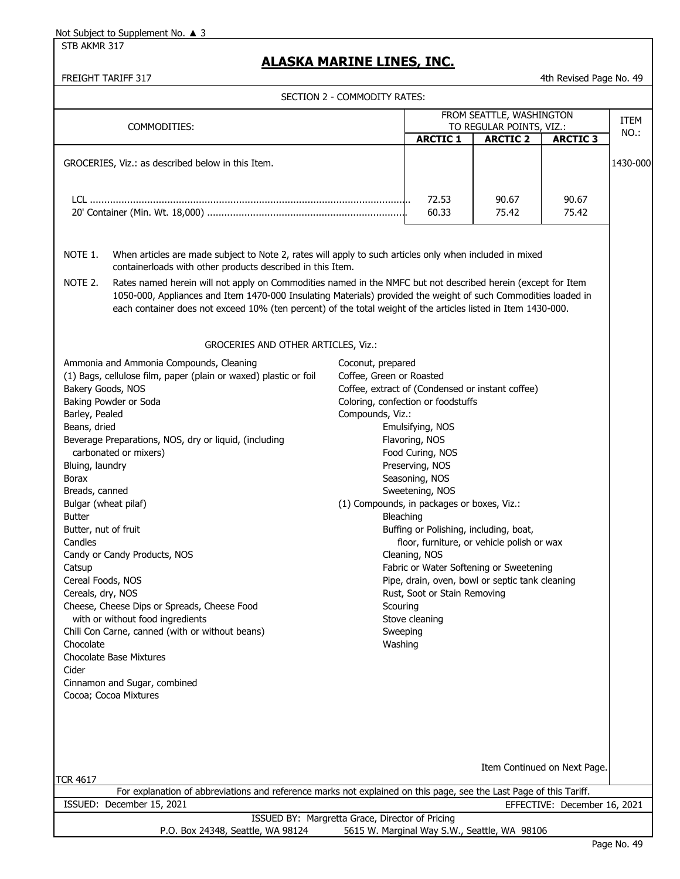Not Subject to Supplement No. ▲ 3

STB AKMR 317

# ALASKA MARINE LINES, INC.

FREIGHT TARIFF 317 — 4th Revised Page No. 49

## SECTION 2 - COMMODITY RATES:

| COMMODITIES: | FROM SEATTLE, WASHINGTON TO REGULAR POINTS, VIZ.: | | | ITEM NO.: |
|---|---|---|---|---|
| | ARCTIC 1 | ARCTIC 2 | ARCTIC 3 | |
| GROCERIES, Viz.: as described below in this Item. | | | | 1430-000 |
| LCL | 72.53 | 90.67 | 90.67 | |
| 20' Container (Min. Wt. 18,000) | 60.33 | 75.42 | 75.42 | |

NOTE 1. When articles are made subject to Note 2, rates will apply to such articles only when included in mixed containerloads with other products described in this Item.

NOTE 2. Rates named herein will not apply on Commodities named in the NMFC but not described herein (except for Item 1050-000, Appliances and Item 1470-000 Insulating Materials) provided the weight of such Commodities loaded in each container does not exceed 10% (ten percent) of the total weight of the articles listed in Item 1430-000.

GROCERIES AND OTHER ARTICLES, Viz.:

- Ammonia and Ammonia Compounds, Cleaning
- (1) Bags, cellulose film, paper (plain or waxed) plastic or foil
- Bakery Goods, NOS
- Baking Powder or Soda
- Barley, Pealed
- Beans, dried
- Beverage Preparations, NOS, dry or liquid, (including carbonated or mixers)
- Bluing, laundry
- Borax
- Breads, canned
- Bulgar (wheat pilaf)
- Butter
- Butter, nut of fruit
- Candles
- Candy or Candy Products, NOS
- Catsup
- Cereal Foods, NOS
- Cereals, dry, NOS
- Cheese, Cheese Dips or Spreads, Cheese Food with or without food ingredients
- Chili Con Carne, canned (with or without beans)
- Chocolate
- Chocolate Base Mixtures
- Cider
- Cinnamon and Sugar, combined
- Cocoa; Cocoa Mixtures
- Coconut, prepared
- Coffee, Green or Roasted
- Coffee, extract of (Condensed or instant coffee)
- Coloring, confection or foodstuffs
- Compounds, Viz.:
  - Emulsifying, NOS
  - Flavoring, NOS
  - Food Curing, NOS
  - Preserving, NOS
  - Seasoning, NOS
  - Sweetening, NOS
- (1) Compounds, in packages or boxes, Viz.:
  - Bleaching
  - Buffing or Polishing, including, boat, floor, furniture, or vehicle polish or wax
  - Cleaning, NOS
  - Fabric or Water Softening or Sweetening
  - Pipe, drain, oven, bowl or septic tank cleaning
  - Rust, Soot or Stain Removing
  - Scouring
  - Stove cleaning
  - Sweeping
  - Washing

Item Continued on Next Page.

TCR 4617

For explanation of abbreviations and reference marks not explained on this page, see the Last Page of this Tariff.

ISSUED: December 15, 2021 — EFFECTIVE: December 16, 2021

ISSUED BY: Margretta Grace, Director of Pricing

P.O. Box 24348, Seattle, WA 98124 — 5615 W. Marginal Way S.W., Seattle, WA 98106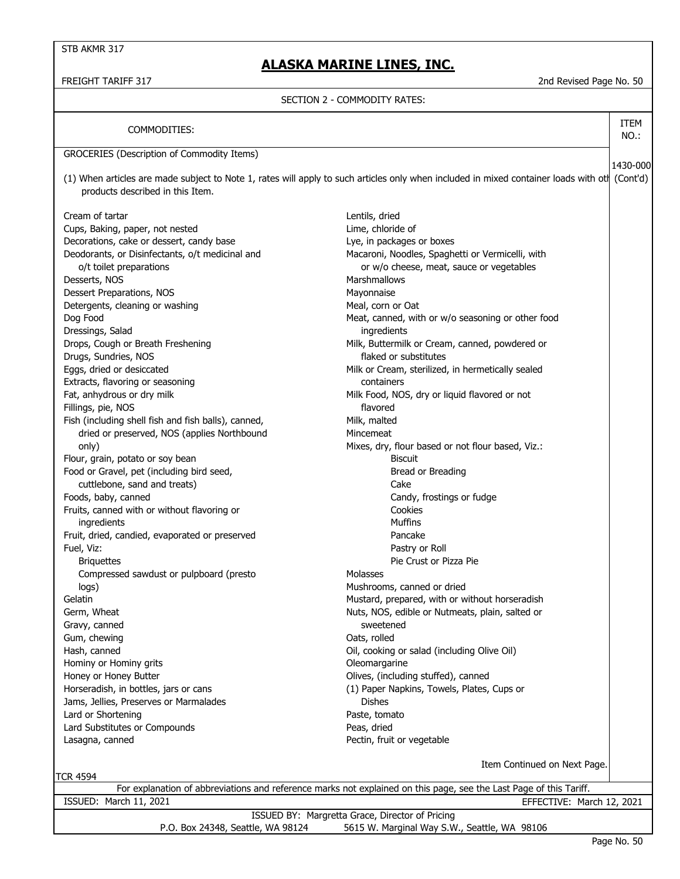STB AKMR 317

# ALASKA MARINE LINES, INC.

FREIGHT TARIFF 317 — 2nd Revised Page No. 50

SECTION 2 - COMMODITY RATES:

| COMMODITIES: | ITEM NO.: |
|---|---|
| GROCERIES (Description of Commodity Items) | 1430-000 (Cont'd) |

(1) When articles are made subject to Note 1, rates will apply to such articles only when included in mixed container loads with oth products described in this Item.

Cream of tartar
Cups, Baking, paper, not nested
Decorations, cake or dessert, candy base
Deodorants, or Disinfectants, o/t medicinal and o/t toilet preparations
Desserts, NOS
Dessert Preparations, NOS
Detergents, cleaning or washing
Dog Food
Dressings, Salad
Drops, Cough or Breath Freshening
Drugs, Sundries, NOS
Eggs, dried or desiccated
Extracts, flavoring or seasoning
Fat, anhydrous or dry milk
Fillings, pie, NOS
Fish (including shell fish and fish balls), canned, dried or preserved, NOS (applies Northbound only)
Flour, grain, potato or soy bean
Food or Gravel, pet (including bird seed, cuttlebone, sand and treats)
Foods, baby, canned
Fruits, canned with or without flavoring or ingredients
Fruit, dried, candied, evaporated or preserved
Fuel, Viz:
- Briquettes
- Compressed sawdust or pulpboard (presto logs)

Gelatin
Germ, Wheat
Gravy, canned
Gum, chewing
Hash, canned
Hominy or Hominy grits
Honey or Honey Butter
Horseradish, in bottles, jars or cans
Jams, Jellies, Preserves or Marmalades
Lard or Shortening
Lard Substitutes or Compounds
Lasagna, canned
Lentils, dried
Lime, chloride of
Lye, in packages or boxes
Macaroni, Noodles, Spaghetti or Vermicelli, with or w/o cheese, meat, sauce or vegetables
Marshmallows
Mayonnaise
Meal, corn or Oat
Meat, canned, with or w/o seasoning or other food ingredients
Milk, Buttermilk or Cream, canned, powdered or flaked or substitutes
Milk or Cream, sterilized, in hermetically sealed containers
Milk Food, NOS, dry or liquid flavored or not flavored
Milk, malted
Mincemeat
Mixes, dry, flour based or not flour based, Viz.:
- Biscuit
- Bread or Breading
- Cake
- Candy, frostings or fudge
- Cookies
- Muffins
- Pancake
- Pastry or Roll
- Pie Crust or Pizza Pie

Molasses
Mushrooms, canned or dried
Mustard, prepared, with or without horseradish
Nuts, NOS, edible or Nutmeats, plain, salted or sweetened
Oats, rolled
Oil, cooking or salad (including Olive Oil)
Oleomargarine
Olives, (including stuffed), canned
(1) Paper Napkins, Towels, Plates, Cups or Dishes
Paste, tomato
Peas, dried
Pectin, fruit or vegetable

Item Continued on Next Page.

TCR 4594

For explanation of abbreviations and reference marks not explained on this page, see the Last Page of this Tariff.

ISSUED: March 11, 2021 — EFFECTIVE: March 12, 2021

ISSUED BY: Margretta Grace, Director of Pricing
P.O. Box 24348, Seattle, WA 98124 — 5615 W. Marginal Way S.W., Seattle, WA 98106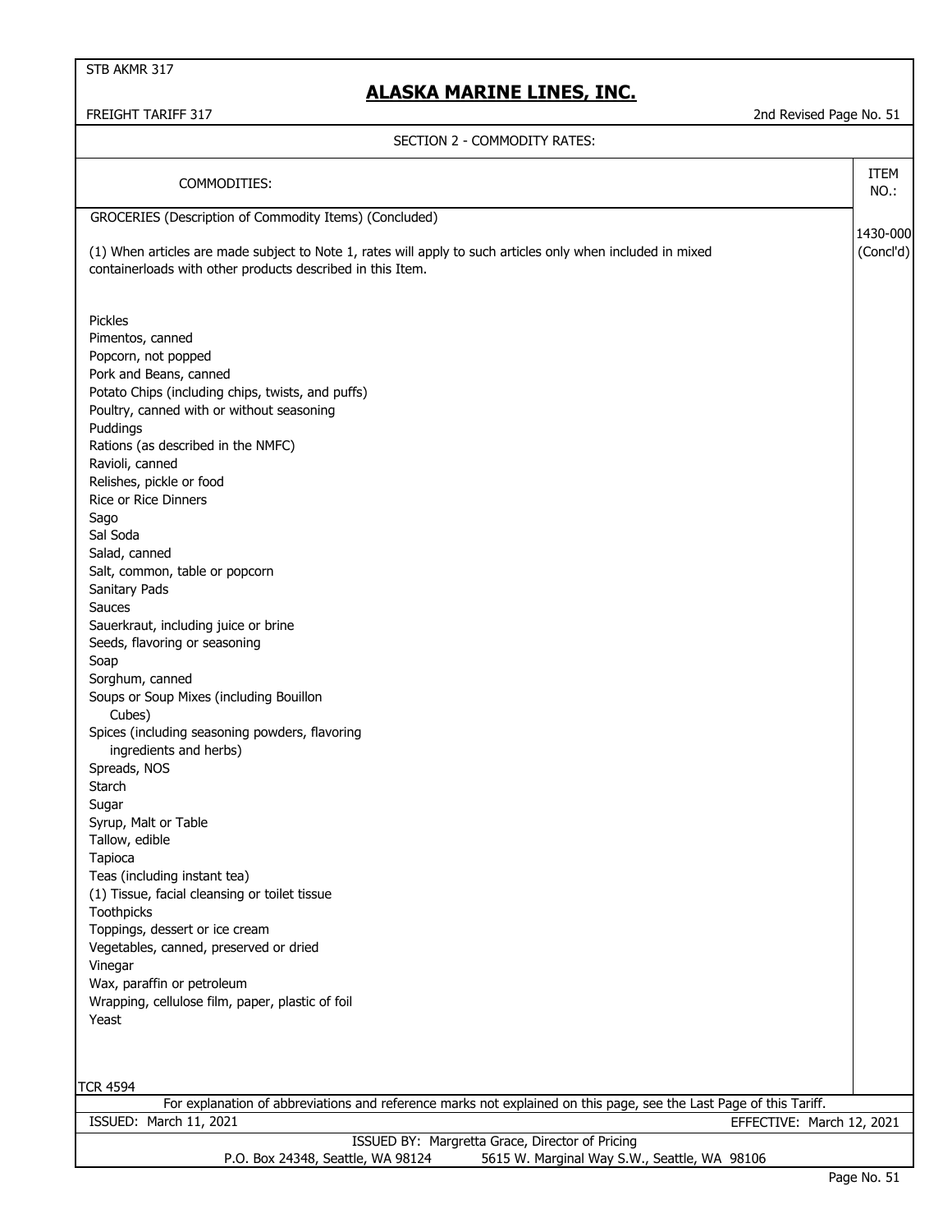STB AKMR 317

# ALASKA MARINE LINES, INC.

FREIGHT TARIFF 317 — 2nd Revised Page No. 51

## SECTION 2 - COMMODITY RATES:

| COMMODITIES: | ITEM NO.: |
|---|---|
| GROCERIES (Description of Commodity Items) (Concluded) | 1430-000 (Concl'd) |

(1) When articles are made subject to Note 1, rates will apply to such articles only when included in mixed containerloads with other products described in this Item.

Pickles
Pimentos, canned
Popcorn, not popped
Pork and Beans, canned
Potato Chips (including chips, twists, and puffs)
Poultry, canned with or without seasoning
Puddings
Rations (as described in the NMFC)
Ravioli, canned
Relishes, pickle or food
Rice or Rice Dinners
Sago
Sal Soda
Salad, canned
Salt, common, table or popcorn
Sanitary Pads
Sauces
Sauerkraut, including juice or brine
Seeds, flavoring or seasoning
Soap
Sorghum, canned
Soups or Soup Mixes (including Bouillon Cubes)
Spices (including seasoning powders, flavoring ingredients and herbs)
Spreads, NOS
Starch
Sugar
Syrup, Malt or Table
Tallow, edible
Tapioca
Teas (including instant tea)
(1) Tissue, facial cleansing or toilet tissue
Toothpicks
Toppings, dessert or ice cream
Vegetables, canned, preserved or dried
Vinegar
Wax, paraffin or petroleum
Wrapping, cellulose film, paper, plastic of foil
Yeast

TCR 4594

For explanation of abbreviations and reference marks not explained on this page, see the Last Page of this Tariff.

ISSUED: March 11, 2021 — EFFECTIVE: March 12, 2021

ISSUED BY: Margretta Grace, Director of Pricing
P.O. Box 24348, Seattle, WA 98124 — 5615 W. Marginal Way S.W., Seattle, WA 98106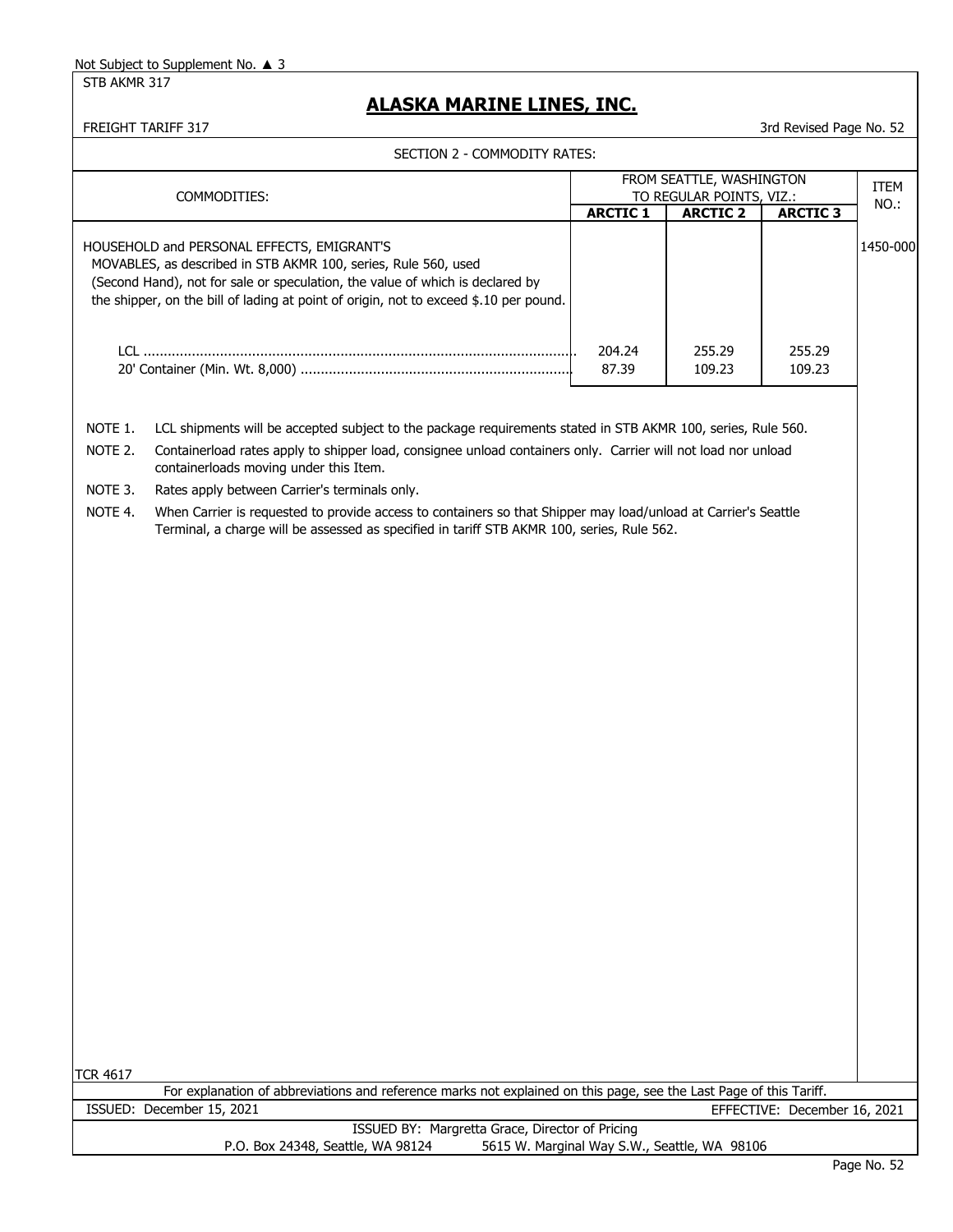Not Subject to Supplement No. ▲ 3

STB AKMR 317

# ALASKA MARINE LINES, INC.

FREIGHT TARIFF 317

3rd Revised Page No. 52

## SECTION 2 - COMMODITY RATES:

| COMMODITIES: | FROM SEATTLE, WASHINGTON TO REGULAR POINTS, VIZ.: | | | ITEM NO.: |
|---|---|---|---|---|
| | **ARCTIC 1** | **ARCTIC 2** | **ARCTIC 3** | |
| HOUSEHOLD and PERSONAL EFFECTS, EMIGRANT'S MOVABLES, as described in STB AKMR 100, series, Rule 560, used (Second Hand), not for sale or speculation, the value of which is declared by the shipper, on the bill of lading at point of origin, not to exceed $.10 per pound. | | | | 1450-000 |
| LCL | 204.24 | 255.29 | 255.29 | |
| 20' Container (Min. Wt. 8,000) | 87.39 | 109.23 | 109.23 | |

NOTE 1. LCL shipments will be accepted subject to the package requirements stated in STB AKMR 100, series, Rule 560.

NOTE 2. Containerload rates apply to shipper load, consignee unload containers only. Carrier will not load nor unload containerloads moving under this Item.

NOTE 3. Rates apply between Carrier's terminals only.

NOTE 4. When Carrier is requested to provide access to containers so that Shipper may load/unload at Carrier's Seattle Terminal, a charge will be assessed as specified in tariff STB AKMR 100, series, Rule 562.

TCR 4617

For explanation of abbreviations and reference marks not explained on this page, see the Last Page of this Tariff.

ISSUED: December 15, 2021

EFFECTIVE: December 16, 2021

ISSUED BY: Margretta Grace, Director of Pricing

P.O. Box 24348, Seattle, WA 98124    5615 W. Marginal Way S.W., Seattle, WA 98106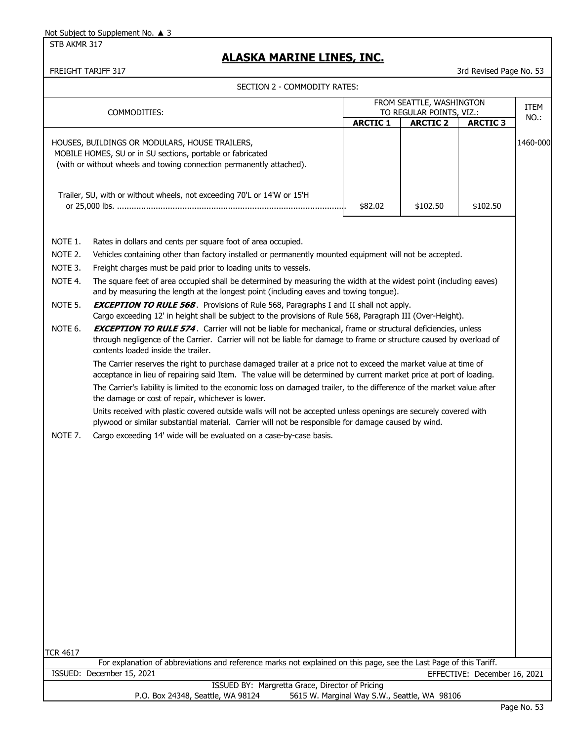Not Subject to Supplement No. ▲ 3

STB AKMR 317

# ALASKA MARINE LINES, INC.

FREIGHT TARIFF 317 — 3rd Revised Page No. 53

## SECTION 2 - COMMODITY RATES:

| COMMODITIES: | FROM SEATTLE, WASHINGTON TO REGULAR POINTS, VIZ.: | | | ITEM NO.: |
|---|---|---|---|---|
| | **ARCTIC 1** | **ARCTIC 2** | **ARCTIC 3** | |
| HOUSES, BUILDINGS OR MODULARS, HOUSE TRAILERS, MOBILE HOMES, SU or in SU sections, portable or fabricated (with or without wheels and towing connection permanently attached). | | | | 1460-000 |
| Trailer, SU, with or without wheels, not exceeding 70'L or 14'W or 15'H or 25,000 lbs. | $82.02 | $102.50 | $102.50 | |

NOTE 1. Rates in dollars and cents per square foot of area occupied.

NOTE 2. Vehicles containing other than factory installed or permanently mounted equipment will not be accepted.

NOTE 3. Freight charges must be paid prior to loading units to vessels.

NOTE 4. The square feet of area occupied shall be determined by measuring the width at the widest point (including eaves) and by measuring the length at the longest point (including eaves and towing tongue).

NOTE 5. ***EXCEPTION TO RULE 568***. Provisions of Rule 568, Paragraphs I and II shall not apply. Cargo exceeding 12' in height shall be subject to the provisions of Rule 568, Paragraph III (Over-Height).

NOTE 6. ***EXCEPTION TO RULE 574***. Carrier will not be liable for mechanical, frame or structural deficiencies, unless through negligence of the Carrier. Carrier will not be liable for damage to frame or structure caused by overload of contents loaded inside the trailer.

The Carrier reserves the right to purchase damaged trailer at a price not to exceed the market value at time of acceptance in lieu of repairing said Item. The value will be determined by current market price at port of loading.

The Carrier's liability is limited to the economic loss on damaged trailer, to the difference of the market value after the damage or cost of repair, whichever is lower.

Units received with plastic covered outside walls will not be accepted unless openings are securely covered with plywood or similar substantial material. Carrier will not be responsible for damage caused by wind.

NOTE 7. Cargo exceeding 14' wide will be evaluated on a case-by-case basis.

TCR 4617

For explanation of abbreviations and reference marks not explained on this page, see the Last Page of this Tariff.

ISSUED: December 15, 2021 — EFFECTIVE: December 16, 2021

ISSUED BY: Margretta Grace, Director of Pricing

P.O. Box 24348, Seattle, WA 98124 — 5615 W. Marginal Way S.W., Seattle, WA 98106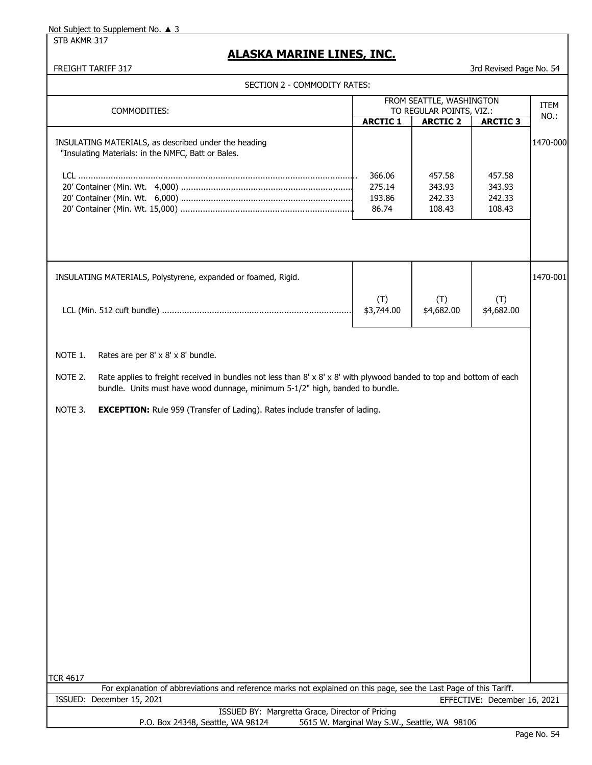Not Subject to Supplement No. ▲ 3

STB AKMR 317

# ALASKA MARINE LINES, INC.

FREIGHT TARIFF 317

3rd Revised Page No. 54

## SECTION 2 - COMMODITY RATES:

| COMMODITIES: | FROM SEATTLE, WASHINGTON TO REGULAR POINTS, VIZ.: | | | ITEM NO.: |
|---|---|---|---|---|
| | **ARCTIC 1** | **ARCTIC 2** | **ARCTIC 3** | |
| INSULATING MATERIALS, as described under the heading "Insulating Materials: in the NMFC, Batt or Bales. | | | | 1470-000 |
| LCL | 366.06 | 457.58 | 457.58 | |
| 20' Container (Min. Wt. 4,000) | 275.14 | 343.93 | 343.93 | |
| 20' Container (Min. Wt. 6,000) | 193.86 | 242.33 | 242.33 | |
| 20' Container (Min. Wt. 15,000) | 86.74 | 108.43 | 108.43 | |
| INSULATING MATERIALS, Polystyrene, expanded or foamed, Rigid. | | | | 1470-001 |
| LCL (Min. 512 cuft bundle) | (T) $3,744.00 | (T) $4,682.00 | (T) $4,682.00 | |

NOTE 1. Rates are per 8' x 8' x 8' bundle.

NOTE 2. Rate applies to freight received in bundles not less than 8' x 8' x 8' with plywood banded to top and bottom of each bundle. Units must have wood dunnage, minimum 5-1/2" high, banded to bundle.

NOTE 3. **EXCEPTION:** Rule 959 (Transfer of Lading). Rates include transfer of lading.

TCR 4617

For explanation of abbreviations and reference marks not explained on this page, see the Last Page of this Tariff.

ISSUED: December 15, 2021 EFFECTIVE: December 16, 2021

ISSUED BY: Margretta Grace, Director of Pricing

P.O. Box 24348, Seattle, WA 98124 5615 W. Marginal Way S.W., Seattle, WA 98106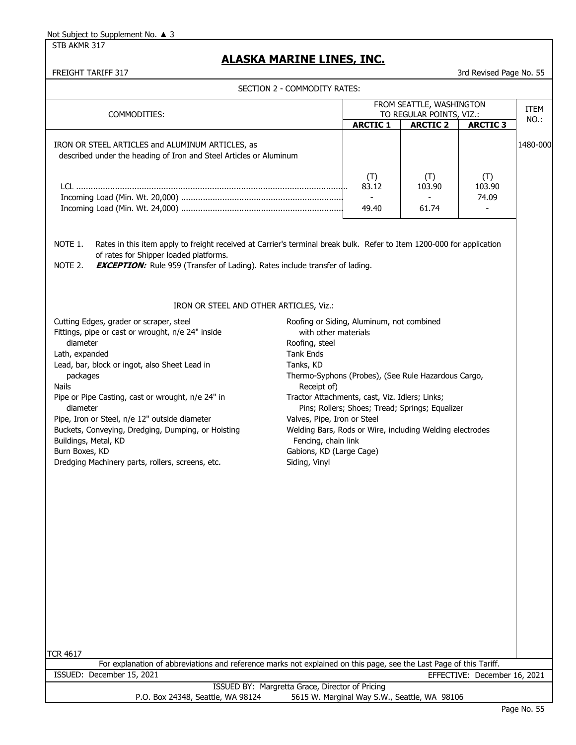Not Subject to Supplement No. ▲ 3

STB AKMR 317

# ALASKA MARINE LINES, INC.

FREIGHT TARIFF 317

3rd Revised Page No. 55

## SECTION 2 - COMMODITY RATES:

| COMMODITIES: | FROM SEATTLE, WASHINGTON TO REGULAR POINTS, VIZ.: | | | ITEM NO.: |
|---|---|---|---|---|
| | **ARCTIC 1** | **ARCTIC 2** | **ARCTIC 3** | |
| IRON OR STEEL ARTICLES and ALUMINUM ARTICLES, as described under the heading of Iron and Steel Articles or Aluminum | | | | 1480-000 |
| | (T) | (T) | (T) | |
| LCL | 83.12 | 103.90 | 103.90 | |
| Incoming Load (Min. Wt. 20,000) | - | - | 74.09 | |
| Incoming Load (Min. Wt. 24,000) | 49.40 | 61.74 | - | |

NOTE 1. Rates in this item apply to freight received at Carrier's terminal break bulk. Refer to Item 1200-000 for application of rates for Shipper loaded platforms.

NOTE 2. ***EXCEPTION:*** Rule 959 (Transfer of Lading). Rates include transfer of lading.

IRON OR STEEL AND OTHER ARTICLES, Viz.:

- Cutting Edges, grader or scraper, steel
- Fittings, pipe or cast or wrought, n/e 24" inside diameter
- Lath, expanded
- Lead, bar, block or ingot, also Sheet Lead in packages
- Nails
- Pipe or Pipe Casting, cast or wrought, n/e 24" in diameter
- Pipe, Iron or Steel, n/e 12" outside diameter
- Buckets, Conveying, Dredging, Dumping, or Hoisting
- Buildings, Metal, KD
- Burn Boxes, KD
- Dredging Machinery parts, rollers, screens, etc.
- Roofing or Siding, Aluminum, not combined with other materials
- Roofing, steel
- Tank Ends
- Tanks, KD
- Thermo-Syphons (Probes), (See Rule Hazardous Cargo, Receipt of)
- Tractor Attachments, cast, Viz. Idlers; Links; Pins; Rollers; Shoes; Tread; Springs; Equalizer
- Valves, Pipe, Iron or Steel
- Welding Bars, Rods or Wire, including Welding electrodes
- Fencing, chain link
- Gabions, KD (Large Cage)
- Siding, Vinyl

TCR 4617

For explanation of abbreviations and reference marks not explained on this page, see the Last Page of this Tariff.

ISSUED: December 15, 2021

EFFECTIVE: December 16, 2021

ISSUED BY: Margretta Grace, Director of Pricing

P.O. Box 24348, Seattle, WA 98124 5615 W. Marginal Way S.W., Seattle, WA 98106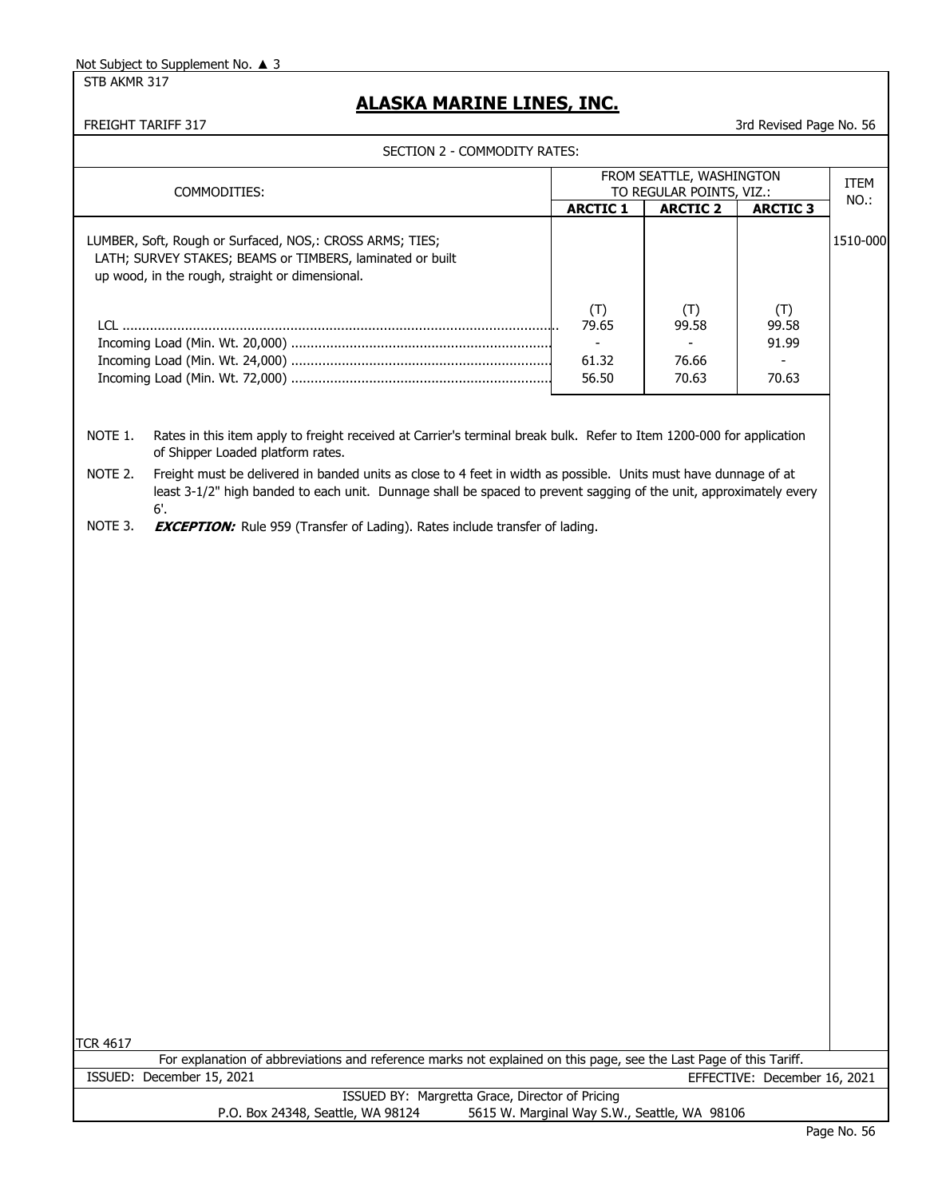Not Subject to Supplement No. ▲ 3

STB AKMR 317

# ALASKA MARINE LINES, INC.

FREIGHT TARIFF 317

3rd Revised Page No. 56

## SECTION 2 - COMMODITY RATES:

| COMMODITIES: | FROM SEATTLE, WASHINGTON TO REGULAR POINTS, VIZ.: | | | ITEM NO.: |
|---|---|---|---|---|
| | ARCTIC 1 | ARCTIC 2 | ARCTIC 3 | |
| LUMBER, Soft, Rough or Surfaced, NOS,: CROSS ARMS; TIES; LATH; SURVEY STAKES; BEAMS or TIMBERS, laminated or built up wood, in the rough, straight or dimensional. | | | | 1510-000 |
| | (T) | (T) | (T) | |
| LCL | 79.65 | 99.58 | 99.58 | |
| Incoming Load (Min. Wt. 20,000) | - | - | 91.99 | |
| Incoming Load (Min. Wt. 24,000) | 61.32 | 76.66 | - | |
| Incoming Load (Min. Wt. 72,000) | 56.50 | 70.63 | 70.63 | |

NOTE 1. Rates in this item apply to freight received at Carrier's terminal break bulk. Refer to Item 1200-000 for application of Shipper Loaded platform rates.

NOTE 2. Freight must be delivered in banded units as close to 4 feet in width as possible. Units must have dunnage of at least 3-1/2" high banded to each unit. Dunnage shall be spaced to prevent sagging of the unit, approximately every 6'.

NOTE 3. ***EXCEPTION:*** Rule 959 (Transfer of Lading). Rates include transfer of lading.

TCR 4617

For explanation of abbreviations and reference marks not explained on this page, see the Last Page of this Tariff.

ISSUED: December 15, 2021

EFFECTIVE: December 16, 2021

ISSUED BY: Margretta Grace, Director of Pricing

P.O. Box 24348, Seattle, WA 98124 5615 W. Marginal Way S.W., Seattle, WA 98106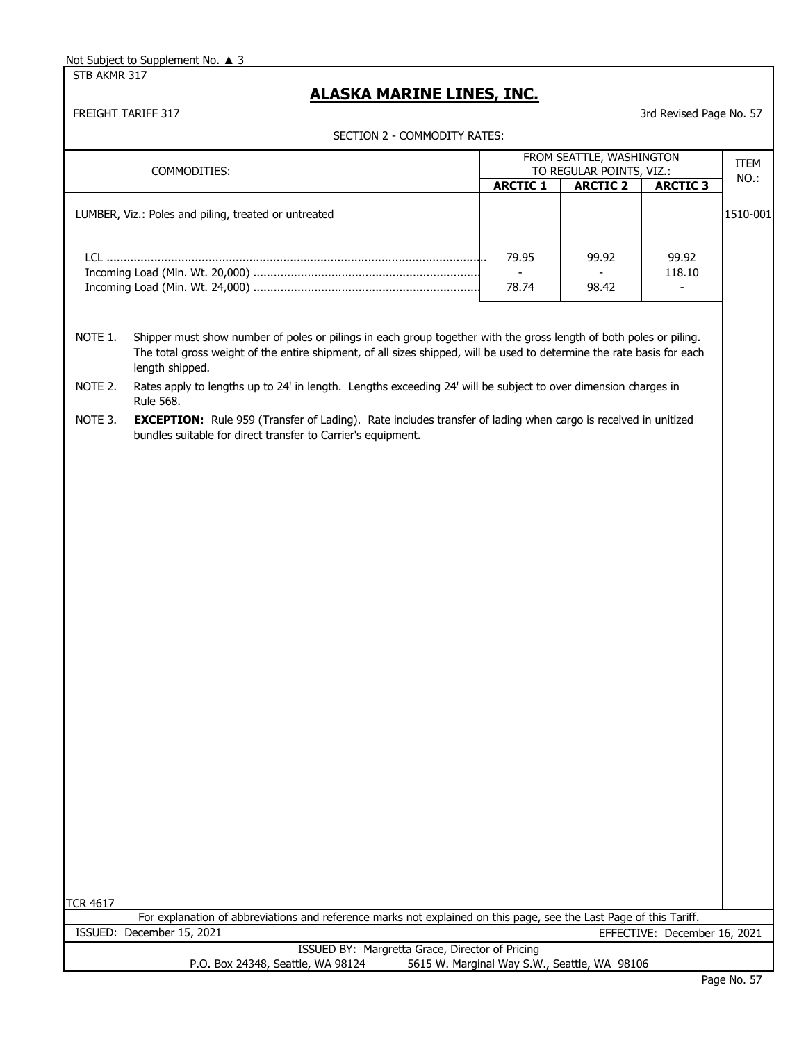Not Subject to Supplement No. ▲ 3

STB AKMR 317

# ALASKA MARINE LINES, INC.

FREIGHT TARIFF 317

3rd Revised Page No. 57

SECTION 2 - COMMODITY RATES:

| COMMODITIES: | FROM SEATTLE, WASHINGTON TO REGULAR POINTS, VIZ.: | | | ITEM NO.: |
|---|---|---|---|---|
| | **ARCTIC 1** | **ARCTIC 2** | **ARCTIC 3** | |
| LUMBER, Viz.: Poles and piling, treated or untreated | | | | 1510-001 |
| LCL | 79.95 | 99.92 | 99.92 | |
| Incoming Load (Min. Wt. 20,000) | - | - | 118.10 | |
| Incoming Load (Min. Wt. 24,000) | 78.74 | 98.42 | - | |

NOTE 1. Shipper must show number of poles or pilings in each group together with the gross length of both poles or piling. The total gross weight of the entire shipment, of all sizes shipped, will be used to determine the rate basis for each length shipped.

NOTE 2. Rates apply to lengths up to 24' in length. Lengths exceeding 24' will be subject to over dimension charges in Rule 568.

NOTE 3. **EXCEPTION:** Rule 959 (Transfer of Lading). Rate includes transfer of lading when cargo is received in unitized bundles suitable for direct transfer to Carrier's equipment.

TCR 4617

For explanation of abbreviations and reference marks not explained on this page, see the Last Page of this Tariff.

ISSUED: December 15, 2021

EFFECTIVE: December 16, 2021

ISSUED BY: Margretta Grace, Director of Pricing

P.O. Box 24348, Seattle, WA 98124 5615 W. Marginal Way S.W., Seattle, WA 98106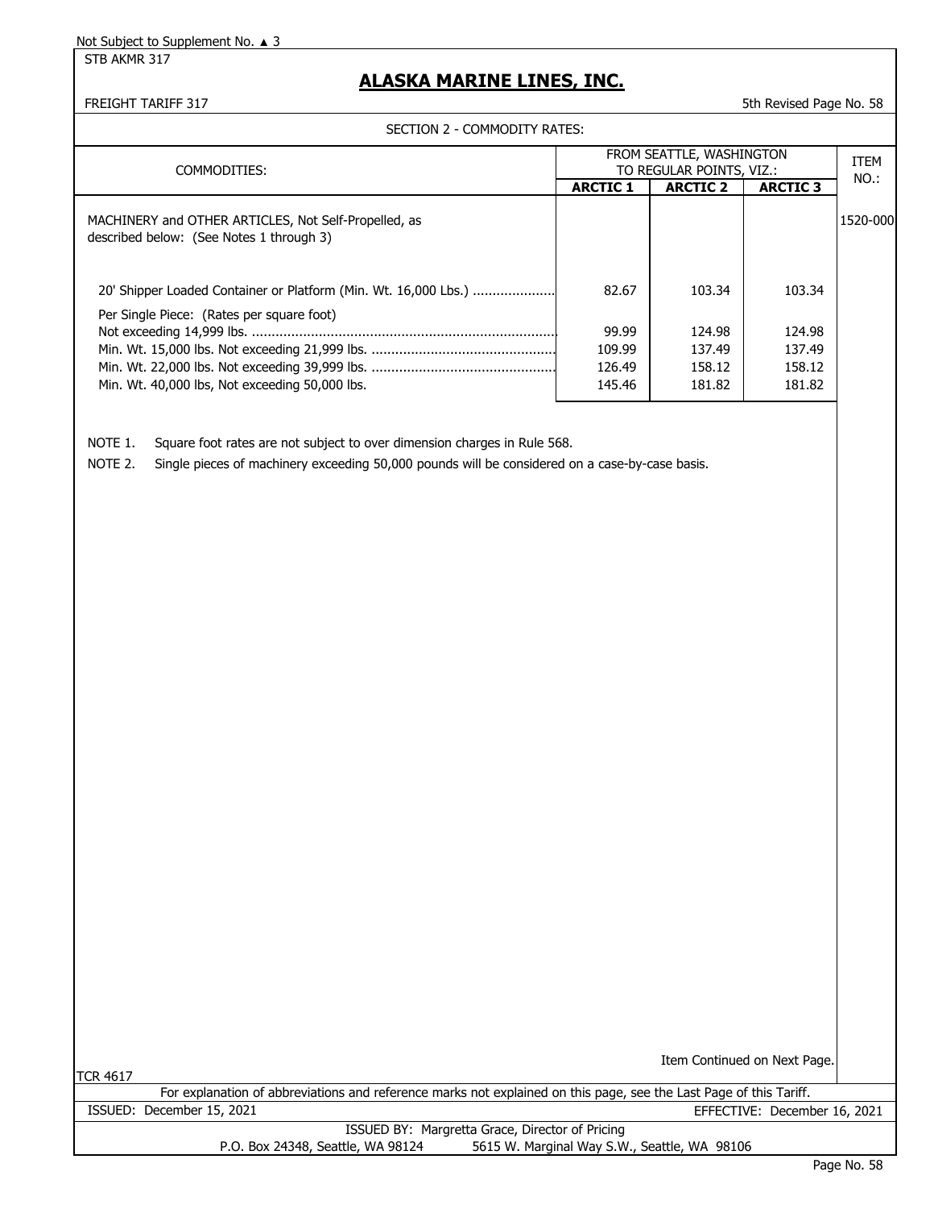Not Subject to Supplement No. ▲ 3

STB AKMR 317

# ALASKA MARINE LINES, INC.

FREIGHT TARIFF 317

5th Revised Page No. 58

SECTION 2 - COMMODITY RATES:

| COMMODITIES: | FROM SEATTLE, WASHINGTON TO REGULAR POINTS, VIZ.: | | | ITEM NO.: |
|---|---|---|---|---|
| | **ARCTIC 1** | **ARCTIC 2** | **ARCTIC 3** | |
| MACHINERY and OTHER ARTICLES, Not Self-Propelled, as described below: (See Notes 1 through 3) | | | | 1520-000 |
| 20' Shipper Loaded Container or Platform (Min. Wt. 16,000 Lbs.) | 82.67 | 103.34 | 103.34 | |
| Per Single Piece: (Rates per square foot) | | | | |
| Not exceeding 14,999 lbs. | 99.99 | 124.98 | 124.98 | |
| Min. Wt. 15,000 lbs. Not exceeding 21,999 lbs. | 109.99 | 137.49 | 137.49 | |
| Min. Wt. 22,000 lbs. Not exceeding 39,999 lbs. | 126.49 | 158.12 | 158.12 | |
| Min. Wt. 40,000 lbs, Not exceeding 50,000 lbs. | 145.46 | 181.82 | 181.82 | |

NOTE 1. Square foot rates are not subject to over dimension charges in Rule 568.

NOTE 2. Single pieces of machinery exceeding 50,000 pounds will be considered on a case-by-case basis.

Item Continued on Next Page.

TCR 4617

For explanation of abbreviations and reference marks not explained on this page, see the Last Page of this Tariff.

ISSUED: December 15, 2021

EFFECTIVE: December 16, 2021

ISSUED BY: Margretta Grace, Director of Pricing

P.O. Box 24348, Seattle, WA 98124 5615 W. Marginal Way S.W., Seattle, WA 98106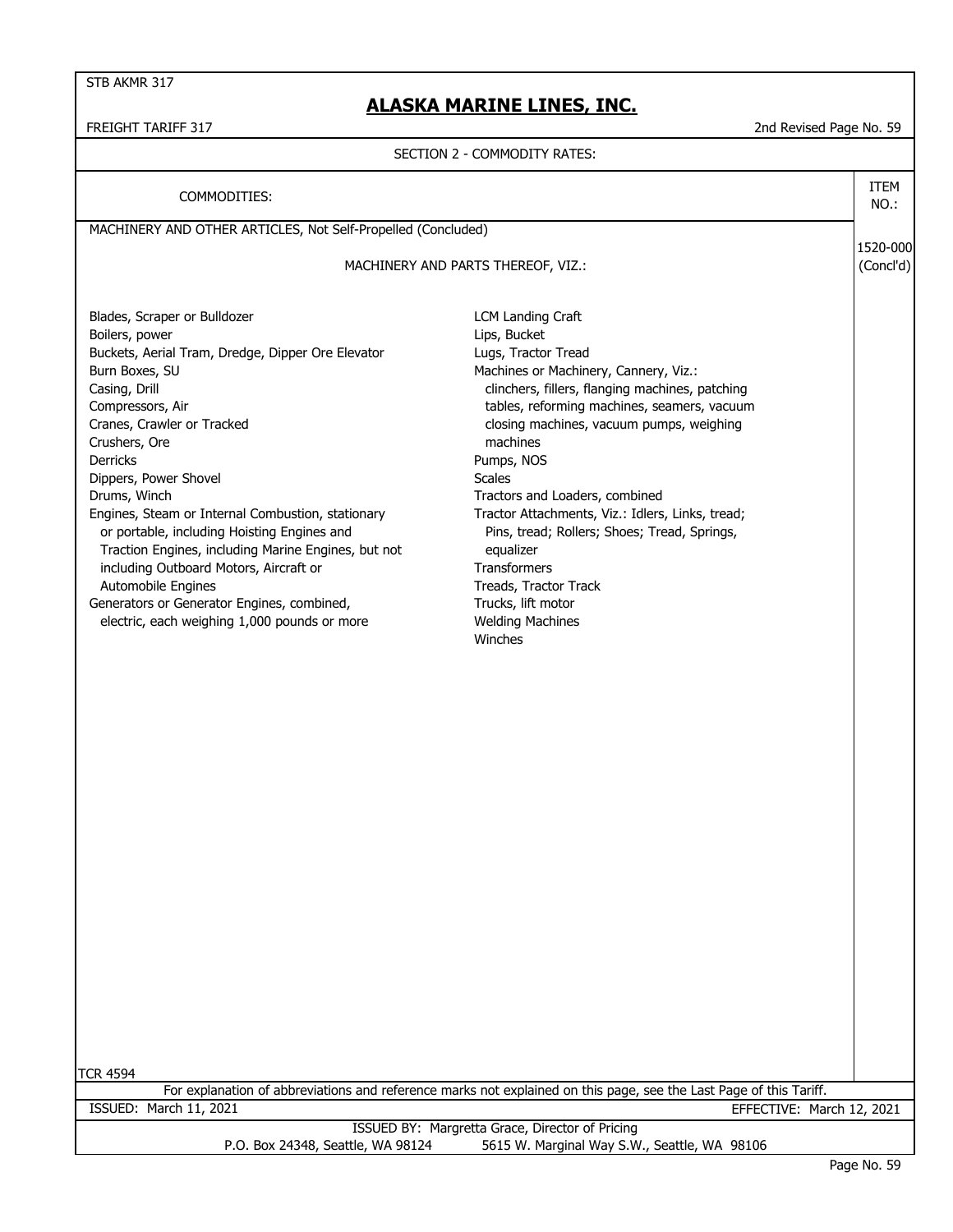STB AKMR 317

# ALASKA MARINE LINES, INC.

FREIGHT TARIFF 317

2nd Revised Page No. 59

## SECTION 2 - COMMODITY RATES:

| COMMODITIES: | ITEM NO.: |
|---|---|
| MACHINERY AND OTHER ARTICLES, Not Self-Propelled (Concluded) | 1520-000 (Concl'd) |

MACHINERY AND PARTS THEREOF, VIZ.:

- Blades, Scraper or Bulldozer
- Boilers, power
- Buckets, Aerial Tram, Dredge, Dipper Ore Elevator
- Burn Boxes, SU
- Casing, Drill
- Compressors, Air
- Cranes, Crawler or Tracked
- Crushers, Ore
- Derricks
- Dippers, Power Shovel
- Drums, Winch
- Engines, Steam or Internal Combustion, stationary or portable, including Hoisting Engines and Traction Engines, including Marine Engines, but not including Outboard Motors, Aircraft or Automobile Engines
- Generators or Generator Engines, combined, electric, each weighing 1,000 pounds or more
- LCM Landing Craft
- Lips, Bucket
- Lugs, Tractor Tread
- Machines or Machinery, Cannery, Viz.: clinchers, fillers, flanging machines, patching tables, reforming machines, seamers, vacuum closing machines, vacuum pumps, weighing machines
- Pumps, NOS
- Scales
- Tractors and Loaders, combined
- Tractor Attachments, Viz.: Idlers, Links, tread; Pins, tread; Rollers; Shoes; Tread, Springs, equalizer
- Transformers
- Treads, Tractor Track
- Trucks, lift motor
- Welding Machines
- Winches

TCR 4594

For explanation of abbreviations and reference marks not explained on this page, see the Last Page of this Tariff.

ISSUED: March 11, 2021 EFFECTIVE: March 12, 2021

ISSUED BY: Margretta Grace, Director of Pricing

P.O. Box 24348, Seattle, WA 98124 5615 W. Marginal Way S.W., Seattle, WA 98106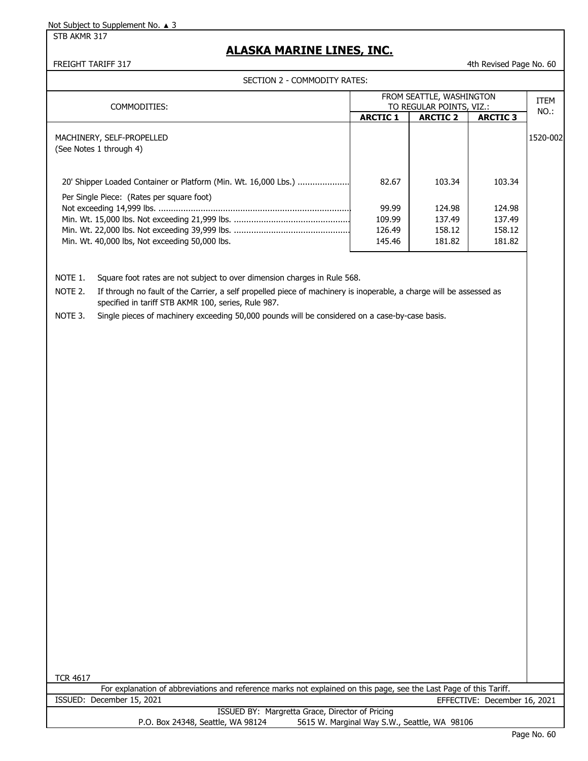Not Subject to Supplement No. ▲ 3

STB AKMR 317

# ALASKA MARINE LINES, INC.

FREIGHT TARIFF 317 — 4th Revised Page No. 60

SECTION 2 - COMMODITY RATES:

| COMMODITIES: | FROM SEATTLE, WASHINGTON TO REGULAR POINTS, VIZ.: | | | ITEM NO.: |
|---|---|---|---|---|
| | **ARCTIC 1** | **ARCTIC 2** | **ARCTIC 3** | |
| MACHINERY, SELF-PROPELLED (See Notes 1 through 4) | | | | 1520-002 |
| 20' Shipper Loaded Container or Platform (Min. Wt. 16,000 Lbs.) .................... | 82.67 | 103.34 | 103.34 | |
| Per Single Piece: (Rates per square foot) | | | | |
| Not exceeding 14,999 lbs. .............................................................................. | 99.99 | 124.98 | 124.98 | |
| Min. Wt. 15,000 lbs. Not exceeding 21,999 lbs. ............................................... | 109.99 | 137.49 | 137.49 | |
| Min. Wt. 22,000 lbs. Not exceeding 39,999 lbs. ............................................... | 126.49 | 158.12 | 158.12 | |
| Min. Wt. 40,000 lbs, Not exceeding 50,000 lbs. | 145.46 | 181.82 | 181.82 | |

NOTE 1. Square foot rates are not subject to over dimension charges in Rule 568.

NOTE 2. If through no fault of the Carrier, a self propelled piece of machinery is inoperable, a charge will be assessed as specified in tariff STB AKMR 100, series, Rule 987.

NOTE 3. Single pieces of machinery exceeding 50,000 pounds will be considered on a case-by-case basis.

TCR 4617

For explanation of abbreviations and reference marks not explained on this page, see the Last Page of this Tariff.

ISSUED: December 15, 2021 — EFFECTIVE: December 16, 2021

ISSUED BY: Margretta Grace, Director of Pricing

P.O. Box 24348, Seattle, WA 98124 — 5615 W. Marginal Way S.W., Seattle, WA 98106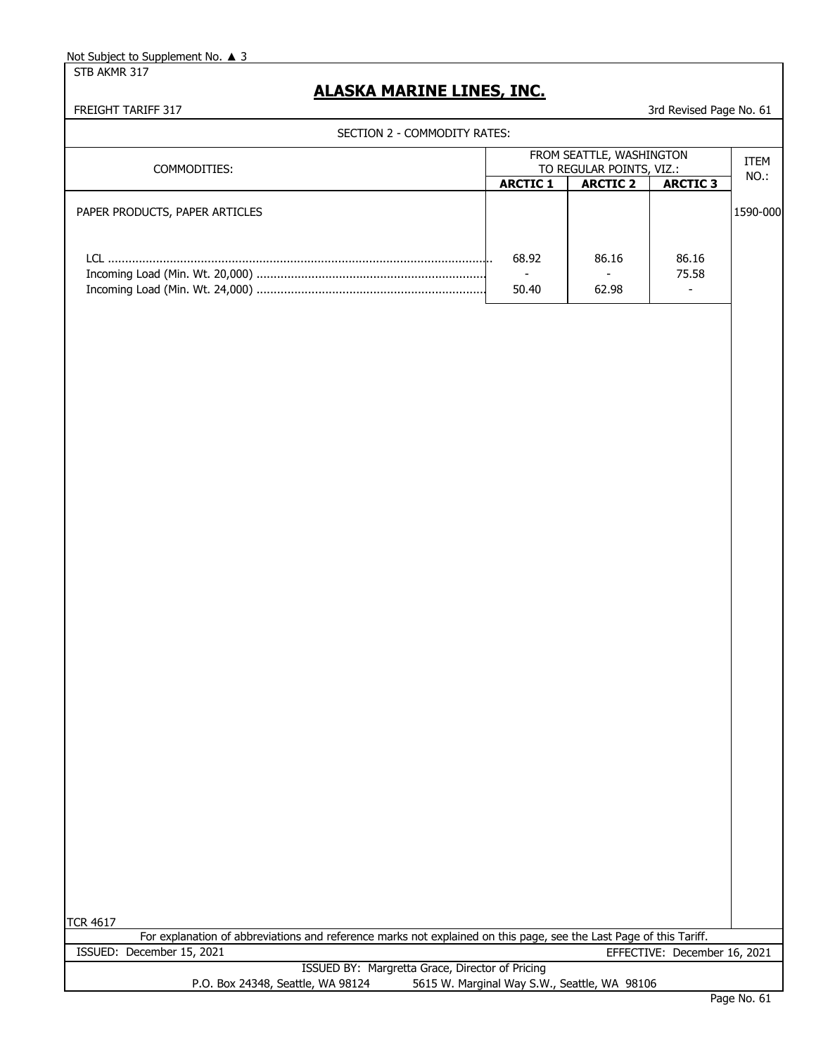Not Subject to Supplement No. ▲ 3

STB AKMR 317

## ALASKA MARINE LINES, INC.

FREIGHT TARIFF 317

3rd Revised Page No. 61

SECTION 2 - COMMODITY RATES:

| COMMODITIES: | FROM SEATTLE, WASHINGTON TO REGULAR POINTS, VIZ.: | | | ITEM NO.: |
|---|---|---|---|---|
| | **ARCTIC 1** | **ARCTIC 2** | **ARCTIC 3** | |
| PAPER PRODUCTS, PAPER ARTICLES | | | | 1590-000 |
| LCL | 68.92 | 86.16 | 86.16 | |
| Incoming Load (Min. Wt. 20,000) | - | - | 75.58 | |
| Incoming Load (Min. Wt. 24,000) | 50.40 | 62.98 | - | |

TCR 4617

For explanation of abbreviations and reference marks not explained on this page, see the Last Page of this Tariff.

ISSUED: December 15, 2021

EFFECTIVE: December 16, 2021

ISSUED BY: Margretta Grace, Director of Pricing

P.O. Box 24348, Seattle, WA 98124 5615 W. Marginal Way S.W., Seattle, WA 98106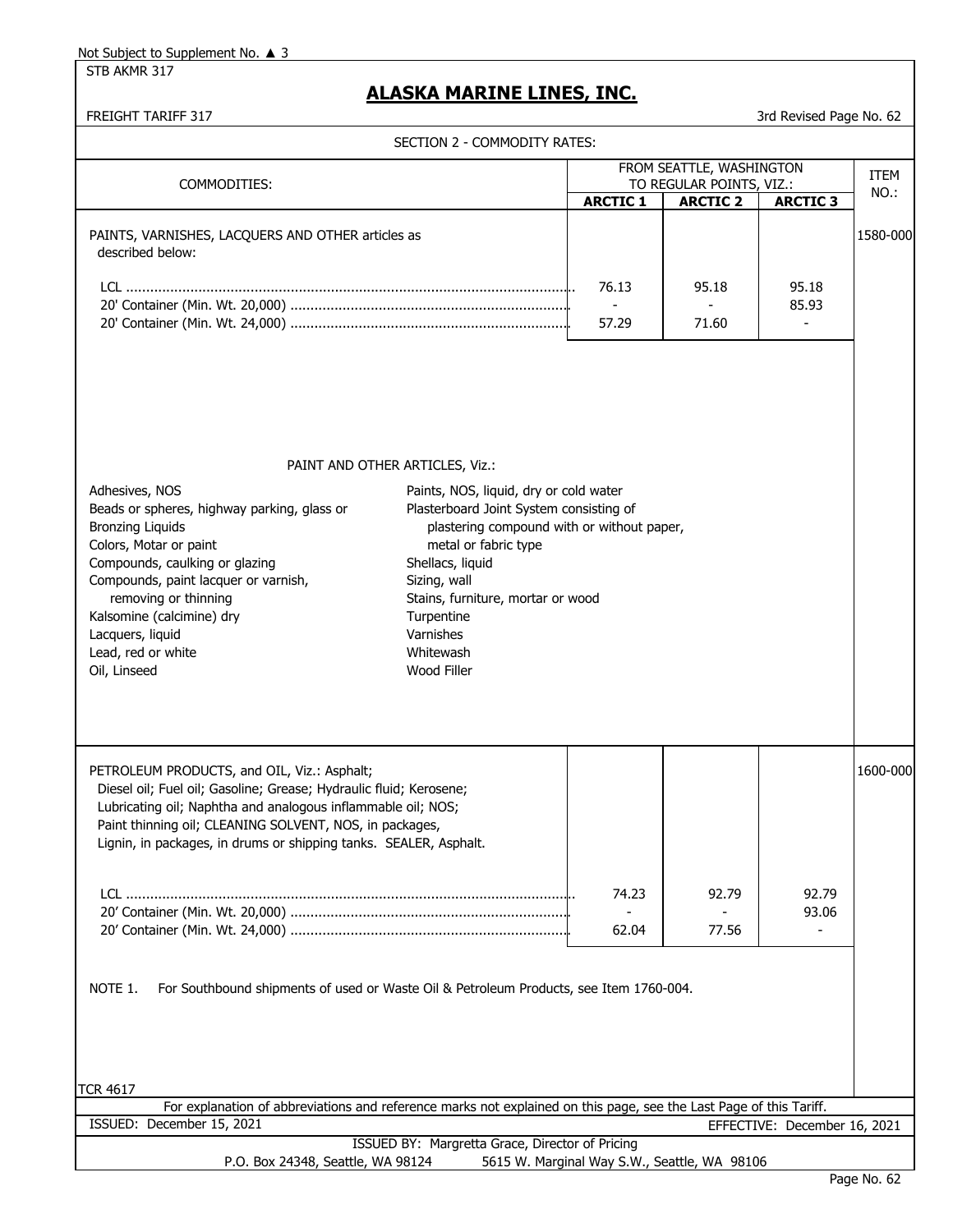Not Subject to Supplement No. ▲ 3

STB AKMR 317

# ALASKA MARINE LINES, INC.

FREIGHT TARIFF 317

3rd Revised Page No. 62

SECTION 2 - COMMODITY RATES:

| COMMODITIES: | FROM SEATTLE, WASHINGTON TO REGULAR POINTS, VIZ.: | | | ITEM NO.: |
|---|---|---|---|---|
| | **ARCTIC 1** | **ARCTIC 2** | **ARCTIC 3** | |
| PAINTS, VARNISHES, LACQUERS AND OTHER articles as described below: | | | | 1580-000 |
| LCL | 76.13 | 95.18 | 95.18 | |
| 20' Container (Min. Wt. 20,000) | - | - | 85.93 | |
| 20' Container (Min. Wt. 24,000) | 57.29 | 71.60 | - | |

PAINT AND OTHER ARTICLES, Viz.:

- Adhesives, NOS
- Beads or spheres, highway parking, glass or
- Bronzing Liquids
- Colors, Motar or paint
- Compounds, caulking or glazing
- Compounds, paint lacquer or varnish, removing or thinning
- Kalsomine (calcimine) dry
- Lacquers, liquid
- Lead, red or white
- Oil, Linseed
- Paints, NOS, liquid, dry or cold water
- Plasterboard Joint System consisting of plastering compound with or without paper, metal or fabric type
- Shellacs, liquid
- Sizing, wall
- Stains, furniture, mortar or wood
- Turpentine
- Varnishes
- Whitewash
- Wood Filler

| COMMODITIES: | ARCTIC 1 | ARCTIC 2 | ARCTIC 3 | ITEM NO.: |
|---|---|---|---|---|
| PETROLEUM PRODUCTS, and OIL, Viz.: Asphalt; Diesel oil; Fuel oil; Gasoline; Grease; Hydraulic fluid; Kerosene; Lubricating oil; Naphtha and analogous inflammable oil; NOS; Paint thinning oil; CLEANING SOLVENT, NOS, in packages, Lignin, in packages, in drums or shipping tanks. SEALER, Asphalt. | | | | 1600-000 |
| LCL | 74.23 | 92.79 | 92.79 | |
| 20' Container (Min. Wt. 20,000) | - | - | 93.06 | |
| 20' Container (Min. Wt. 24,000) | 62.04 | 77.56 | - | |

NOTE 1. For Southbound shipments of used or Waste Oil & Petroleum Products, see Item 1760-004.

TCR 4617

For explanation of abbreviations and reference marks not explained on this page, see the Last Page of this Tariff.

ISSUED: December 15, 2021

EFFECTIVE: December 16, 2021

ISSUED BY: Margretta Grace, Director of Pricing

P.O. Box 24348, Seattle, WA 98124 5615 W. Marginal Way S.W., Seattle, WA 98106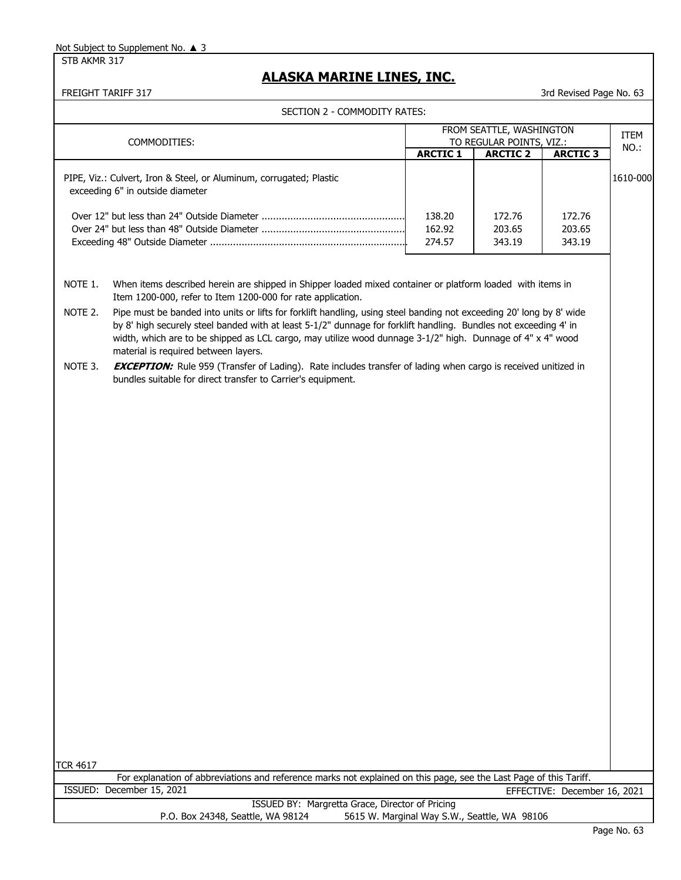Not Subject to Supplement No. ▲ 3

STB AKMR 317

# ALASKA MARINE LINES, INC.

FREIGHT TARIFF 317

3rd Revised Page No. 63

## SECTION 2 - COMMODITY RATES:

| COMMODITIES: | FROM SEATTLE, WASHINGTON TO REGULAR POINTS, VIZ.: ARCTIC 1 | ARCTIC 2 | ARCTIC 3 | ITEM NO.: |
|---|---|---|---|---|
| PIPE, Viz.: Culvert, Iron & Steel, or Aluminum, corrugated; Plastic exceeding 6" in outside diameter | | | | 1610-000 |
| Over 12" but less than 24" Outside Diameter | 138.20 | 172.76 | 172.76 | |
| Over 24" but less than 48" Outside Diameter | 162.92 | 203.65 | 203.65 | |
| Exceeding 48" Outside Diameter | 274.57 | 343.19 | 343.19 | |

NOTE 1. When items described herein are shipped in Shipper loaded mixed container or platform loaded with items in Item 1200-000, refer to Item 1200-000 for rate application.

NOTE 2. Pipe must be banded into units or lifts for forklift handling, using steel banding not exceeding 20' long by 8' wide by 8' high securely steel banded with at least 5-1/2" dunnage for forklift handling. Bundles not exceeding 4' in width, which are to be shipped as LCL cargo, may utilize wood dunnage 3-1/2" high. Dunnage of 4" x 4" wood material is required between layers.

NOTE 3. ***EXCEPTION:*** Rule 959 (Transfer of Lading). Rate includes transfer of lading when cargo is received unitized in bundles suitable for direct transfer to Carrier's equipment.

TCR 4617

For explanation of abbreviations and reference marks not explained on this page, see the Last Page of this Tariff.

ISSUED: December 15, 2021

EFFECTIVE: December 16, 2021

ISSUED BY: Margretta Grace, Director of Pricing

P.O. Box 24348, Seattle, WA 98124 5615 W. Marginal Way S.W., Seattle, WA 98106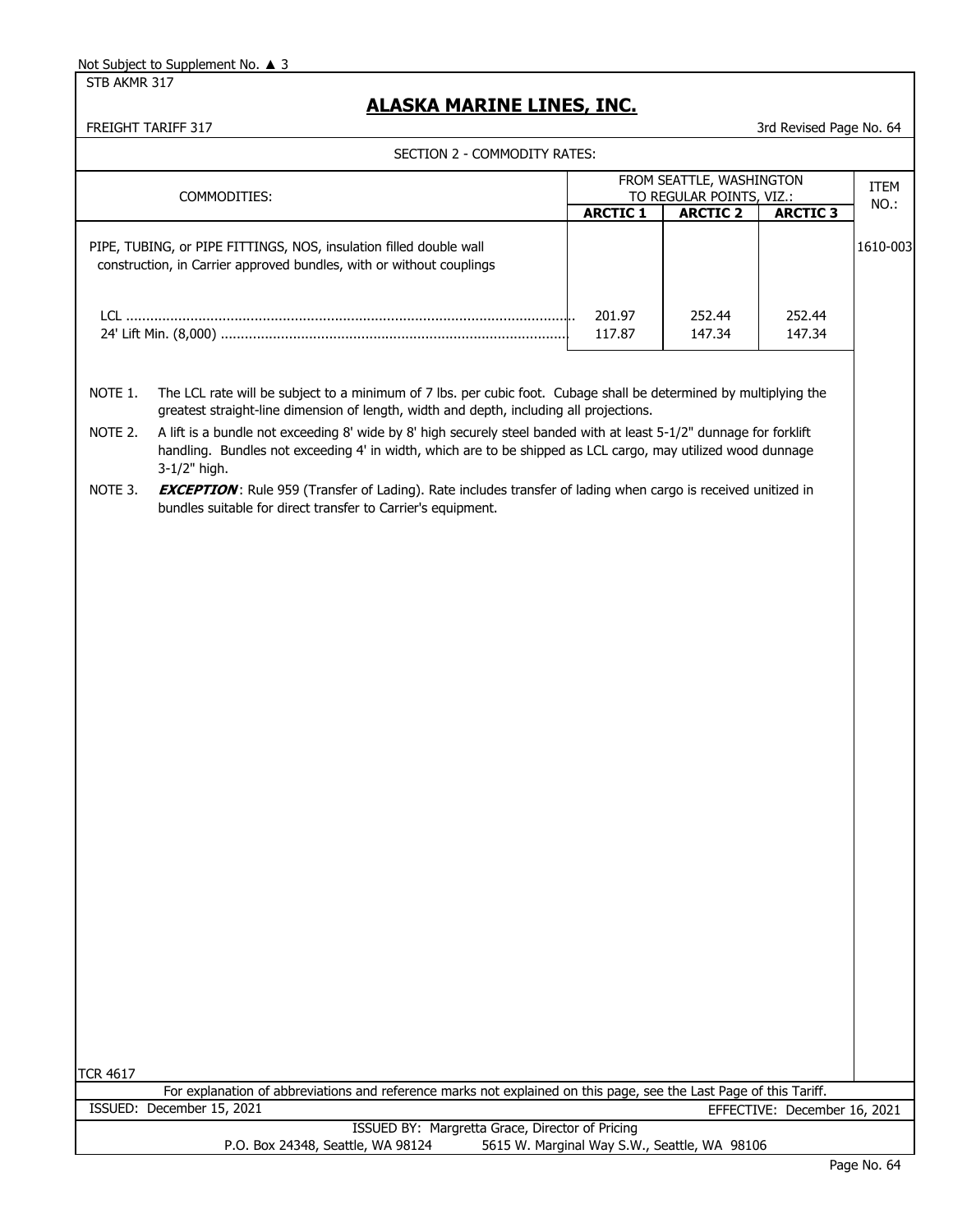Not Subject to Supplement No. ▲ 3

STB AKMR 317

# ALASKA MARINE LINES, INC.

FREIGHT TARIFF 317 — 3rd Revised Page No. 64

SECTION 2 - COMMODITY RATES:

| COMMODITIES: | FROM SEATTLE, WASHINGTON TO REGULAR POINTS, VIZ.: | | | ITEM NO.: |
|---|---|---|---|---|
| | ARCTIC 1 | ARCTIC 2 | ARCTIC 3 | |
| PIPE, TUBING, or PIPE FITTINGS, NOS, insulation filled double wall construction, in Carrier approved bundles, with or without couplings | | | | 1610-003 |
| LCL | 201.97 | 252.44 | 252.44 | |
| 24' Lift Min. (8,000) | 117.87 | 147.34 | 147.34 | |

NOTE 1. The LCL rate will be subject to a minimum of 7 lbs. per cubic foot. Cubage shall be determined by multiplying the greatest straight-line dimension of length, width and depth, including all projections.

NOTE 2. A lift is a bundle not exceeding 8' wide by 8' high securely steel banded with at least 5-1/2" dunnage for forklift handling. Bundles not exceeding 4' in width, which are to be shipped as LCL cargo, may utilized wood dunnage 3-1/2" high.

NOTE 3. ***EXCEPTION***: Rule 959 (Transfer of Lading). Rate includes transfer of lading when cargo is received unitized in bundles suitable for direct transfer to Carrier's equipment.

TCR 4617

For explanation of abbreviations and reference marks not explained on this page, see the Last Page of this Tariff.

ISSUED: December 15, 2021 — EFFECTIVE: December 16, 2021

ISSUED BY: Margretta Grace, Director of Pricing

P.O. Box 24348, Seattle, WA 98124 — 5615 W. Marginal Way S.W., Seattle, WA 98106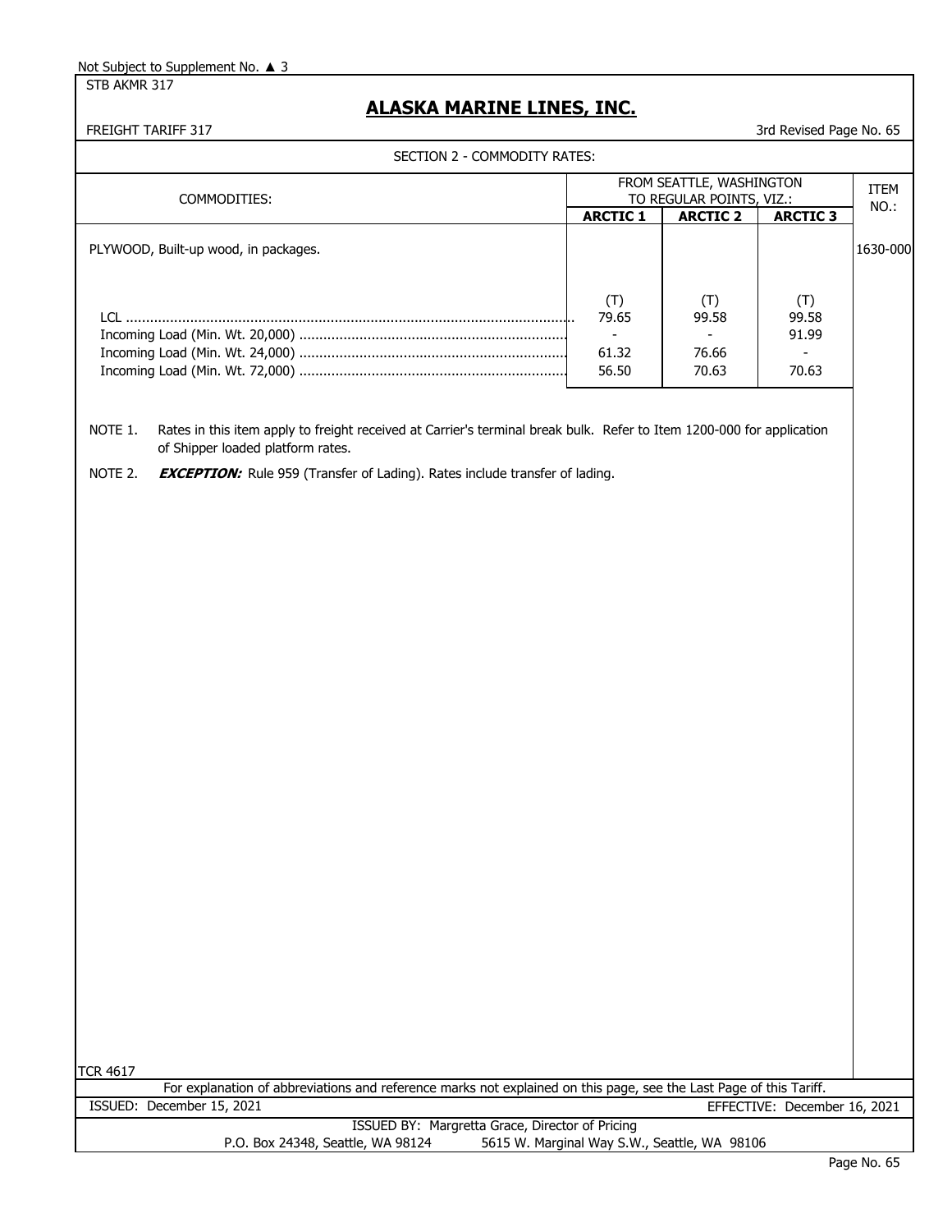Not Subject to Supplement No. ▲ 3

STB AKMR 317

# ALASKA MARINE LINES, INC.

FREIGHT TARIFF 317 — 3rd Revised Page No. 65

## SECTION 2 - COMMODITY RATES:

| COMMODITIES: | FROM SEATTLE, WASHINGTON TO REGULAR POINTS, VIZ.: | | | ITEM NO.: |
|---|---|---|---|---|
| | ARCTIC 1 | ARCTIC 2 | ARCTIC 3 | |
| PLYWOOD, Built-up wood, in packages. | | | | 1630-000 |
| | (T) | (T) | (T) | |
| LCL | 79.65 | 99.58 | 99.58 | |
| Incoming Load (Min. Wt. 20,000) | - | - | 91.99 | |
| Incoming Load (Min. Wt. 24,000) | 61.32 | 76.66 | - | |
| Incoming Load (Min. Wt. 72,000) | 56.50 | 70.63 | 70.63 | |

NOTE 1. Rates in this item apply to freight received at Carrier's terminal break bulk. Refer to Item 1200-000 for application of Shipper loaded platform rates.

NOTE 2. ***EXCEPTION:*** Rule 959 (Transfer of Lading). Rates include transfer of lading.

TCR 4617

For explanation of abbreviations and reference marks not explained on this page, see the Last Page of this Tariff.

ISSUED: December 15, 2021 — EFFECTIVE: December 16, 2021

ISSUED BY: Margretta Grace, Director of Pricing

P.O. Box 24348, Seattle, WA 98124 — 5615 W. Marginal Way S.W., Seattle, WA 98106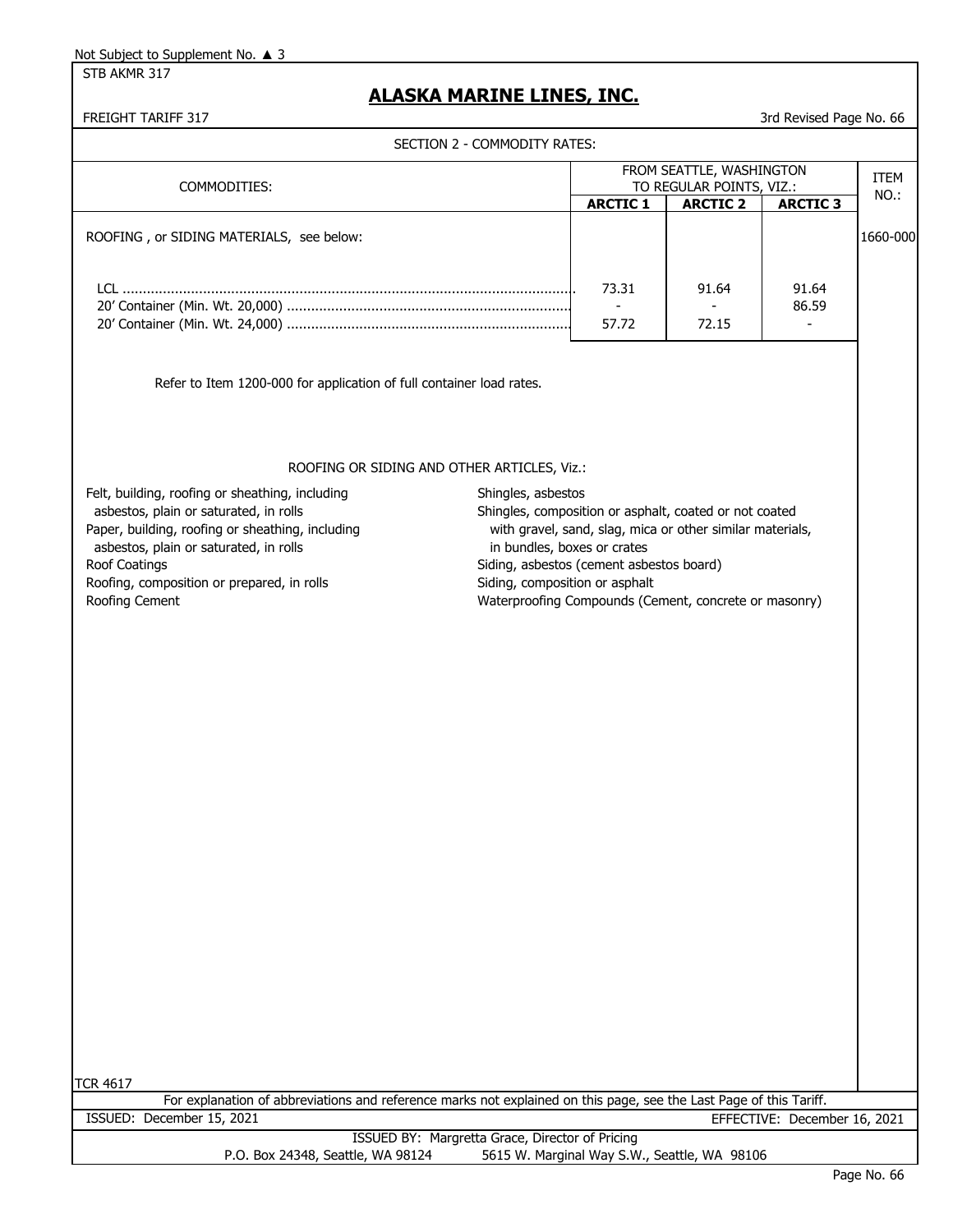Not Subject to Supplement No. ▲ 3

STB AKMR 317

# ALASKA MARINE LINES, INC.

FREIGHT TARIFF 317

3rd Revised Page No. 66

SECTION 2 - COMMODITY RATES:

| COMMODITIES: | FROM SEATTLE, WASHINGTON TO REGULAR POINTS, VIZ.: | | | ITEM NO.: |
|---|---|---|---|---|
| | ARCTIC 1 | ARCTIC 2 | ARCTIC 3 | |
| ROOFING , or SIDING MATERIALS, see below: | | | | 1660-000 |
| LCL | 73.31 | 91.64 | 91.64 | |
| 20' Container (Min. Wt. 20,000) | - | - | 86.59 | |
| 20' Container (Min. Wt. 24,000) | 57.72 | 72.15 | - | |

Refer to Item 1200-000 for application of full container load rates.

ROOFING OR SIDING AND OTHER ARTICLES, Viz.:

- Felt, building, roofing or sheathing, including asbestos, plain or saturated, in rolls
- Paper, building, roofing or sheathing, including asbestos, plain or saturated, in rolls
- Roof Coatings
- Roofing, composition or prepared, in rolls
- Roofing Cement
- Shingles, asbestos
- Shingles, composition or asphalt, coated or not coated with gravel, sand, slag, mica or other similar materials, in bundles, boxes or crates
- Siding, asbestos (cement asbestos board)
- Siding, composition or asphalt
- Waterproofing Compounds (Cement, concrete or masonry)

TCR 4617

For explanation of abbreviations and reference marks not explained on this page, see the Last Page of this Tariff.

ISSUED: December 15, 2021

EFFECTIVE: December 16, 2021

ISSUED BY: Margretta Grace, Director of Pricing

P.O. Box 24348, Seattle, WA 98124 5615 W. Marginal Way S.W., Seattle, WA 98106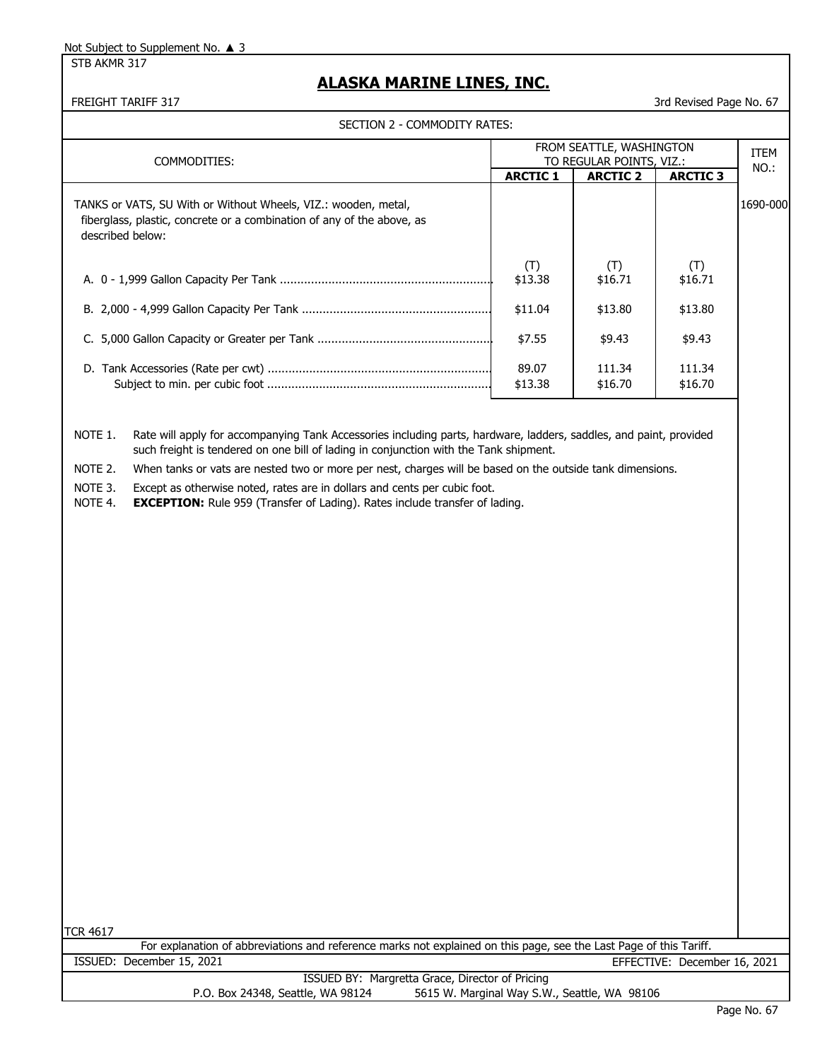Not Subject to Supplement No. ▲ 3

STB AKMR 317

## ALASKA MARINE LINES, INC.

FREIGHT TARIFF 317 — 3rd Revised Page No. 67

SECTION 2 - COMMODITY RATES:

| COMMODITIES: | FROM SEATTLE, WASHINGTON TO REGULAR POINTS, VIZ.: | | | ITEM NO.: |
|---|---|---|---|---|
| | ARCTIC 1 | ARCTIC 2 | ARCTIC 3 | |
| TANKS or VATS, SU With or Without Wheels, VIZ.: wooden, metal, fiberglass, plastic, concrete or a combination of any of the above, as described below: | | | | 1690-000 |
| A. 0 - 1,999 Gallon Capacity Per Tank | (T) $13.38 | (T) $16.71 | (T) $16.71 | |
| B. 2,000 - 4,999 Gallon Capacity Per Tank | $11.04 | $13.80 | $13.80 | |
| C. 5,000 Gallon Capacity or Greater per Tank | $7.55 | $9.43 | $9.43 | |
| D. Tank Accessories (Rate per cwt) | 89.07 | 111.34 | 111.34 | |
| Subject to min. per cubic foot | $13.38 | $16.70 | $16.70 | |

NOTE 1. Rate will apply for accompanying Tank Accessories including parts, hardware, ladders, saddles, and paint, provided such freight is tendered on one bill of lading in conjunction with the Tank shipment.

NOTE 2. When tanks or vats are nested two or more per nest, charges will be based on the outside tank dimensions.

NOTE 3. Except as otherwise noted, rates are in dollars and cents per cubic foot.

NOTE 4. **EXCEPTION:** Rule 959 (Transfer of Lading). Rates include transfer of lading.

TCR 4617

For explanation of abbreviations and reference marks not explained on this page, see the Last Page of this Tariff.

ISSUED: December 15, 2021 — EFFECTIVE: December 16, 2021

ISSUED BY: Margretta Grace, Director of Pricing

P.O. Box 24348, Seattle, WA 98124 — 5615 W. Marginal Way S.W., Seattle, WA 98106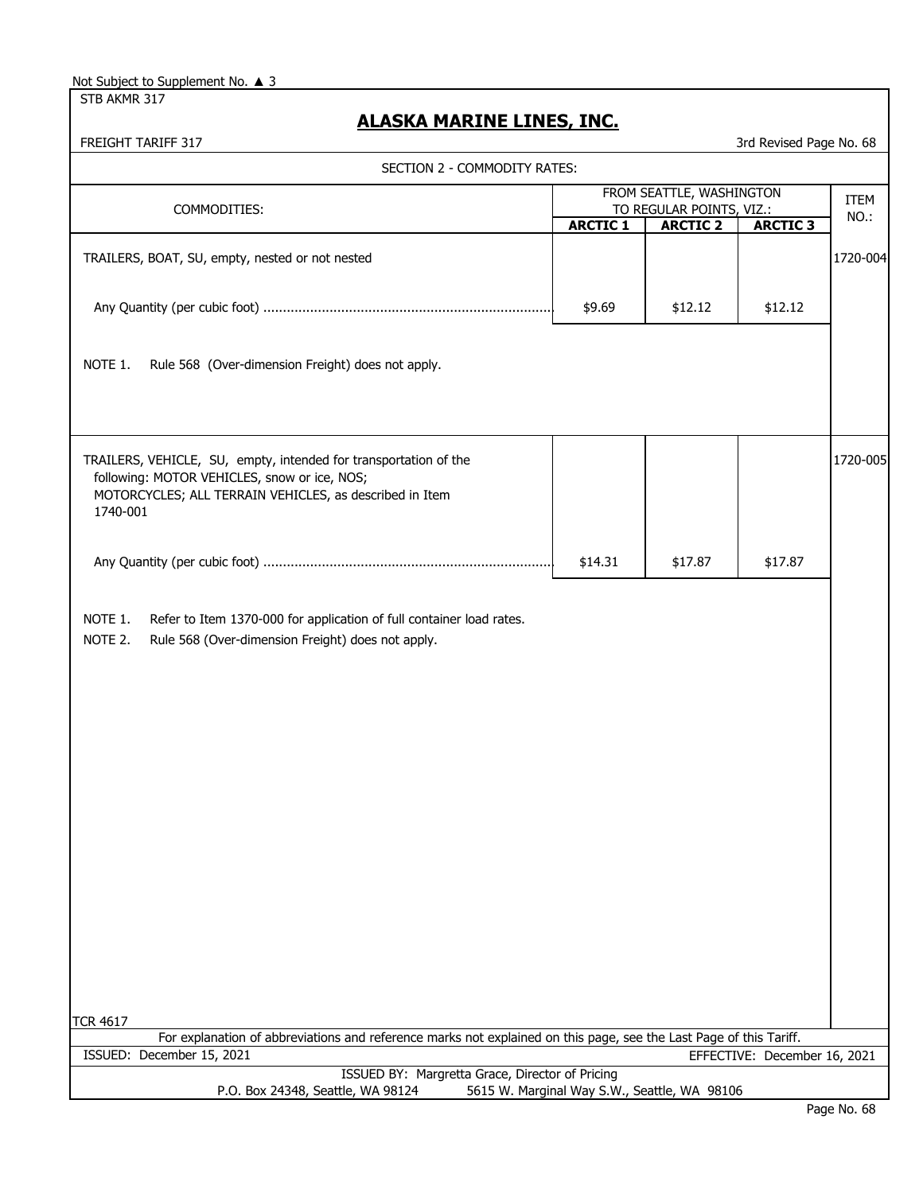Not Subject to Supplement No. ▲ 3

STB AKMR 317

## ALASKA MARINE LINES, INC.

FREIGHT TARIFF 317 — 3rd Revised Page No. 68

### SECTION 2 - COMMODITY RATES:

| COMMODITIES: | FROM SEATTLE, WASHINGTON TO REGULAR POINTS, VIZ.: | | | ITEM NO.: |
|---|---|---|---|---|
| | **ARCTIC 1** | **ARCTIC 2** | **ARCTIC 3** | |
| TRAILERS, BOAT, SU, empty, nested or not nested | | | | 1720-004 |
| Any Quantity (per cubic foot) | $9.69 | $12.12 | $12.12 | |
| NOTE 1. Rule 568 (Over-dimension Freight) does not apply. | | | | |
| TRAILERS, VEHICLE, SU, empty, intended for transportation of the following: MOTOR VEHICLES, snow or ice, NOS; MOTORCYCLES; ALL TERRAIN VEHICLES, as described in Item 1740-001 | | | | 1720-005 |
| Any Quantity (per cubic foot) | $14.31 | $17.87 | $17.87 | |
| NOTE 1. Refer to Item 1370-000 for application of full container load rates.<br>NOTE 2. Rule 568 (Over-dimension Freight) does not apply. | | | | |

TCR 4617

For explanation of abbreviations and reference marks not explained on this page, see the Last Page of this Tariff.

ISSUED: December 15, 2021 — EFFECTIVE: December 16, 2021

ISSUED BY: Margretta Grace, Director of Pricing

P.O. Box 24348, Seattle, WA 98124 — 5615 W. Marginal Way S.W., Seattle, WA 98106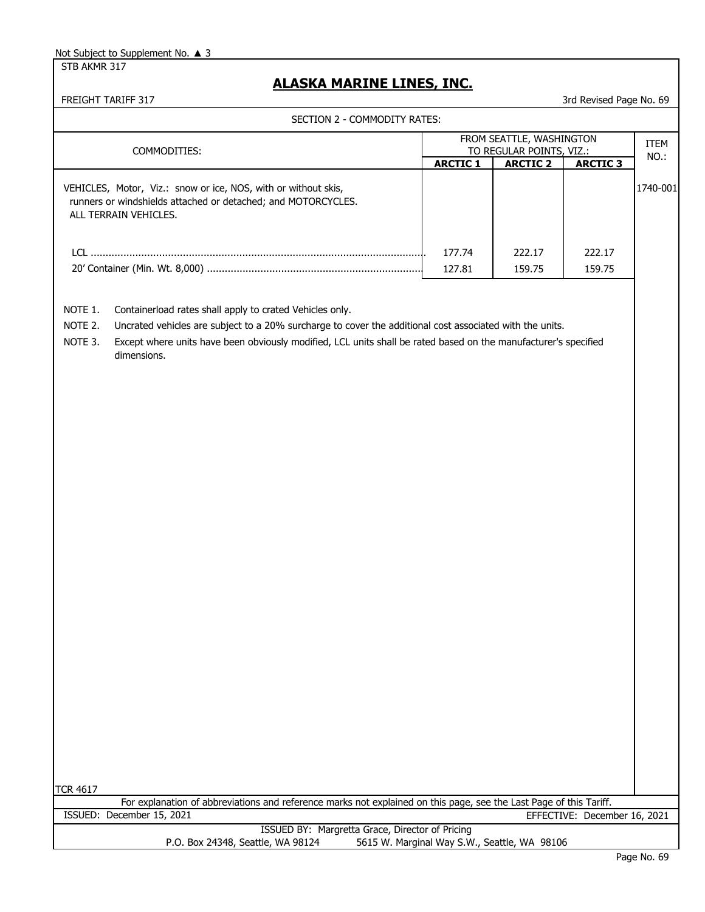Not Subject to Supplement No. ▲ 3

STB AKMR 317

# ALASKA MARINE LINES, INC.

FREIGHT TARIFF 317

3rd Revised Page No. 69

SECTION 2 - COMMODITY RATES:

| COMMODITIES: | FROM SEATTLE, WASHINGTON TO REGULAR POINTS, VIZ.: | | | ITEM NO.: |
|---|---|---|---|---|
| | **ARCTIC 1** | **ARCTIC 2** | **ARCTIC 3** | |
| VEHICLES, Motor, Viz.: snow or ice, NOS, with or without skis, runners or windshields attached or detached; and MOTORCYCLES. ALL TERRAIN VEHICLES. | | | | 1740-001 |
| LCL | 177.74 | 222.17 | 222.17 | |
| 20' Container (Min. Wt. 8,000) | 127.81 | 159.75 | 159.75 | |

NOTE 1. Containerload rates shall apply to crated Vehicles only.

NOTE 2. Uncrated vehicles are subject to a 20% surcharge to cover the additional cost associated with the units.

NOTE 3. Except where units have been obviously modified, LCL units shall be rated based on the manufacturer's specified dimensions.

TCR 4617

For explanation of abbreviations and reference marks not explained on this page, see the Last Page of this Tariff.

ISSUED: December 15, 2021

EFFECTIVE: December 16, 2021

ISSUED BY: Margretta Grace, Director of Pricing

P.O. Box 24348, Seattle, WA 98124 5615 W. Marginal Way S.W., Seattle, WA 98106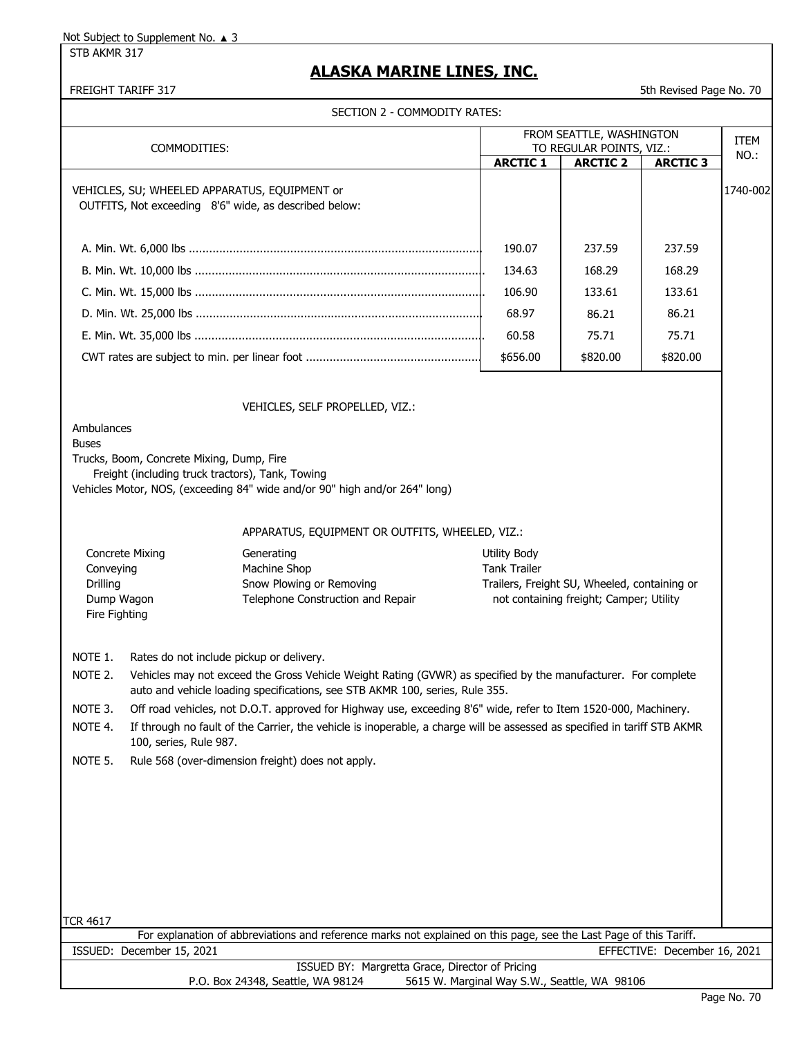Not Subject to Supplement No. ▲ 3

STB AKMR 317

# ALASKA MARINE LINES, INC.

FREIGHT TARIFF 317 — 5th Revised Page No. 70

## SECTION 2 - COMMODITY RATES:

| COMMODITIES: | FROM SEATTLE, WASHINGTON TO REGULAR POINTS, VIZ.: | | | ITEM NO.: |
|---|---|---|---|---|
| | ARCTIC 1 | ARCTIC 2 | ARCTIC 3 | |
| VEHICLES, SU; WHEELED APPARATUS, EQUIPMENT or OUTFITS, Not exceeding 8'6" wide, as described below: | | | | 1740-002 |
| A. Min. Wt. 6,000 lbs | 190.07 | 237.59 | 237.59 | |
| B. Min. Wt. 10,000 lbs | 134.63 | 168.29 | 168.29 | |
| C. Min. Wt. 15,000 lbs | 106.90 | 133.61 | 133.61 | |
| D. Min. Wt. 25,000 lbs | 68.97 | 86.21 | 86.21 | |
| E. Min. Wt. 35,000 lbs | 60.58 | 75.71 | 75.71 | |
| CWT rates are subject to min. per linear foot | $656.00 | $820.00 | $820.00 | |

VEHICLES, SELF PROPELLED, VIZ.:

Ambulances
Buses
Trucks, Boom, Concrete Mixing, Dump, Fire
Freight (including truck tractors), Tank, Towing
Vehicles Motor, NOS, (exceeding 84" wide and/or 90" high and/or 264" long)

APPARATUS, EQUIPMENT OR OUTFITS, WHEELED, VIZ.:

- Concrete Mixing
- Conveying
- Drilling
- Dump Wagon
- Fire Fighting
- Generating
- Machine Shop
- Snow Plowing or Removing
- Telephone Construction and Repair
- Utility Body
- Tank Trailer
- Trailers, Freight SU, Wheeled, containing or not containing freight; Camper; Utility

NOTE 1. Rates do not include pickup or delivery.

NOTE 2. Vehicles may not exceed the Gross Vehicle Weight Rating (GVWR) as specified by the manufacturer. For complete auto and vehicle loading specifications, see STB AKMR 100, series, Rule 355.

NOTE 3. Off road vehicles, not D.O.T. approved for Highway use, exceeding 8'6" wide, refer to Item 1520-000, Machinery.

NOTE 4. If through no fault of the Carrier, the vehicle is inoperable, a charge will be assessed as specified in tariff STB AKMR 100, series, Rule 987.

NOTE 5. Rule 568 (over-dimension freight) does not apply.

TCR 4617

For explanation of abbreviations and reference marks not explained on this page, see the Last Page of this Tariff.

ISSUED: December 15, 2021 — EFFECTIVE: December 16, 2021

ISSUED BY: Margretta Grace, Director of Pricing
P.O. Box 24348, Seattle, WA 98124 — 5615 W. Marginal Way S.W., Seattle, WA 98106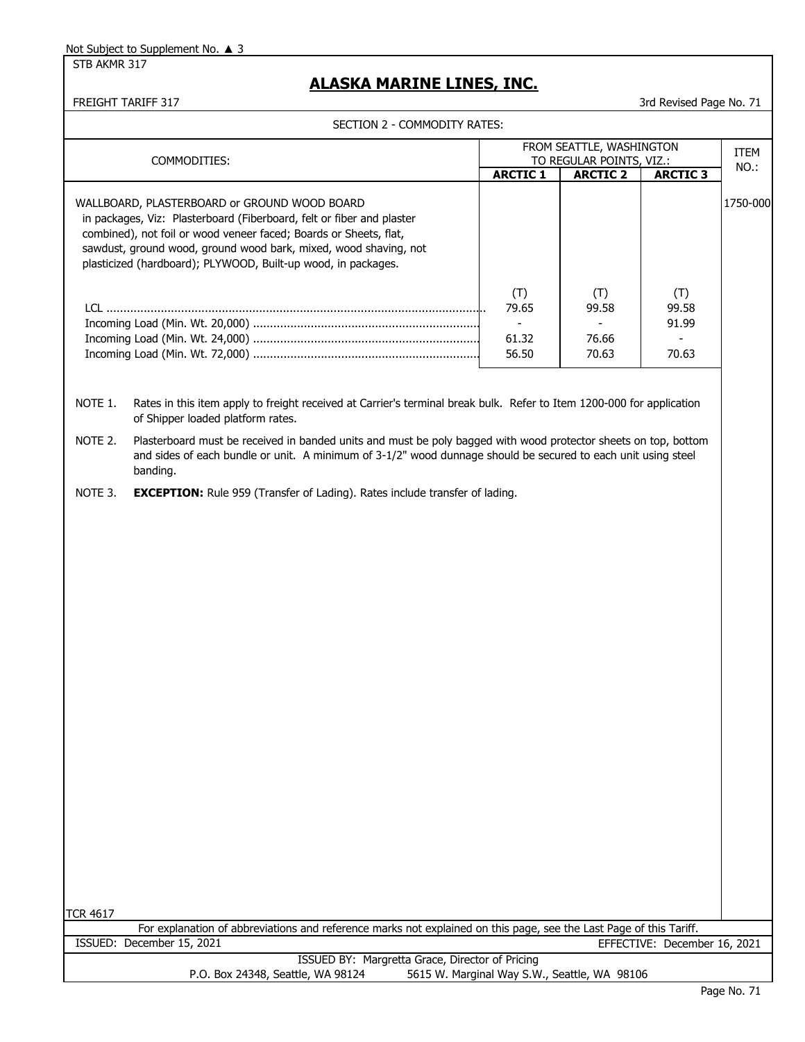Not Subject to Supplement No. ▲ 3

STB AKMR 317

# ALASKA MARINE LINES, INC.

FREIGHT TARIFF 317 — 3rd Revised Page No. 71

## SECTION 2 - COMMODITY RATES:

| COMMODITIES: | FROM SEATTLE, WASHINGTON TO REGULAR POINTS, VIZ.: | | | ITEM NO.: |
|---|---|---|---|---|
| | **ARCTIC 1** | **ARCTIC 2** | **ARCTIC 3** | |
| WALLBOARD, PLASTERBOARD or GROUND WOOD BOARD in packages, Viz: Plasterboard (Fiberboard, felt or fiber and plaster combined), not foil or wood veneer faced; Boards or Sheets, flat, sawdust, ground wood, ground wood bark, mixed, wood shaving, not plasticized (hardboard); PLYWOOD, Built-up wood, in packages. | | | | 1750-000 |
| | (T) | (T) | (T) | |
| LCL | 79.65 | 99.58 | 99.58 | |
| Incoming Load (Min. Wt. 20,000) | - | - | 91.99 | |
| Incoming Load (Min. Wt. 24,000) | 61.32 | 76.66 | - | |
| Incoming Load (Min. Wt. 72,000) | 56.50 | 70.63 | 70.63 | |

NOTE 1. Rates in this item apply to freight received at Carrier's terminal break bulk. Refer to Item 1200-000 for application of Shipper loaded platform rates.

NOTE 2. Plasterboard must be received in banded units and must be poly bagged with wood protector sheets on top, bottom and sides of each bundle or unit. A minimum of 3-1/2" wood dunnage should be secured to each unit using steel banding.

NOTE 3. **EXCEPTION:** Rule 959 (Transfer of Lading). Rates include transfer of lading.

TCR 4617

For explanation of abbreviations and reference marks not explained on this page, see the Last Page of this Tariff.

ISSUED: December 15, 2021 — EFFECTIVE: December 16, 2021

ISSUED BY: Margretta Grace, Director of Pricing
P.O. Box 24348, Seattle, WA 98124 — 5615 W. Marginal Way S.W., Seattle, WA 98106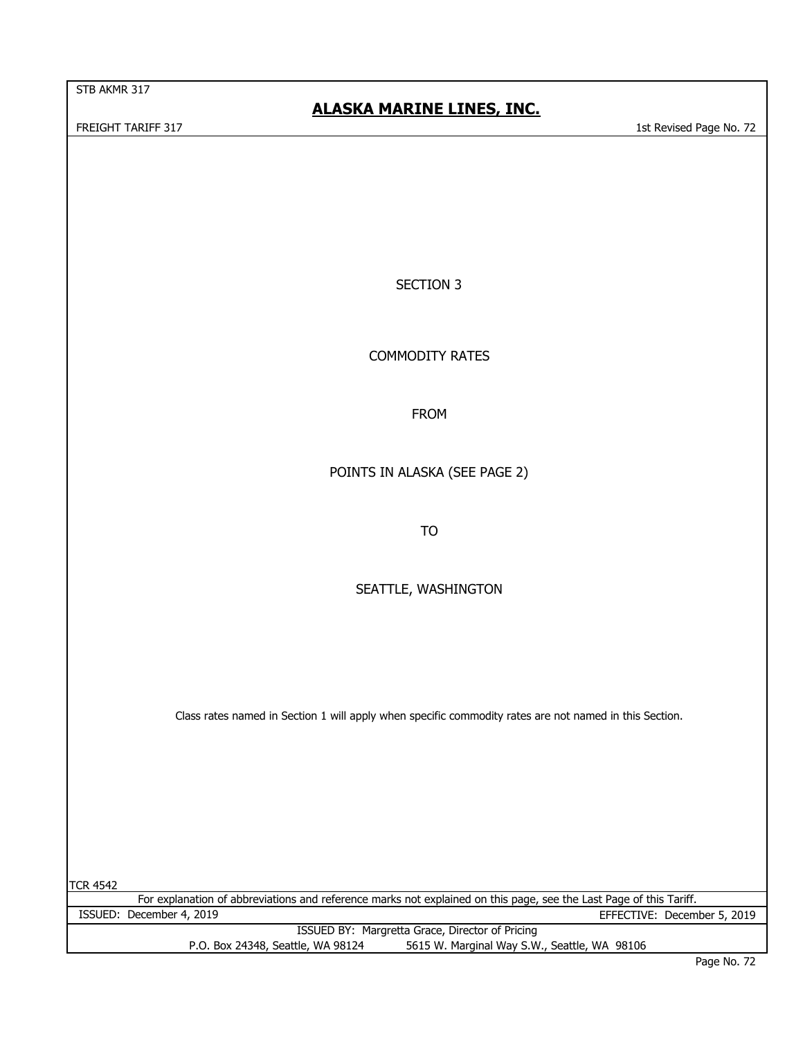# SECTION 3

## COMMODITY RATES

## FROM

## POINTS IN ALASKA (SEE PAGE 2)

## TO

## SEATTLE, WASHINGTON

Class rates named in Section 1 will apply when specific commodity rates are not named in this Section.

TCR 4542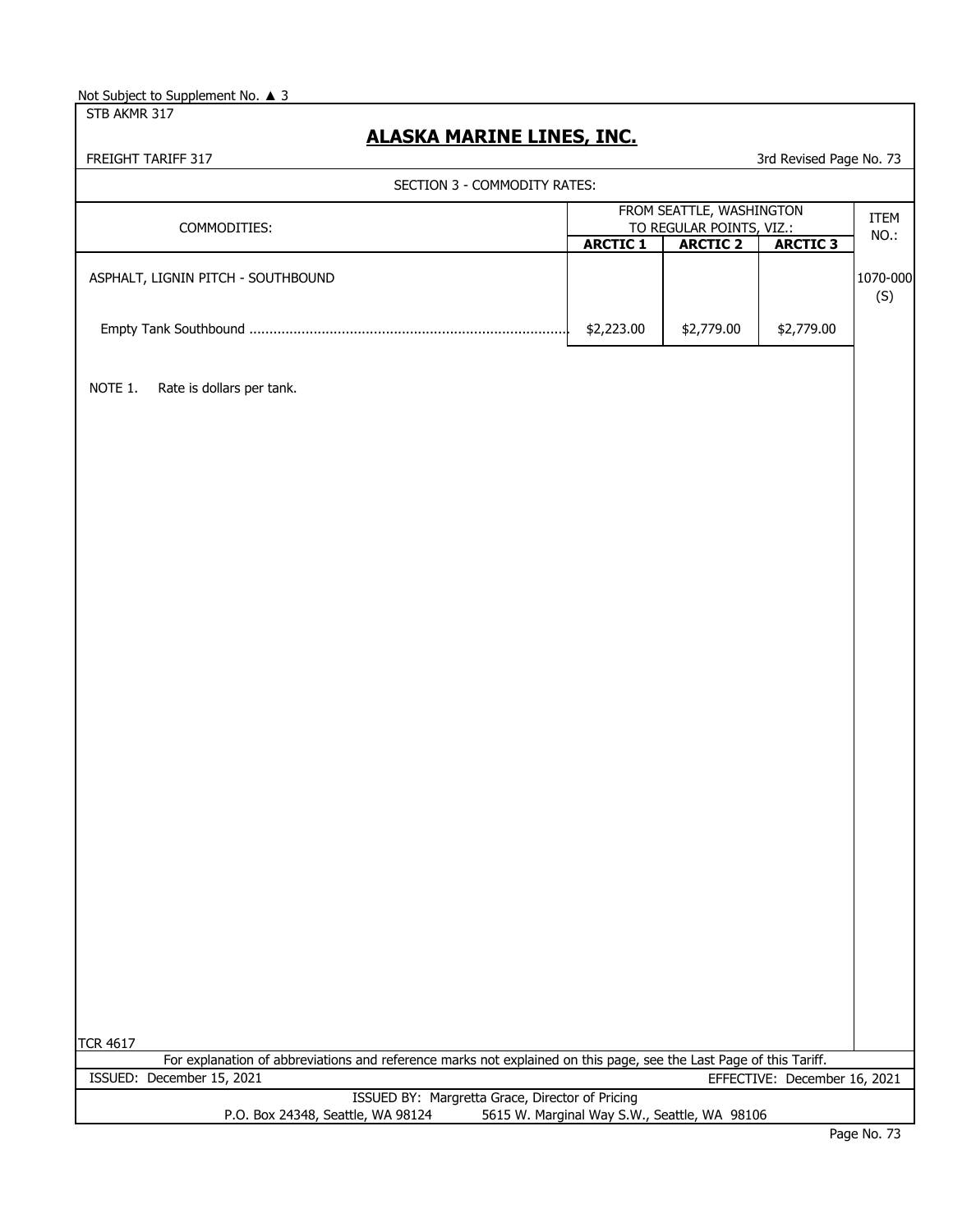Not Subject to Supplement No. ▲ 3

STB AKMR 317

## ALASKA MARINE LINES, INC.

FREIGHT TARIFF 317

3rd Revised Page No. 73

SECTION 3 - COMMODITY RATES:

| COMMODITIES: | FROM SEATTLE, WASHINGTON TO REGULAR POINTS, VIZ.: | | | ITEM NO.: |
|---|---|---|---|---|
| | **ARCTIC 1** | **ARCTIC 2** | **ARCTIC 3** | |
| ASPHALT, LIGNIN PITCH - SOUTHBOUND | | | | 1070-000 (S) |
| Empty Tank Southbound ............................................................................... | $2,223.00 | $2,779.00 | $2,779.00 | |

NOTE 1. Rate is dollars per tank.

TCR 4617

For explanation of abbreviations and reference marks not explained on this page, see the Last Page of this Tariff.

ISSUED: December 15, 2021

EFFECTIVE: December 16, 2021

ISSUED BY: Margretta Grace, Director of Pricing

P.O. Box 24348, Seattle, WA 98124 5615 W. Marginal Way S.W., Seattle, WA 98106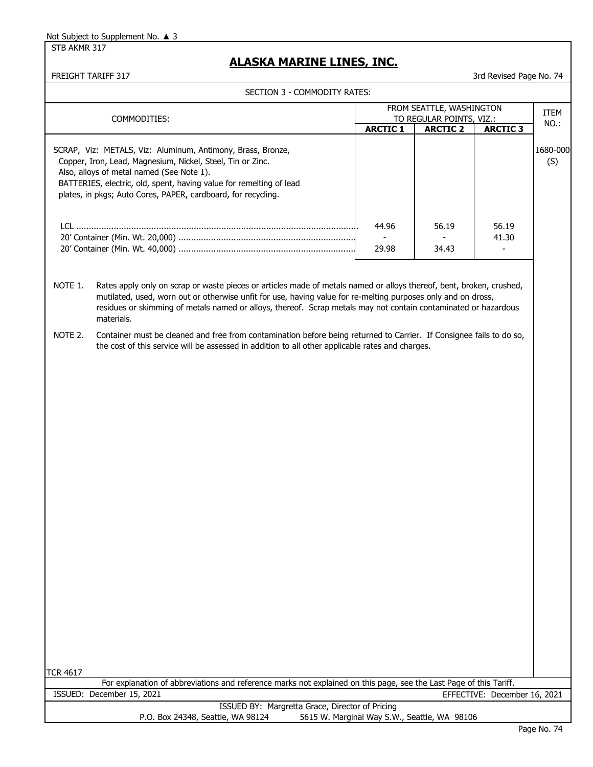Not Subject to Supplement No. ▲ 3

STB AKMR 317

# ALASKA MARINE LINES, INC.

FREIGHT TARIFF 317

3rd Revised Page No. 74

## SECTION 3 - COMMODITY RATES:

| COMMODITIES: | FROM SEATTLE, WASHINGTON TO REGULAR POINTS, VIZ.: | | | ITEM NO.: |
|---|---|---|---|---|
| | **ARCTIC 1** | **ARCTIC 2** | **ARCTIC 3** | |
| SCRAP, Viz: METALS, Viz: Aluminum, Antimony, Brass, Bronze, Copper, Iron, Lead, Magnesium, Nickel, Steel, Tin or Zinc. Also, alloys of metal named (See Note 1). BATTERIES, electric, old, spent, having value for remelting of lead plates, in pkgs; Auto Cores, PAPER, cardboard, for recycling. | | | | 1680-000 (S) |
| LCL | 44.96 | 56.19 | 56.19 | |
| 20' Container (Min. Wt. 20,000) | - | - | 41.30 | |
| 20' Container (Min. Wt. 40,000) | 29.98 | 34.43 | - | |

NOTE 1. Rates apply only on scrap or waste pieces or articles made of metals named or alloys thereof, bent, broken, crushed, mutilated, used, worn out or otherwise unfit for use, having value for re-melting purposes only and on dross, residues or skimming of metals named or alloys, thereof. Scrap metals may not contain contaminated or hazardous materials.

NOTE 2. Container must be cleaned and free from contamination before being returned to Carrier. If Consignee fails to do so, the cost of this service will be assessed in addition to all other applicable rates and charges.

TCR 4617

For explanation of abbreviations and reference marks not explained on this page, see the Last Page of this Tariff.

ISSUED: December 15, 2021

EFFECTIVE: December 16, 2021

ISSUED BY: Margretta Grace, Director of Pricing

P.O. Box 24348, Seattle, WA 98124 5615 W. Marginal Way S.W., Seattle, WA 98106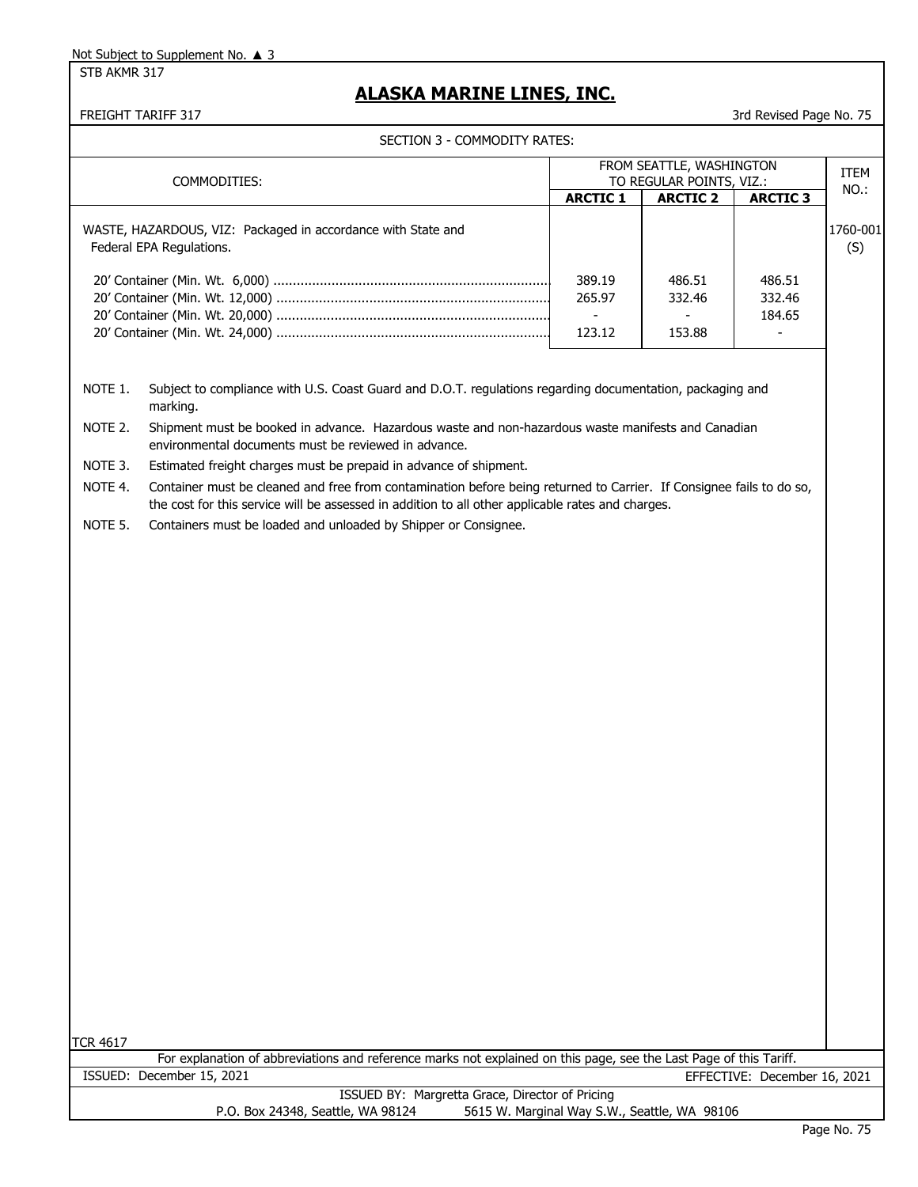Not Subject to Supplement No. ▲ 3

STB AKMR 317

# ALASKA MARINE LINES, INC.

FREIGHT TARIFF 317

3rd Revised Page No. 75

SECTION 3 - COMMODITY RATES:

| COMMODITIES: | FROM SEATTLE, WASHINGTON TO REGULAR POINTS, VIZ.: | | | ITEM NO.: |
|---|---|---|---|---|
| | **ARCTIC 1** | **ARCTIC 2** | **ARCTIC 3** | |
| WASTE, HAZARDOUS, VIZ: Packaged in accordance with State and Federal EPA Regulations. | | | | 1760-001 (S) |
| 20' Container (Min. Wt. 6,000) | 389.19 | 486.51 | 486.51 | |
| 20' Container (Min. Wt. 12,000) | 265.97 | 332.46 | 332.46 | |
| 20' Container (Min. Wt. 20,000) | - | - | 184.65 | |
| 20' Container (Min. Wt. 24,000) | 123.12 | 153.88 | - | |

NOTE 1. Subject to compliance with U.S. Coast Guard and D.O.T. regulations regarding documentation, packaging and marking.

NOTE 2. Shipment must be booked in advance. Hazardous waste and non-hazardous waste manifests and Canadian environmental documents must be reviewed in advance.

NOTE 3. Estimated freight charges must be prepaid in advance of shipment.

NOTE 4. Container must be cleaned and free from contamination before being returned to Carrier. If Consignee fails to do so, the cost for this service will be assessed in addition to all other applicable rates and charges.

NOTE 5. Containers must be loaded and unloaded by Shipper or Consignee.

TCR 4617

For explanation of abbreviations and reference marks not explained on this page, see the Last Page of this Tariff.

ISSUED: December 15, 2021 EFFECTIVE: December 16, 2021

ISSUED BY: Margretta Grace, Director of Pricing

P.O. Box 24348, Seattle, WA 98124 5615 W. Marginal Way S.W., Seattle, WA 98106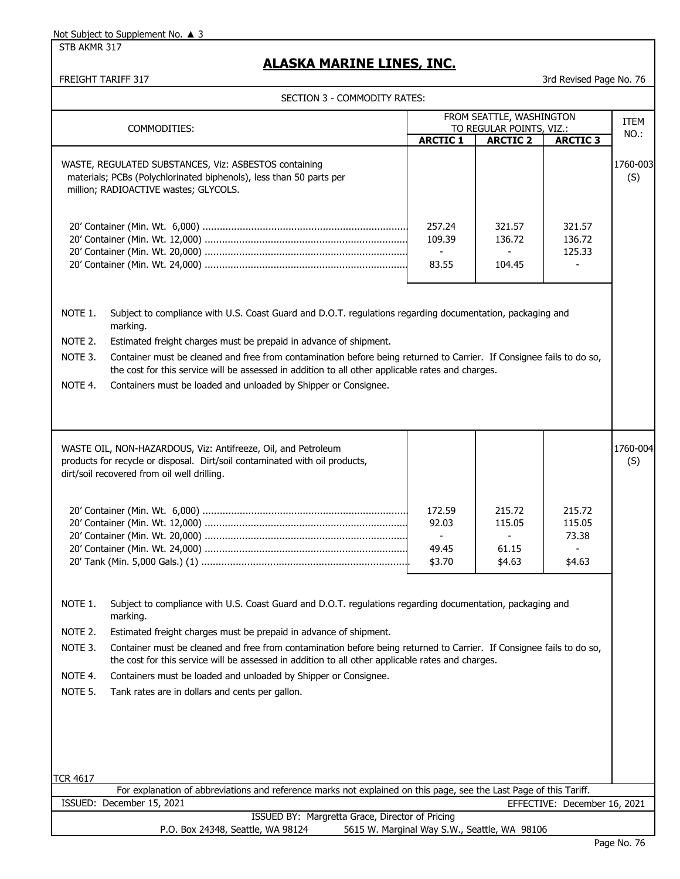Not Subject to Supplement No. ▲ 3

STB AKMR 317

# ALASKA MARINE LINES, INC.

FREIGHT TARIFF 317 — 3rd Revised Page No. 76

SECTION 3 - COMMODITY RATES:

| COMMODITIES: | FROM SEATTLE, WASHINGTON TO REGULAR POINTS, VIZ.: | | | ITEM NO.: |
|---|---|---|---|---|
| | **ARCTIC 1** | **ARCTIC 2** | **ARCTIC 3** | |
| WASTE, REGULATED SUBSTANCES, Viz: ASBESTOS containing materials; PCBs (Polychlorinated biphenols), less than 50 parts per million; RADIOACTIVE wastes; GLYCOLS. | | | | 1760-003 (S) |
| 20' Container (Min. Wt. 6,000) | 257.24 | 321.57 | 321.57 | |
| 20' Container (Min. Wt. 12,000) | 109.39 | 136.72 | 136.72 | |
| 20' Container (Min. Wt. 20,000) | - | - | 125.33 | |
| 20' Container (Min. Wt. 24,000) | 83.55 | 104.45 | - | |

NOTE 1. Subject to compliance with U.S. Coast Guard and D.O.T. regulations regarding documentation, packaging and marking.

NOTE 2. Estimated freight charges must be prepaid in advance of shipment.

NOTE 3. Container must be cleaned and free from contamination before being returned to Carrier. If Consignee fails to do so, the cost for this service will be assessed in addition to all other applicable rates and charges.

NOTE 4. Containers must be loaded and unloaded by Shipper or Consignee.

| COMMODITIES: | ARCTIC 1 | ARCTIC 2 | ARCTIC 3 | ITEM NO.: |
|---|---|---|---|---|
| WASTE OIL, NON-HAZARDOUS, Viz: Antifreeze, Oil, and Petroleum products for recycle or disposal. Dirt/soil contaminated with oil products, dirt/soil recovered from oil well drilling. | | | | 1760-004 (S) |
| 20' Container (Min. Wt. 6,000) | 172.59 | 215.72 | 215.72 | |
| 20' Container (Min. Wt. 12,000) | 92.03 | 115.05 | 115.05 | |
| 20' Container (Min. Wt. 20,000) | - | - | 73.38 | |
| 20' Container (Min. Wt. 24,000) | 49.45 | 61.15 | - | |
| 20' Tank (Min. 5,000 Gals.) (1) | $3.70 | $4.63 | $4.63 | |

NOTE 1. Subject to compliance with U.S. Coast Guard and D.O.T. regulations regarding documentation, packaging and marking.

NOTE 2. Estimated freight charges must be prepaid in advance of shipment.

NOTE 3. Container must be cleaned and free from contamination before being returned to Carrier. If Consignee fails to do so, the cost for this service will be assessed in addition to all other applicable rates and charges.

NOTE 4. Containers must be loaded and unloaded by Shipper or Consignee.

NOTE 5. Tank rates are in dollars and cents per gallon.

TCR 4617

For explanation of abbreviations and reference marks not explained on this page, see the Last Page of this Tariff.

ISSUED: December 15, 2021 — EFFECTIVE: December 16, 2021

ISSUED BY: Margretta Grace, Director of Pricing

P.O. Box 24348, Seattle, WA 98124 — 5615 W. Marginal Way S.W., Seattle, WA 98106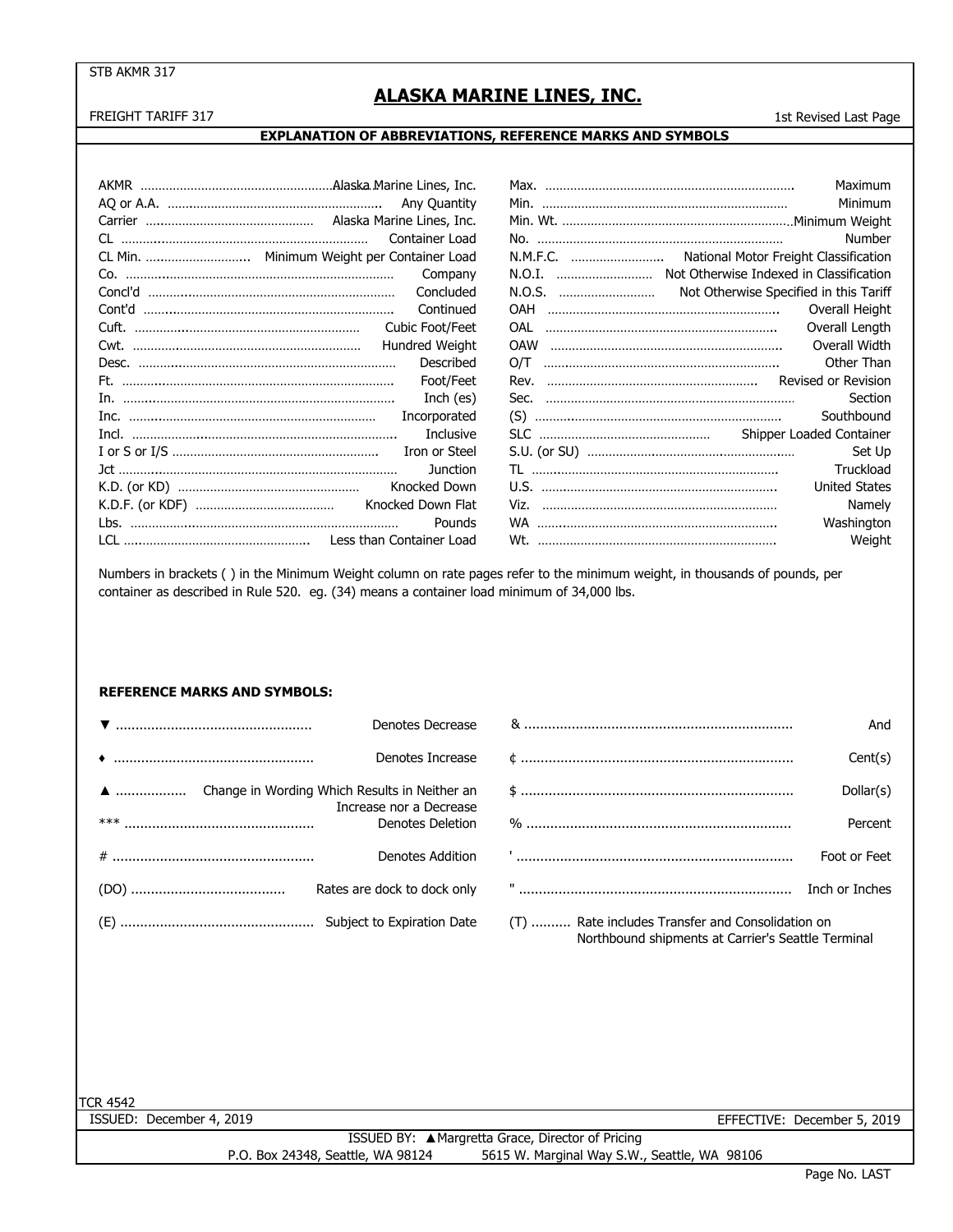STB AKMR 317

# ALASKA MARINE LINES, INC.

FREIGHT TARIFF 317

1st Revised Last Page

## EXPLANATION OF ABBREVIATIONS, REFERENCE MARKS AND SYMBOLS

| | |
|---|---|
| AKMR | Alaska Marine Lines, Inc. |
| AQ or A.A. | Any Quantity |
| Carrier | Alaska Marine Lines, Inc. |
| CL | Container Load |
| CL Min. | Minimum Weight per Container Load |
| Co. | Company |
| Concl'd | Concluded |
| Cont'd | Continued |
| Cuft. | Cubic Foot/Feet |
| Cwt. | Hundred Weight |
| Desc. | Described |
| Ft. | Foot/Feet |
| In. | Inch (es) |
| Inc. | Incorporated |
| Incl. | Inclusive |
| I or S or I/S | Iron or Steel |
| Jct | Junction |
| K.D. (or KD) | Knocked Down |
| K.D.F. (or KDF) | Knocked Down Flat |
| Lbs. | Pounds |
| LCL | Less than Container Load |
| Max. | Maximum |
| Min. | Minimum |
| Min. Wt. | Minimum Weight |
| No. | Number |
| N.M.F.C. | National Motor Freight Classification |
| N.O.I. | Not Otherwise Indexed in Classification |
| N.O.S. | Not Otherwise Specified in this Tariff |
| OAH | Overall Height |
| OAL | Overall Length |
| OAW | Overall Width |
| O/T | Other Than |
| Rev. | Revised or Revision |
| Sec. | Section |
| (S) | Southbound |
| SLC | Shipper Loaded Container |
| S.U. (or SU) | Set Up |
| TL | Truckload |
| U.S. | United States |
| Viz. | Namely |
| WA | Washington |
| Wt. | Weight |

Numbers in brackets ( ) in the Minimum Weight column on rate pages refer to the minimum weight, in thousands of pounds, per container as described in Rule 520. eg. (34) means a container load minimum of 34,000 lbs.

**REFERENCE MARKS AND SYMBOLS:**

| | |
|---|---|
| ▼ | Denotes Decrease |
| ♦ | Denotes Increase |
| ▲ | Change in Wording Which Results in Neither an Increase nor a Decrease |
| *** | Denotes Deletion |
| # | Denotes Addition |
| (DO) | Rates are dock to dock only |
| (E) | Subject to Expiration Date |
| & | And |
| ¢ | Cent(s) |
| $ | Dollar(s) |
| % | Percent |
| ' | Foot or Feet |
| " | Inch or Inches |
| (T) | Rate includes Transfer and Consolidation on Northbound shipments at Carrier's Seattle Terminal |

TCR 4542

ISSUED: December 4, 2019

EFFECTIVE: December 5, 2019

ISSUED BY: ▲Margretta Grace, Director of Pricing

P.O. Box 24348, Seattle, WA 98124    5615 W. Marginal Way S.W., Seattle, WA 98106